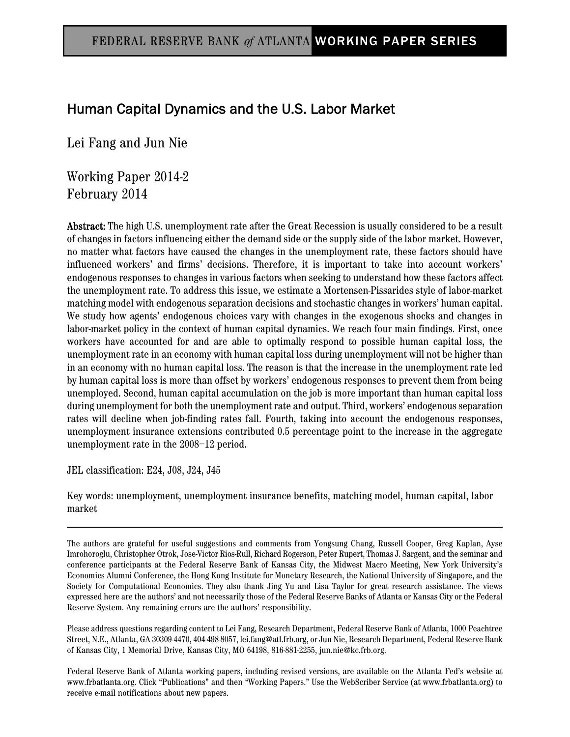FEDERAL RESERVE BANK *of* ATLANTA WORKING PAPER SERIES

# Human Capital Dynamics and the U.S. Labor Market

Lei Fang and Jun Nie

Working Paper 2014-2
February 2014

**Abstract:** The high U.S. unemployment rate after the Great Recession is usually considered to be a result of changes in factors influencing either the demand side or the supply side of the labor market. However, no matter what factors have caused the changes in the unemployment rate, these factors should have influenced workers' and firms' decisions. Therefore, it is important to take into account workers' endogenous responses to changes in various factors when seeking to understand how these factors affect the unemployment rate. To address this issue, we estimate a Mortensen-Pissarides style of labor-market matching model with endogenous separation decisions and stochastic changes in workers' human capital. We study how agents' endogenous choices vary with changes in the exogenous shocks and changes in labor-market policy in the context of human capital dynamics. We reach four main findings. First, once workers have accounted for and are able to optimally respond to possible human capital loss, the unemployment rate in an economy with human capital loss during unemployment will not be higher than in an economy with no human capital loss. The reason is that the increase in the unemployment rate led by human capital loss is more than offset by workers' endogenous responses to prevent them from being unemployed. Second, human capital accumulation on the job is more important than human capital loss during unemployment for both the unemployment rate and output. Third, workers' endogenous separation rates will decline when job-finding rates fall. Fourth, taking into account the endogenous responses, unemployment insurance extensions contributed 0.5 percentage point to the increase in the aggregate unemployment rate in the 2008–12 period.

JEL classification: E24, J08, J24, J45

Key words: unemployment, unemployment insurance benefits, matching model, human capital, labor market

---

The authors are grateful for useful suggestions and comments from Yongsung Chang, Russell Cooper, Greg Kaplan, Ayse Imrohoroglu, Christopher Otrok, Jose-Victor Rios-Rull, Richard Rogerson, Peter Rupert, Thomas J. Sargent, and the seminar and conference participants at the Federal Reserve Bank of Kansas City, the Midwest Macro Meeting, New York University's Economics Alumni Conference, the Hong Kong Institute for Monetary Research, the National University of Singapore, and the Society for Computational Economics. They also thank Jing Yu and Lisa Taylor for great research assistance. The views expressed here are the authors' and not necessarily those of the Federal Reserve Banks of Atlanta or Kansas City or the Federal Reserve System. Any remaining errors are the authors' responsibility.

Please address questions regarding content to Lei Fang, Research Department, Federal Reserve Bank of Atlanta, 1000 Peachtree Street, N.E., Atlanta, GA 30309-4470, 404-498-8057, lei.fang@atl.frb.org, or Jun Nie, Research Department, Federal Reserve Bank of Kansas City, 1 Memorial Drive, Kansas City, MO 64198, 816-881-2255, jun.nie@kc.frb.org.

Federal Reserve Bank of Atlanta working papers, including revised versions, are available on the Atlanta Fed's website at www.frbatlanta.org. Click "Publications" and then "Working Papers." Use the WebScriber Service (at www.frbatlanta.org) to receive e-mail notifications about new papers.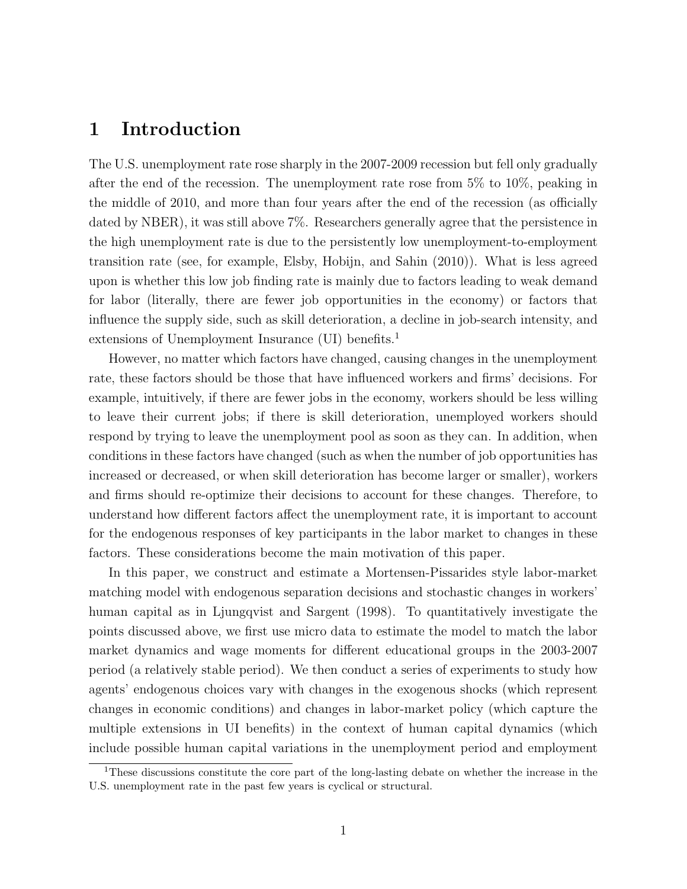# 1 Introduction

The U.S. unemployment rate rose sharply in the 2007-2009 recession but fell only gradually after the end of the recession. The unemployment rate rose from 5% to 10%, peaking in the middle of 2010, and more than four years after the end of the recession (as officially dated by NBER), it was still above 7%. Researchers generally agree that the persistence in the high unemployment rate is due to the persistently low unemployment-to-employment transition rate (see, for example, Elsby, Hobijn, and Sahin (2010)). What is less agreed upon is whether this low job finding rate is mainly due to factors leading to weak demand for labor (literally, there are fewer job opportunities in the economy) or factors that influence the supply side, such as skill deterioration, a decline in job-search intensity, and extensions of Unemployment Insurance (UI) benefits.[1]

However, no matter which factors have changed, causing changes in the unemployment rate, these factors should be those that have influenced workers and firms' decisions. For example, intuitively, if there are fewer jobs in the economy, workers should be less willing to leave their current jobs; if there is skill deterioration, unemployed workers should respond by trying to leave the unemployment pool as soon as they can. In addition, when conditions in these factors have changed (such as when the number of job opportunities has increased or decreased, or when skill deterioration has become larger or smaller), workers and firms should re-optimize their decisions to account for these changes. Therefore, to understand how different factors affect the unemployment rate, it is important to account for the endogenous responses of key participants in the labor market to changes in these factors. These considerations become the main motivation of this paper.

In this paper, we construct and estimate a Mortensen-Pissarides style labor-market matching model with endogenous separation decisions and stochastic changes in workers' human capital as in Ljungqvist and Sargent (1998). To quantitatively investigate the points discussed above, we first use micro data to estimate the model to match the labor market dynamics and wage moments for different educational groups in the 2003-2007 period (a relatively stable period). We then conduct a series of experiments to study how agents' endogenous choices vary with changes in the exogenous shocks (which represent changes in economic conditions) and changes in labor-market policy (which capture the multiple extensions in UI benefits) in the context of human capital dynamics (which include possible human capital variations in the unemployment period and employment

[1] These discussions constitute the core part of the long-lasting debate on whether the increase in the U.S. unemployment rate in the past few years is cyclical or structural.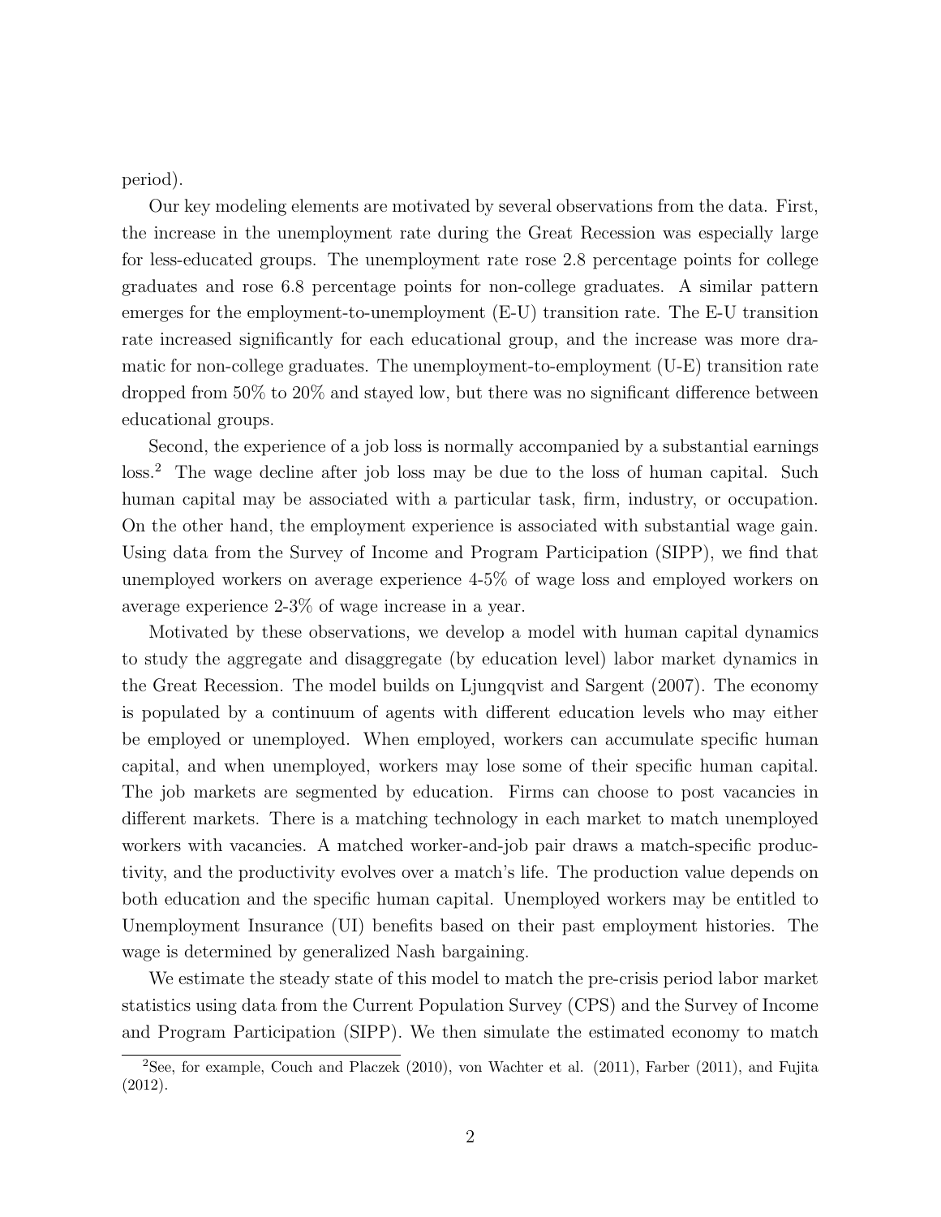period).

Our key modeling elements are motivated by several observations from the data. First, the increase in the unemployment rate during the Great Recession was especially large for less-educated groups. The unemployment rate rose 2.8 percentage points for college graduates and rose 6.8 percentage points for non-college graduates. A similar pattern emerges for the employment-to-unemployment (E-U) transition rate. The E-U transition rate increased significantly for each educational group, and the increase was more dramatic for non-college graduates. The unemployment-to-employment (U-E) transition rate dropped from 50% to 20% and stayed low, but there was no significant difference between educational groups.

Second, the experience of a job loss is normally accompanied by a substantial earnings loss.[2] The wage decline after job loss may be due to the loss of human capital. Such human capital may be associated with a particular task, firm, industry, or occupation. On the other hand, the employment experience is associated with substantial wage gain. Using data from the Survey of Income and Program Participation (SIPP), we find that unemployed workers on average experience 4-5% of wage loss and employed workers on average experience 2-3% of wage increase in a year.

Motivated by these observations, we develop a model with human capital dynamics to study the aggregate and disaggregate (by education level) labor market dynamics in the Great Recession. The model builds on Ljungqvist and Sargent (2007). The economy is populated by a continuum of agents with different education levels who may either be employed or unemployed. When employed, workers can accumulate specific human capital, and when unemployed, workers may lose some of their specific human capital. The job markets are segmented by education. Firms can choose to post vacancies in different markets. There is a matching technology in each market to match unemployed workers with vacancies. A matched worker-and-job pair draws a match-specific productivity, and the productivity evolves over a match's life. The production value depends on both education and the specific human capital. Unemployed workers may be entitled to Unemployment Insurance (UI) benefits based on their past employment histories. The wage is determined by generalized Nash bargaining.

We estimate the steady state of this model to match the pre-crisis period labor market statistics using data from the Current Population Survey (CPS) and the Survey of Income and Program Participation (SIPP). We then simulate the estimated economy to match

[2] See, for example, Couch and Placzek (2010), von Wachter et al. (2011), Farber (2011), and Fujita (2012).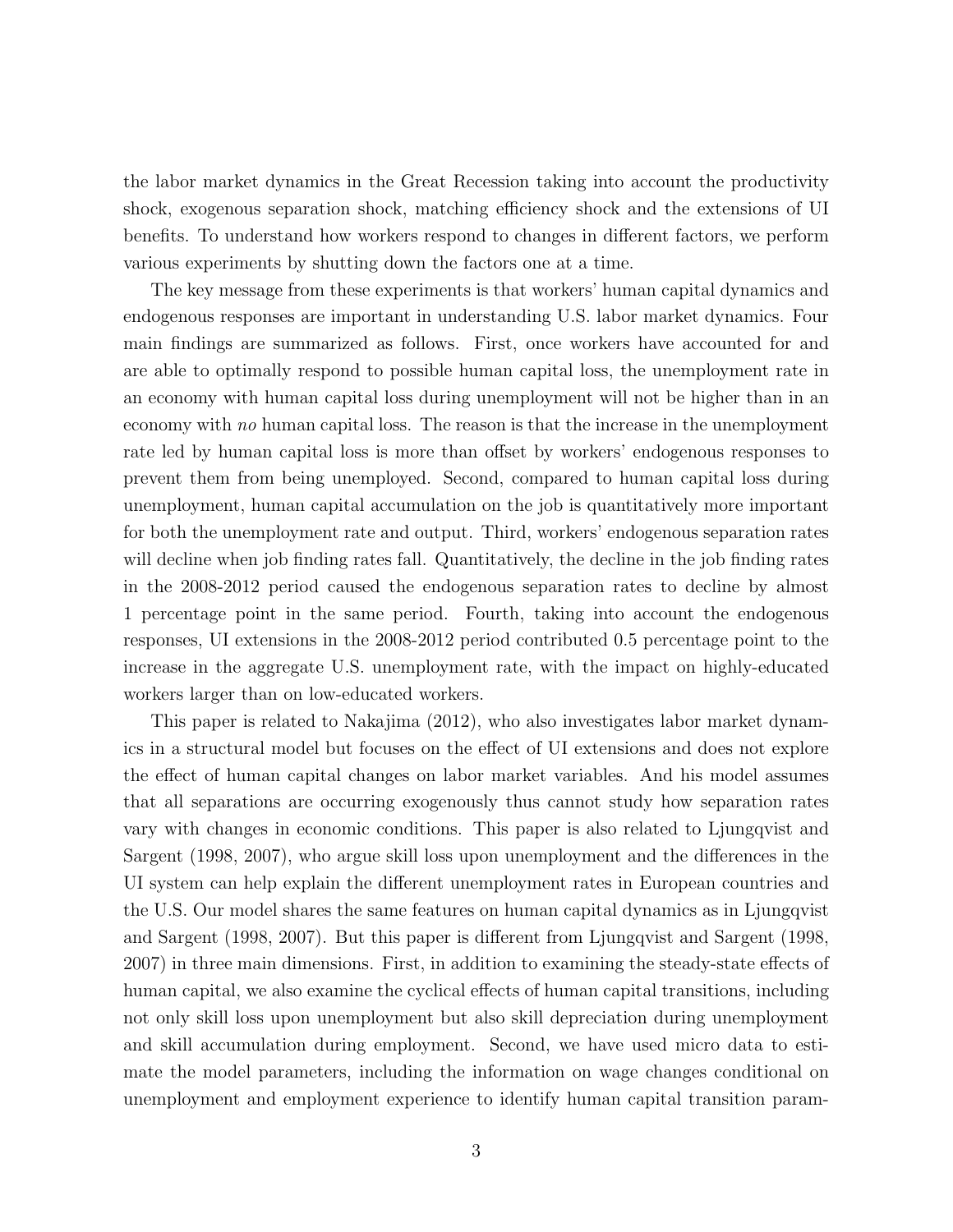the labor market dynamics in the Great Recession taking into account the productivity shock, exogenous separation shock, matching efficiency shock and the extensions of UI benefits. To understand how workers respond to changes in different factors, we perform various experiments by shutting down the factors one at a time.

The key message from these experiments is that workers' human capital dynamics and endogenous responses are important in understanding U.S. labor market dynamics. Four main findings are summarized as follows. First, once workers have accounted for and are able to optimally respond to possible human capital loss, the unemployment rate in an economy with human capital loss during unemployment will not be higher than in an economy with *no* human capital loss. The reason is that the increase in the unemployment rate led by human capital loss is more than offset by workers' endogenous responses to prevent them from being unemployed. Second, compared to human capital loss during unemployment, human capital accumulation on the job is quantitatively more important for both the unemployment rate and output. Third, workers' endogenous separation rates will decline when job finding rates fall. Quantitatively, the decline in the job finding rates in the 2008-2012 period caused the endogenous separation rates to decline by almost 1 percentage point in the same period. Fourth, taking into account the endogenous responses, UI extensions in the 2008-2012 period contributed 0.5 percentage point to the increase in the aggregate U.S. unemployment rate, with the impact on highly-educated workers larger than on low-educated workers.

This paper is related to Nakajima (2012), who also investigates labor market dynamics in a structural model but focuses on the effect of UI extensions and does not explore the effect of human capital changes on labor market variables. And his model assumes that all separations are occurring exogenously thus cannot study how separation rates vary with changes in economic conditions. This paper is also related to Ljungqvist and Sargent (1998, 2007), who argue skill loss upon unemployment and the differences in the UI system can help explain the different unemployment rates in European countries and the U.S. Our model shares the same features on human capital dynamics as in Ljungqvist and Sargent (1998, 2007). But this paper is different from Ljungqvist and Sargent (1998, 2007) in three main dimensions. First, in addition to examining the steady-state effects of human capital, we also examine the cyclical effects of human capital transitions, including not only skill loss upon unemployment but also skill depreciation during unemployment and skill accumulation during employment. Second, we have used micro data to estimate the model parameters, including the information on wage changes conditional on unemployment and employment experience to identify human capital transition param-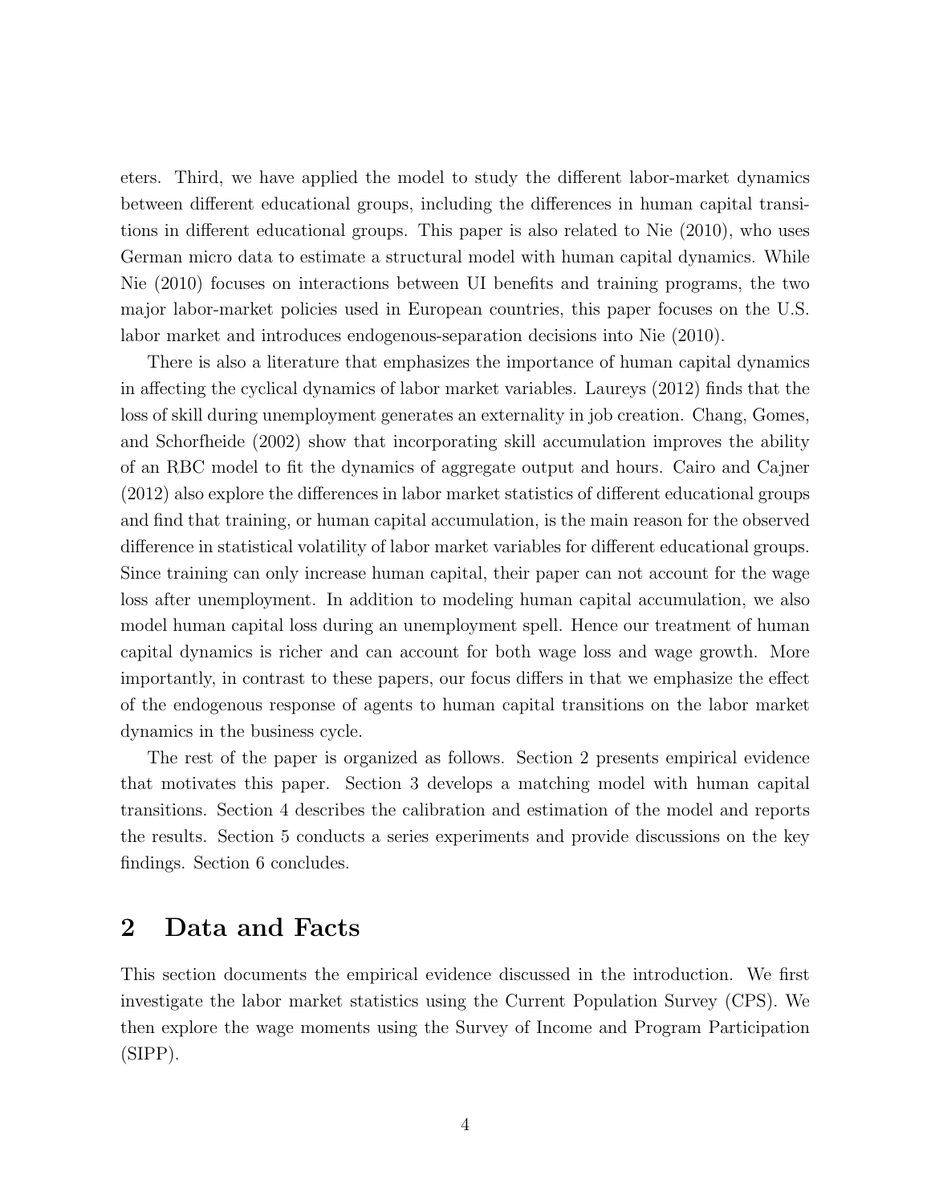eters. Third, we have applied the model to study the different labor-market dynamics between different educational groups, including the differences in human capital transitions in different educational groups. This paper is also related to Nie (2010), who uses German micro data to estimate a structural model with human capital dynamics. While Nie (2010) focuses on interactions between UI benefits and training programs, the two major labor-market policies used in European countries, this paper focuses on the U.S. labor market and introduces endogenous-separation decisions into Nie (2010).

There is also a literature that emphasizes the importance of human capital dynamics in affecting the cyclical dynamics of labor market variables. Laureys (2012) finds that the loss of skill during unemployment generates an externality in job creation. Chang, Gomes, and Schorfheide (2002) show that incorporating skill accumulation improves the ability of an RBC model to fit the dynamics of aggregate output and hours. Cairo and Cajner (2012) also explore the differences in labor market statistics of different educational groups and find that training, or human capital accumulation, is the main reason for the observed difference in statistical volatility of labor market variables for different educational groups. Since training can only increase human capital, their paper can not account for the wage loss after unemployment. In addition to modeling human capital accumulation, we also model human capital loss during an unemployment spell. Hence our treatment of human capital dynamics is richer and can account for both wage loss and wage growth. More importantly, in contrast to these papers, our focus differs in that we emphasize the effect of the endogenous response of agents to human capital transitions on the labor market dynamics in the business cycle.

The rest of the paper is organized as follows. Section 2 presents empirical evidence that motivates this paper. Section 3 develops a matching model with human capital transitions. Section 4 describes the calibration and estimation of the model and reports the results. Section 5 conducts a series experiments and provide discussions on the key findings. Section 6 concludes.

## 2 Data and Facts

This section documents the empirical evidence discussed in the introduction. We first investigate the labor market statistics using the Current Population Survey (CPS). We then explore the wage moments using the Survey of Income and Program Participation (SIPP).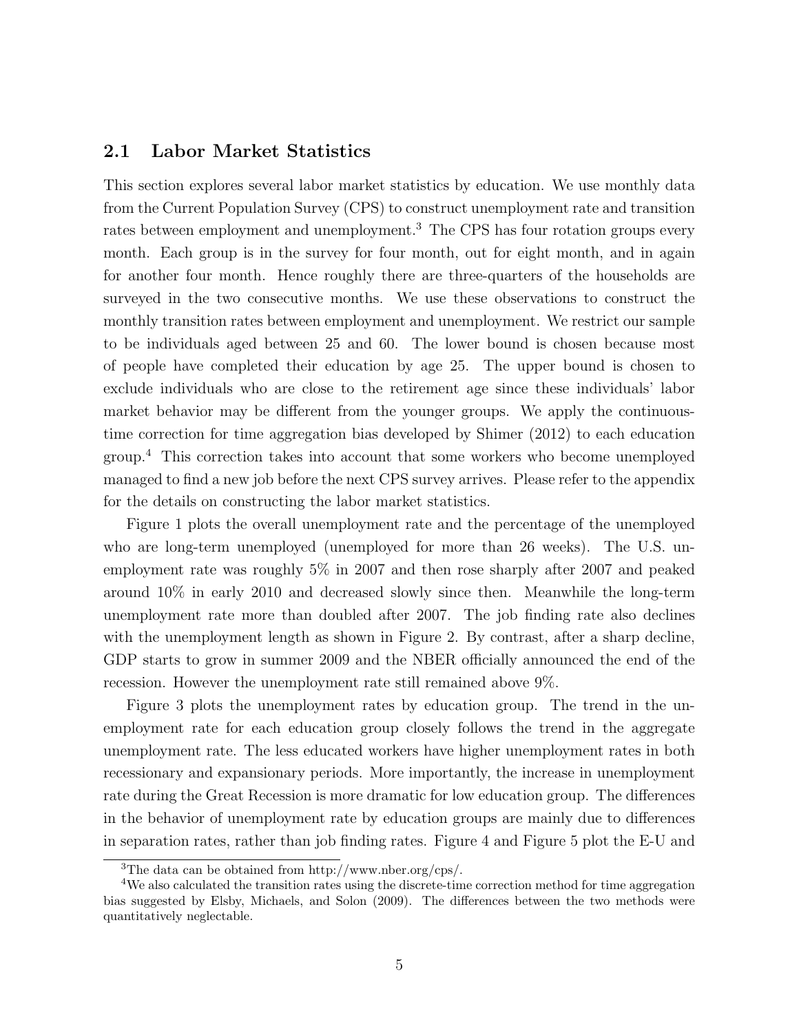## 2.1 Labor Market Statistics

This section explores several labor market statistics by education. We use monthly data from the Current Population Survey (CPS) to construct unemployment rate and transition rates between employment and unemployment.[3] The CPS has four rotation groups every month. Each group is in the survey for four month, out for eight month, and in again for another four month. Hence roughly there are three-quarters of the households are surveyed in the two consecutive months. We use these observations to construct the monthly transition rates between employment and unemployment. We restrict our sample to be individuals aged between 25 and 60. The lower bound is chosen because most of people have completed their education by age 25. The upper bound is chosen to exclude individuals who are close to the retirement age since these individuals' labor market behavior may be different from the younger groups. We apply the continuous-time correction for time aggregation bias developed by Shimer (2012) to each education group.[4] This correction takes into account that some workers who become unemployed managed to find a new job before the next CPS survey arrives. Please refer to the appendix for the details on constructing the labor market statistics.

Figure 1 plots the overall unemployment rate and the percentage of the unemployed who are long-term unemployed (unemployed for more than 26 weeks). The U.S. unemployment rate was roughly 5% in 2007 and then rose sharply after 2007 and peaked around 10% in early 2010 and decreased slowly since then. Meanwhile the long-term unemployment rate more than doubled after 2007. The job finding rate also declines with the unemployment length as shown in Figure 2. By contrast, after a sharp decline, GDP starts to grow in summer 2009 and the NBER officially announced the end of the recession. However the unemployment rate still remained above 9%.

Figure 3 plots the unemployment rates by education group. The trend in the unemployment rate for each education group closely follows the trend in the aggregate unemployment rate. The less educated workers have higher unemployment rates in both recessionary and expansionary periods. More importantly, the increase in unemployment rate during the Great Recession is more dramatic for low education group. The differences in the behavior of unemployment rate by education groups are mainly due to differences in separation rates, rather than job finding rates. Figure 4 and Figure 5 plot the E-U and

[3] The data can be obtained from http://www.nber.org/cps/.

[4] We also calculated the transition rates using the discrete-time correction method for time aggregation bias suggested by Elsby, Michaels, and Solon (2009). The differences between the two methods were quantitatively neglectable.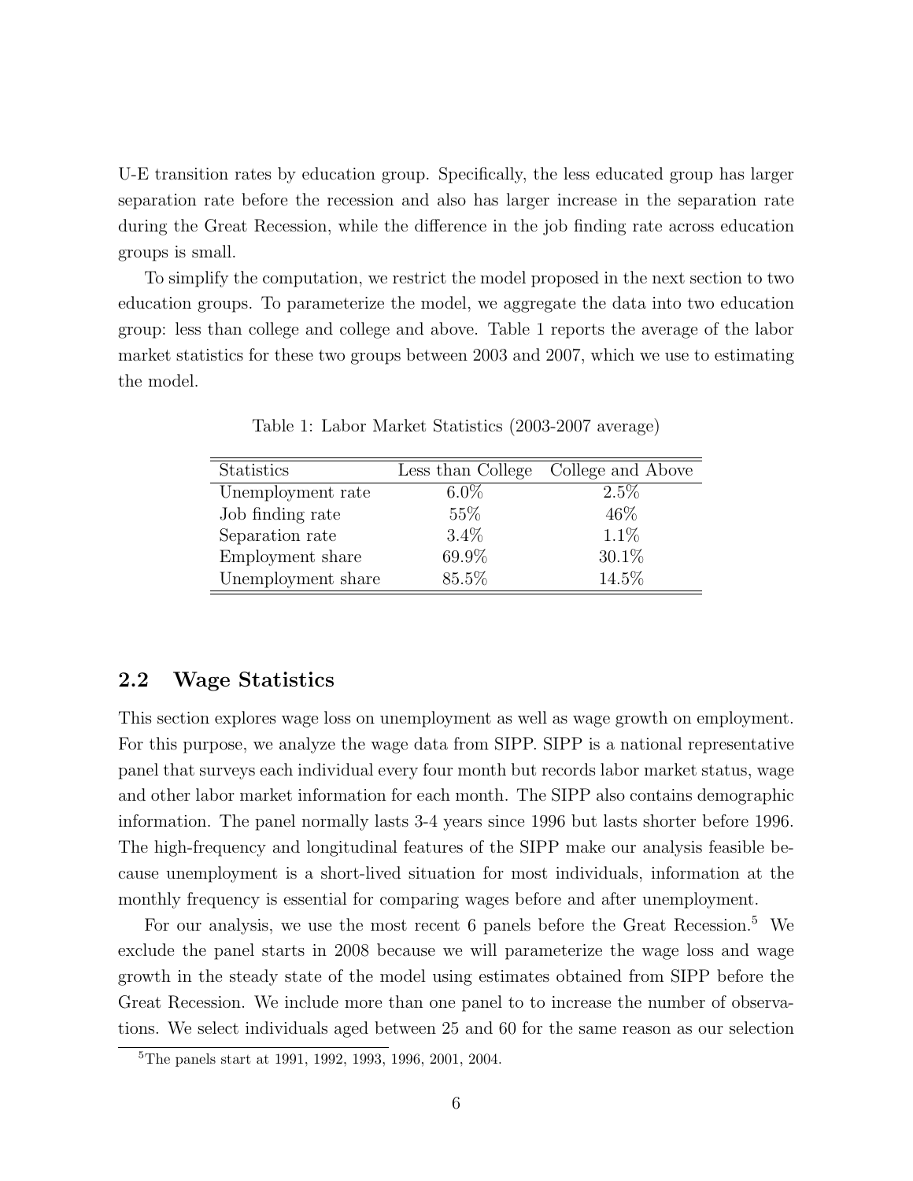U-E transition rates by education group. Specifically, the less educated group has larger separation rate before the recession and also has larger increase in the separation rate during the Great Recession, while the difference in the job finding rate across education groups is small.

To simplify the computation, we restrict the model proposed in the next section to two education groups. To parameterize the model, we aggregate the data into two education group: less than college and college and above. Table 1 reports the average of the labor market statistics for these two groups between 2003 and 2007, which we use to estimating the model.

Table 1: Labor Market Statistics (2003-2007 average)

| Statistics | Less than College | College and Above |
|---|---|---|
| Unemployment rate | 6.0% | 2.5% |
| Job finding rate | 55% | 46% |
| Separation rate | 3.4% | 1.1% |
| Employment share | 69.9% | 30.1% |
| Unemployment share | 85.5% | 14.5% |

## 2.2 Wage Statistics

This section explores wage loss on unemployment as well as wage growth on employment. For this purpose, we analyze the wage data from SIPP. SIPP is a national representative panel that surveys each individual every four month but records labor market status, wage and other labor market information for each month. The SIPP also contains demographic information. The panel normally lasts 3-4 years since 1996 but lasts shorter before 1996. The high-frequency and longitudinal features of the SIPP make our analysis feasible because unemployment is a short-lived situation for most individuals, information at the monthly frequency is essential for comparing wages before and after unemployment.

For our analysis, we use the most recent 6 panels before the Great Recession.[5] We exclude the panel starts in 2008 because we will parameterize the wage loss and wage growth in the steady state of the model using estimates obtained from SIPP before the Great Recession. We include more than one panel to to increase the number of observations. We select individuals aged between 25 and 60 for the same reason as our selection

[5] The panels start at 1991, 1992, 1993, 1996, 2001, 2004.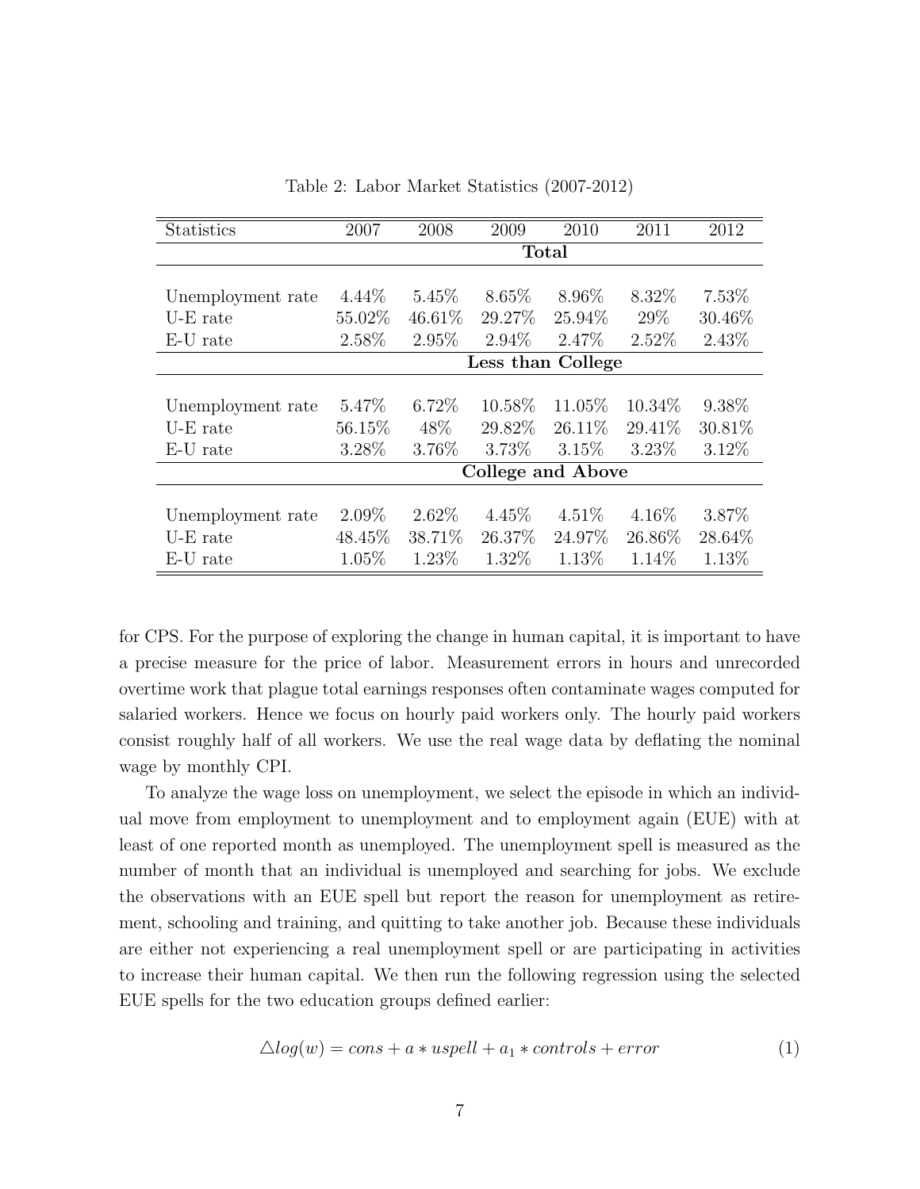Table 2: Labor Market Statistics (2007-2012)

| Statistics | 2007 | 2008 | 2009 | 2010 | 2011 | 2012 |
|---|---|---|---|---|---|---|
| | **Total** | | | | | |
| Unemployment rate | 4.44% | 5.45% | 8.65% | 8.96% | 8.32% | 7.53% |
| U-E rate | 55.02% | 46.61% | 29.27% | 25.94% | 29% | 30.46% |
| E-U rate | 2.58% | 2.95% | 2.94% | 2.47% | 2.52% | 2.43% |
| | **Less than College** | | | | | |
| Unemployment rate | 5.47% | 6.72% | 10.58% | 11.05% | 10.34% | 9.38% |
| U-E rate | 56.15% | 48% | 29.82% | 26.11% | 29.41% | 30.81% |
| E-U rate | 3.28% | 3.76% | 3.73% | 3.15% | 3.23% | 3.12% |
| | **College and Above** | | | | | |
| Unemployment rate | 2.09% | 2.62% | 4.45% | 4.51% | 4.16% | 3.87% |
| U-E rate | 48.45% | 38.71% | 26.37% | 24.97% | 26.86% | 28.64% |
| E-U rate | 1.05% | 1.23% | 1.32% | 1.13% | 1.14% | 1.13% |

for CPS. For the purpose of exploring the change in human capital, it is important to have a precise measure for the price of labor. Measurement errors in hours and unrecorded overtime work that plague total earnings responses often contaminate wages computed for salaried workers. Hence we focus on hourly paid workers only. The hourly paid workers consist roughly half of all workers. We use the real wage data by deflating the nominal wage by monthly CPI.

To analyze the wage loss on unemployment, we select the episode in which an individual move from employment to unemployment and to employment again (EUE) with at least of one reported month as unemployed. The unemployment spell is measured as the number of month that an individual is unemployed and searching for jobs. We exclude the observations with an EUE spell but report the reason for unemployment as retirement, schooling and training, and quitting to take another job. Because these individuals are either not experiencing a real unemployment spell or are participating in activities to increase their human capital. We then run the following regression using the selected EUE spells for the two education groups defined earlier:

$$\triangle log(w) = cons + a * uspell + a_1 * controls + error \tag{1}$$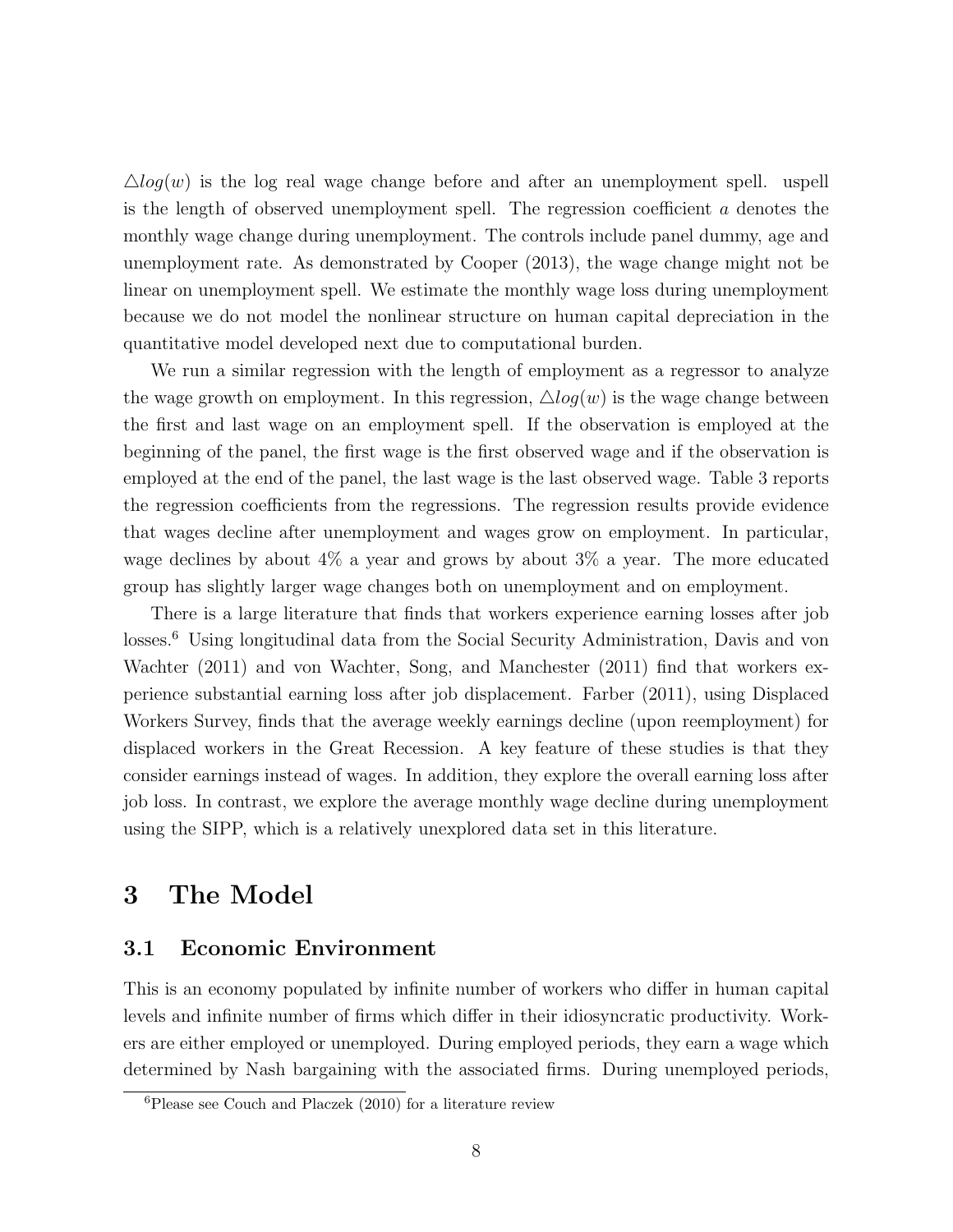$\triangle log(w)$ is the log real wage change before and after an unemployment spell. uspell is the length of observed unemployment spell. The regression coefficient $a$ denotes the monthly wage change during unemployment. The controls include panel dummy, age and unemployment rate. As demonstrated by Cooper (2013), the wage change might not be linear on unemployment spell. We estimate the monthly wage loss during unemployment because we do not model the nonlinear structure on human capital depreciation in the quantitative model developed next due to computational burden.

We run a similar regression with the length of employment as a regressor to analyze the wage growth on employment. In this regression, $\triangle log(w)$ is the wage change between the first and last wage on an employment spell. If the observation is employed at the beginning of the panel, the first wage is the first observed wage and if the observation is employed at the end of the panel, the last wage is the last observed wage. Table 3 reports the regression coefficients from the regressions. The regression results provide evidence that wages decline after unemployment and wages grow on employment. In particular, wage declines by about 4% a year and grows by about 3% a year. The more educated group has slightly larger wage changes both on unemployment and on employment.

There is a large literature that finds that workers experience earning losses after job losses.[6] Using longitudinal data from the Social Security Administration, Davis and von Wachter (2011) and von Wachter, Song, and Manchester (2011) find that workers experience substantial earning loss after job displacement. Farber (2011), using Displaced Workers Survey, finds that the average weekly earnings decline (upon reemployment) for displaced workers in the Great Recession. A key feature of these studies is that they consider earnings instead of wages. In addition, they explore the overall earning loss after job loss. In contrast, we explore the average monthly wage decline during unemployment using the SIPP, which is a relatively unexplored data set in this literature.

# 3 The Model

## 3.1 Economic Environment

This is an economy populated by infinite number of workers who differ in human capital levels and infinite number of firms which differ in their idiosyncratic productivity. Workers are either employed or unemployed. During employed periods, they earn a wage which determined by Nash bargaining with the associated firms. During unemployed periods,

[6] Please see Couch and Placzek (2010) for a literature review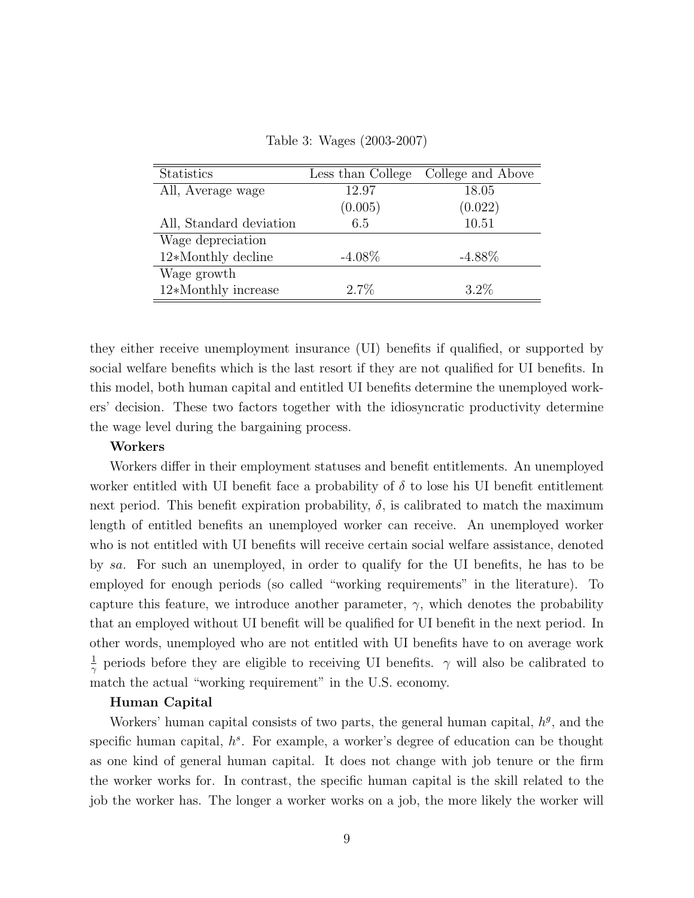Table 3: Wages (2003-2007)

| Statistics | Less than College | College and Above |
|---|---|---|
| All, Average wage | 12.97 | 18.05 |
| | (0.005) | (0.022) |
| All, Standard deviation | 6.5 | 10.51 |
| Wage depreciation | | |
| 12*Monthly decline | -4.08% | -4.88% |
| Wage growth | | |
| 12*Monthly increase | 2.7% | 3.2% |

they either receive unemployment insurance (UI) benefits if qualified, or supported by social welfare benefits which is the last resort if they are not qualified for UI benefits. In this model, both human capital and entitled UI benefits determine the unemployed workers' decision. These two factors together with the idiosyncratic productivity determine the wage level during the bargaining process.

**Workers**

Workers differ in their employment statuses and benefit entitlements. An unemployed worker entitled with UI benefit face a probability of $\delta$ to lose his UI benefit entitlement next period. This benefit expiration probability, $\delta$, is calibrated to match the maximum length of entitled benefits an unemployed worker can receive. An unemployed worker who is not entitled with UI benefits will receive certain social welfare assistance, denoted by $sa$. For such an unemployed, in order to qualify for the UI benefits, he has to be employed for enough periods (so called "working requirements" in the literature). To capture this feature, we introduce another parameter, $\gamma$, which denotes the probability that an employed without UI benefit will be qualified for UI benefit in the next period. In other words, unemployed who are not entitled with UI benefits have to on average work $\frac{1}{\gamma}$ periods before they are eligible to receiving UI benefits. $\gamma$ will also be calibrated to match the actual "working requirement" in the U.S. economy.

**Human Capital**

Workers' human capital consists of two parts, the general human capital, $h^g$, and the specific human capital, $h^s$. For example, a worker's degree of education can be thought as one kind of general human capital. It does not change with job tenure or the firm the worker works for. In contrast, the specific human capital is the skill related to the job the worker has. The longer a worker works on a job, the more likely the worker will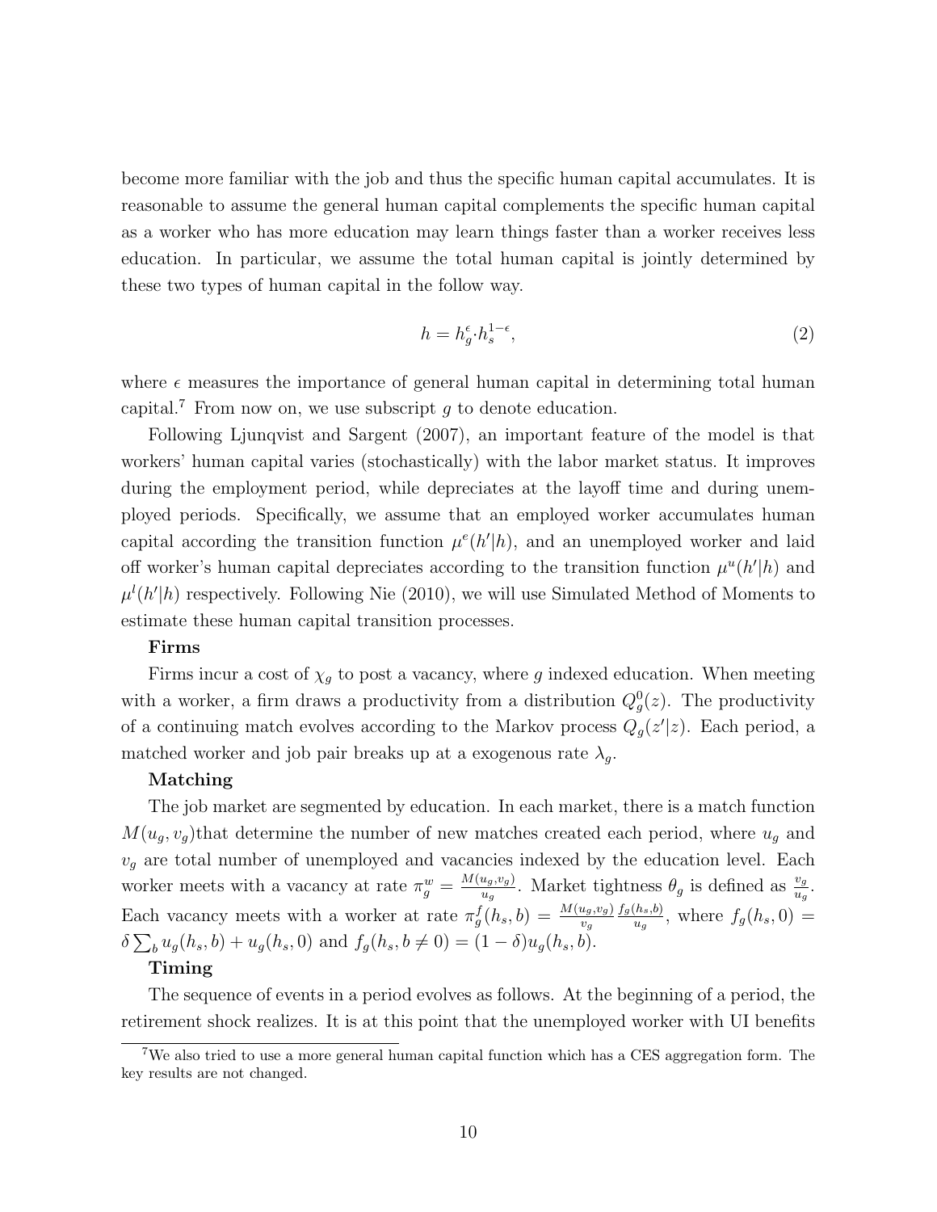become more familiar with the job and thus the specific human capital accumulates. It is reasonable to assume the general human capital complements the specific human capital as a worker who has more education may learn things faster than a worker receives less education. In particular, we assume the total human capital is jointly determined by these two types of human capital in the follow way.

$$h = h_g^{\epsilon} \cdot h_s^{1-\epsilon}, \tag{2}$$

where $\epsilon$ measures the importance of general human capital in determining total human capital.[7] From now on, we use subscript $g$ to denote education.

Following Ljunqvist and Sargent (2007), an important feature of the model is that workers' human capital varies (stochastically) with the labor market status. It improves during the employment period, while depreciates at the layoff time and during unemployed periods. Specifically, we assume that an employed worker accumulates human capital according the transition function $\mu^e(h'|h)$, and an unemployed worker and laid off worker's human capital depreciates according to the transition function $\mu^u(h'|h)$ and $\mu^l(h'|h)$ respectively. Following Nie (2010), we will use Simulated Method of Moments to estimate these human capital transition processes.

**Firms**

Firms incur a cost of $\chi_g$ to post a vacancy, where $g$ indexed education. When meeting with a worker, a firm draws a productivity from a distribution $Q_g^0(z)$. The productivity of a continuing match evolves according to the Markov process $Q_g(z'|z)$. Each period, a matched worker and job pair breaks up at a exogenous rate $\lambda_g$.

**Matching**

The job market are segmented by education. In each market, there is a match function $M(u_g, v_g)$that determine the number of new matches created each period, where $u_g$ and $v_g$ are total number of unemployed and vacancies indexed by the education level. Each worker meets with a vacancy at rate $\pi_g^w = \frac{M(u_g,v_g)}{u_g}$. Market tightness $\theta_g$ is defined as $\frac{v_g}{u_g}$. Each vacancy meets with a worker at rate $\pi_g^f(h_s, b) = \frac{M(u_g,v_g)}{v_g}\frac{f_g(h_s,b)}{u_g}$, where $f_g(h_s, 0) = \delta \sum_b u_g(h_s, b) + u_g(h_s, 0)$ and $f_g(h_s, b \neq 0) = (1-\delta)u_g(h_s, b)$.

**Timing**

The sequence of events in a period evolves as follows. At the beginning of a period, the retirement shock realizes. It is at this point that the unemployed worker with UI benefits

[7] We also tried to use a more general human capital function which has a CES aggregation form. The key results are not changed.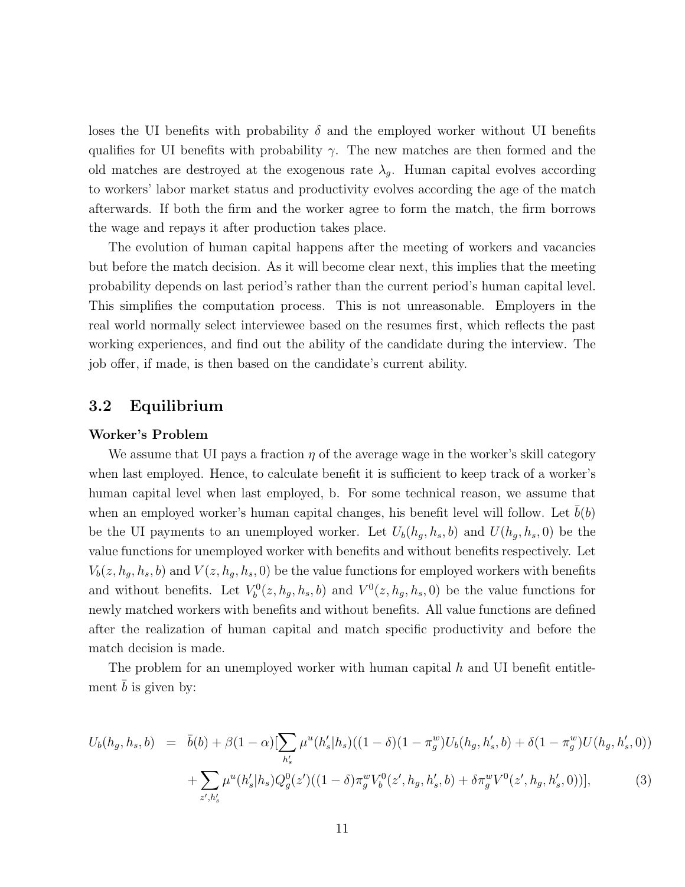loses the UI benefits with probability $\delta$ and the employed worker without UI benefits qualifies for UI benefits with probability $\gamma$. The new matches are then formed and the old matches are destroyed at the exogenous rate $\lambda_g$. Human capital evolves according to workers' labor market status and productivity evolves according the age of the match afterwards. If both the firm and the worker agree to form the match, the firm borrows the wage and repays it after production takes place.

The evolution of human capital happens after the meeting of workers and vacancies but before the match decision. As it will become clear next, this implies that the meeting probability depends on last period's rather than the current period's human capital level. This simplifies the computation process. This is not unreasonable. Employers in the real world normally select interviewee based on the resumes first, which reflects the past working experiences, and find out the ability of the candidate during the interview. The job offer, if made, is then based on the candidate's current ability.

## 3.2 Equilibrium

**Worker's Problem**

We assume that UI pays a fraction $\eta$ of the average wage in the worker's skill category when last employed. Hence, to calculate benefit it is sufficient to keep track of a worker's human capital level when last employed, b. For some technical reason, we assume that when an employed worker's human capital changes, his benefit level will follow. Let $\bar{b}(b)$ be the UI payments to an unemployed worker. Let $U_b(h_g, h_s, b)$ and $U(h_g, h_s, 0)$ be the value functions for unemployed worker with benefits and without benefits respectively. Let $V_b(z, h_g, h_s, b)$ and $V(z, h_g, h_s, 0)$ be the value functions for employed workers with benefits and without benefits. Let $V_b^0(z, h_g, h_s, b)$ and $V^0(z, h_g, h_s, 0)$ be the value functions for newly matched workers with benefits and without benefits. All value functions are defined after the realization of human capital and match specific productivity and before the match decision is made.

The problem for an unemployed worker with human capital $h$ and UI benefit entitlement $\bar{b}$ is given by:

$$
\begin{aligned}
U_b(h_g, h_s, b) \;\; = \;\; & \bar{b}(b) + \beta(1-\alpha)[\sum_{h_s'} \mu^u(h_s'|h_s)((1-\delta)(1-\pi_g^w)U_b(h_g, h_s', b) + \delta(1-\pi_g^w)U(h_g, h_s', 0)) \\
& + \sum_{z', h_s'} \mu^u(h_s'|h_s)Q_g^0(z')((1-\delta)\pi_g^w V_b^0(z', h_g, h_s', b) + \delta\pi_g^w V^0(z', h_g, h_s', 0))], \qquad (3)
\end{aligned}
$$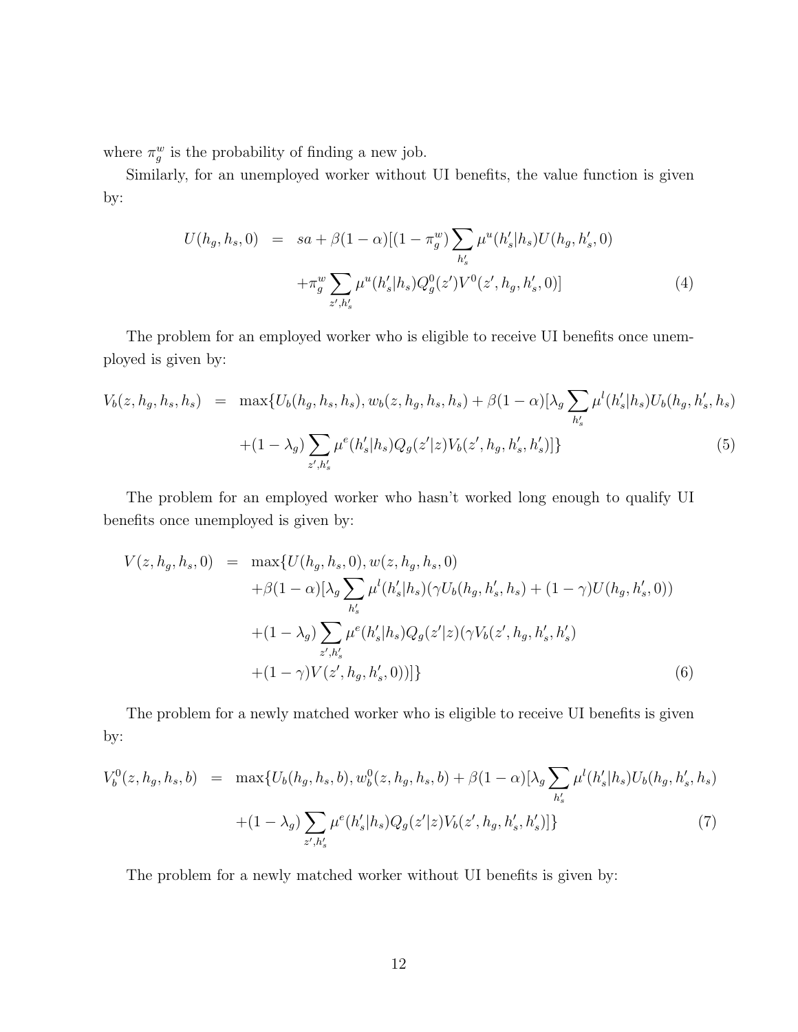where $\pi_g^w$ is the probability of finding a new job.

Similarly, for an unemployed worker without UI benefits, the value function is given by:

$$
\begin{aligned}
U(h_g, h_s, 0) &= sa + \beta(1-\alpha)[(1-\pi_g^w)\sum_{h_s'} \mu^u(h_s'|h_s) U(h_g, h_s', 0) \\
&\quad + \pi_g^w \sum_{z', h_s'} \mu^u(h_s'|h_s) Q_g^0(z') V^0(z', h_g, h_s', 0)]
\end{aligned} \tag{4}
$$

The problem for an employed worker who is eligible to receive UI benefits once unemployed is given by:

$$
\begin{aligned}
V_b(z, h_g, h_s, h_s) &= \max\{U_b(h_g, h_s, h_s), w_b(z, h_g, h_s, h_s) + \beta(1-\alpha)[\lambda_g \sum_{h_s'} \mu^l(h_s'|h_s) U_b(h_g, h_s', h_s) \\
&\quad + (1-\lambda_g)\sum_{z', h_s'} \mu^e(h_s'|h_s) Q_g(z'|z) V_b(z', h_g, h_s', h_s')]\}
\end{aligned} \tag{5}
$$

The problem for an employed worker who hasn't worked long enough to qualify UI benefits once unemployed is given by:

$$
\begin{aligned}
V(z, h_g, h_s, 0) &= \max\{U(h_g, h_s, 0), w(z, h_g, h_s, 0) \\
&\quad + \beta(1-\alpha)[\lambda_g \sum_{h_s'} \mu^l(h_s'|h_s)(\gamma U_b(h_g, h_s', h_s) + (1-\gamma)U(h_g, h_s', 0)) \\
&\quad + (1-\lambda_g)\sum_{z', h_s'} \mu^e(h_s'|h_s) Q_g(z'|z)(\gamma V_b(z', h_g, h_s', h_s') \\
&\quad + (1-\gamma)V(z', h_g, h_s', 0))]\}
\end{aligned} \tag{6}
$$

The problem for a newly matched worker who is eligible to receive UI benefits is given by:

$$
\begin{aligned}
V_b^0(z, h_g, h_s, b) &= \max\{U_b(h_g, h_s, b), w_b^0(z, h_g, h_s, b) + \beta(1-\alpha)[\lambda_g \sum_{h_s'} \mu^l(h_s'|h_s) U_b(h_g, h_s', h_s) \\
&\quad + (1-\lambda_g)\sum_{z', h_s'} \mu^e(h_s'|h_s) Q_g(z'|z) V_b(z', h_g, h_s', h_s')]\}
\end{aligned} \tag{7}
$$

The problem for a newly matched worker without UI benefits is given by: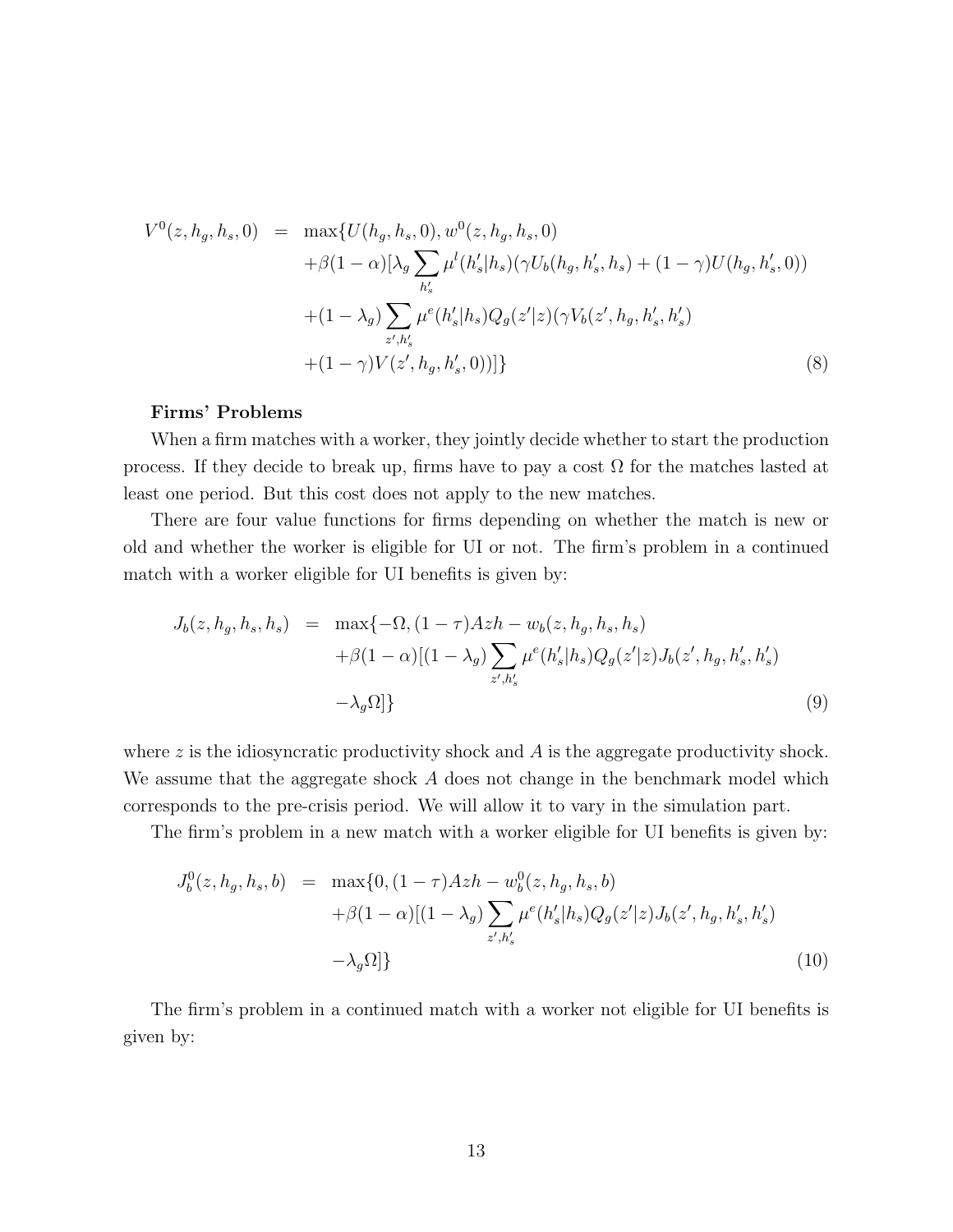$$
\begin{aligned}
V^0(z, h_g, h_s, 0) \;=\; & \max\{U(h_g, h_s, 0), w^0(z, h_g, h_s, 0) \\
& +\beta(1-\alpha)[\lambda_g \sum_{h_s'} \mu^l(h_s'|h_s)(\gamma U_b(h_g, h_s', h_s) + (1-\gamma)U(h_g, h_s', 0)) \\
& +(1-\lambda_g) \sum_{z', h_s'} \mu^e(h_s'|h_s) Q_g(z'|z)(\gamma V_b(z', h_g, h_s', h_s') \\
& +(1-\gamma)V(z', h_g, h_s', 0))]\}
\end{aligned} \tag{8}
$$

**Firms' Problems**

When a firm matches with a worker, they jointly decide whether to start the production process. If they decide to break up, firms have to pay a cost $\Omega$ for the matches lasted at least one period. But this cost does not apply to the new matches.

There are four value functions for firms depending on whether the match is new or old and whether the worker is eligible for UI or not. The firm's problem in a continued match with a worker eligible for UI benefits is given by:

$$
\begin{aligned}
J_b(z, h_g, h_s, h_s) \;=\; & \max\{-\Omega, (1-\tau)Azh - w_b(z, h_g, h_s, h_s) \\
& +\beta(1-\alpha)[(1-\lambda_g) \sum_{z', h_s'} \mu^e(h_s'|h_s) Q_g(z'|z) J_b(z', h_g, h_s', h_s') \\
& -\lambda_g \Omega]\}
\end{aligned} \tag{9}
$$

where $z$ is the idiosyncratic productivity shock and $A$ is the aggregate productivity shock. We assume that the aggregate shock $A$ does not change in the benchmark model which corresponds to the pre-crisis period. We will allow it to vary in the simulation part.

The firm's problem in a new match with a worker eligible for UI benefits is given by:

$$
\begin{aligned}
J_b^0(z, h_g, h_s, b) \;=\; & \max\{0, (1-\tau)Azh - w_b^0(z, h_g, h_s, b) \\
& +\beta(1-\alpha)[(1-\lambda_g) \sum_{z', h_s'} \mu^e(h_s'|h_s) Q_g(z'|z) J_b(z', h_g, h_s', h_s') \\
& -\lambda_g \Omega]\}
\end{aligned} \tag{10}
$$

The firm's problem in a continued match with a worker not eligible for UI benefits is given by: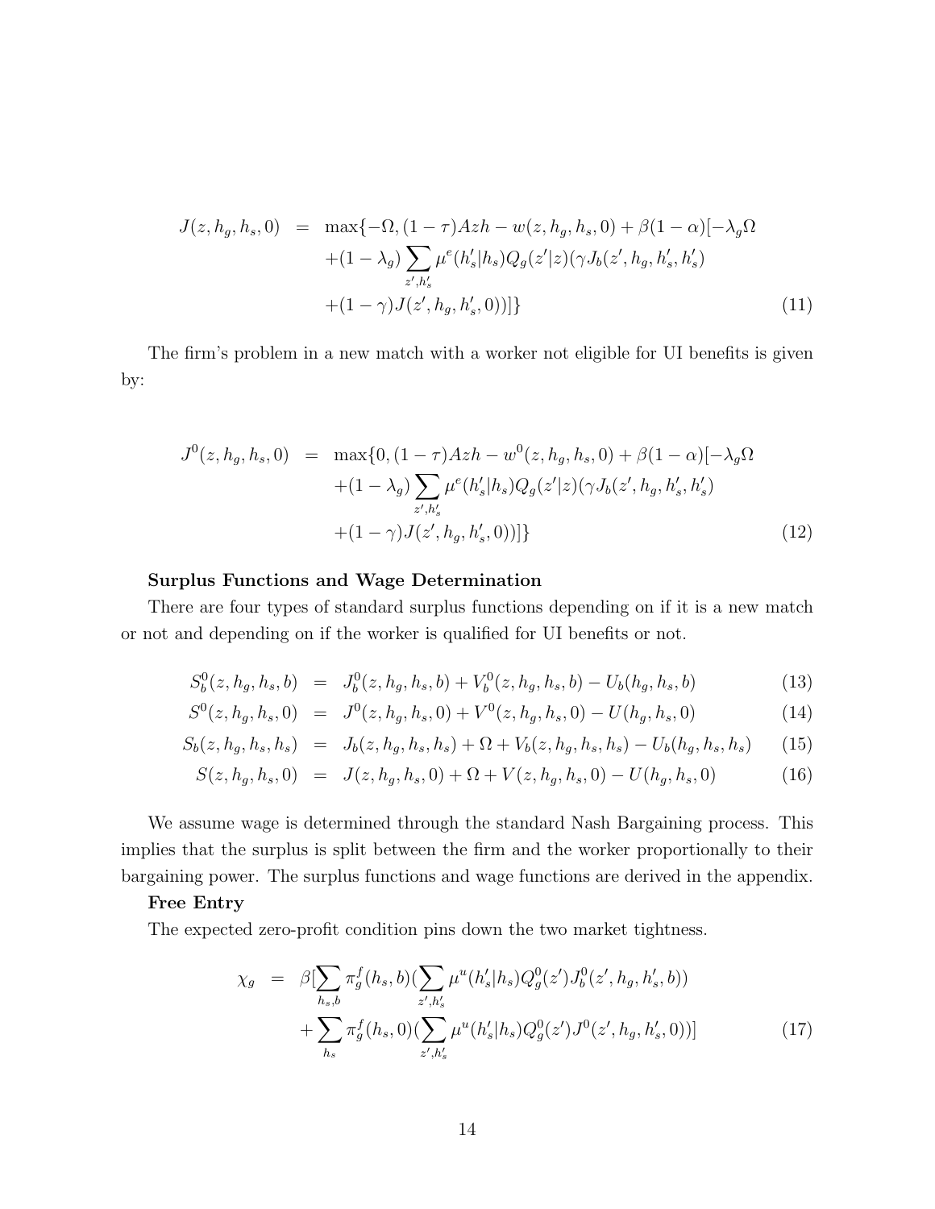$$
\begin{aligned}
J(z,h_g,h_s,0) &= \max\{-\Omega,(1-\tau)Azh - w(z,h_g,h_s,0) + \beta(1-\alpha)[-\lambda_g\Omega \\
&\quad +(1-\lambda_g)\sum_{z',h'_s}\mu^e(h'_s|h_s)Q_g(z'|z)(\gamma J_b(z',h_g,h'_s,h'_s) \\
&\quad +(1-\gamma)J(z',h_g,h'_s,0))]\} \qquad (11)
\end{aligned}
$$

The firm's problem in a new match with a worker not eligible for UI benefits is given by:

$$
\begin{aligned}
J^0(z,h_g,h_s,0) &= \max\{0,(1-\tau)Azh - w^0(z,h_g,h_s,0) + \beta(1-\alpha)[-\lambda_g\Omega \\
&\quad +(1-\lambda_g)\sum_{z',h'_s}\mu^e(h'_s|h_s)Q_g(z'|z)(\gamma J_b(z',h_g,h'_s,h'_s) \\
&\quad +(1-\gamma)J(z',h_g,h'_s,0))]\} \qquad (12)
\end{aligned}
$$

**Surplus Functions and Wage Determination**

There are four types of standard surplus functions depending on if it is a new match or not and depending on if the worker is qualified for UI benefits or not.

$$
\begin{aligned}
S^0_b(z,h_g,h_s,b) &= J^0_b(z,h_g,h_s,b) + V^0_b(z,h_g,h_s,b) - U_b(h_g,h_s,b) \qquad (13)\\
S^0(z,h_g,h_s,0) &= J^0(z,h_g,h_s,0) + V^0(z,h_g,h_s,0) - U(h_g,h_s,0) \qquad (14)\\
S_b(z,h_g,h_s,h_s) &= J_b(z,h_g,h_s,h_s) + \Omega + V_b(z,h_g,h_s,h_s) - U_b(h_g,h_s,h_s) \qquad (15)\\
S(z,h_g,h_s,0) &= J(z,h_g,h_s,0) + \Omega + V(z,h_g,h_s,0) - U(h_g,h_s,0) \qquad (16)
\end{aligned}
$$

We assume wage is determined through the standard Nash Bargaining process. This implies that the surplus is split between the firm and the worker proportionally to their bargaining power. The surplus functions and wage functions are derived in the appendix.

**Free Entry**

The expected zero-profit condition pins down the two market tightness.

$$
\begin{aligned}
\chi_g &= \beta\Big[\sum_{h_s,b}\pi^f_g(h_s,b)\Big(\sum_{z',h'_s}\mu^u(h'_s|h_s)Q^0_g(z')J^0_b(z',h_g,h'_s,b)\Big) \\
&\quad + \sum_{h_s}\pi^f_g(h_s,0)\Big(\sum_{z',h'_s}\mu^u(h'_s|h_s)Q^0_g(z')J^0(z',h_g,h'_s,0)\Big)\Big] \qquad (17)
\end{aligned}
$$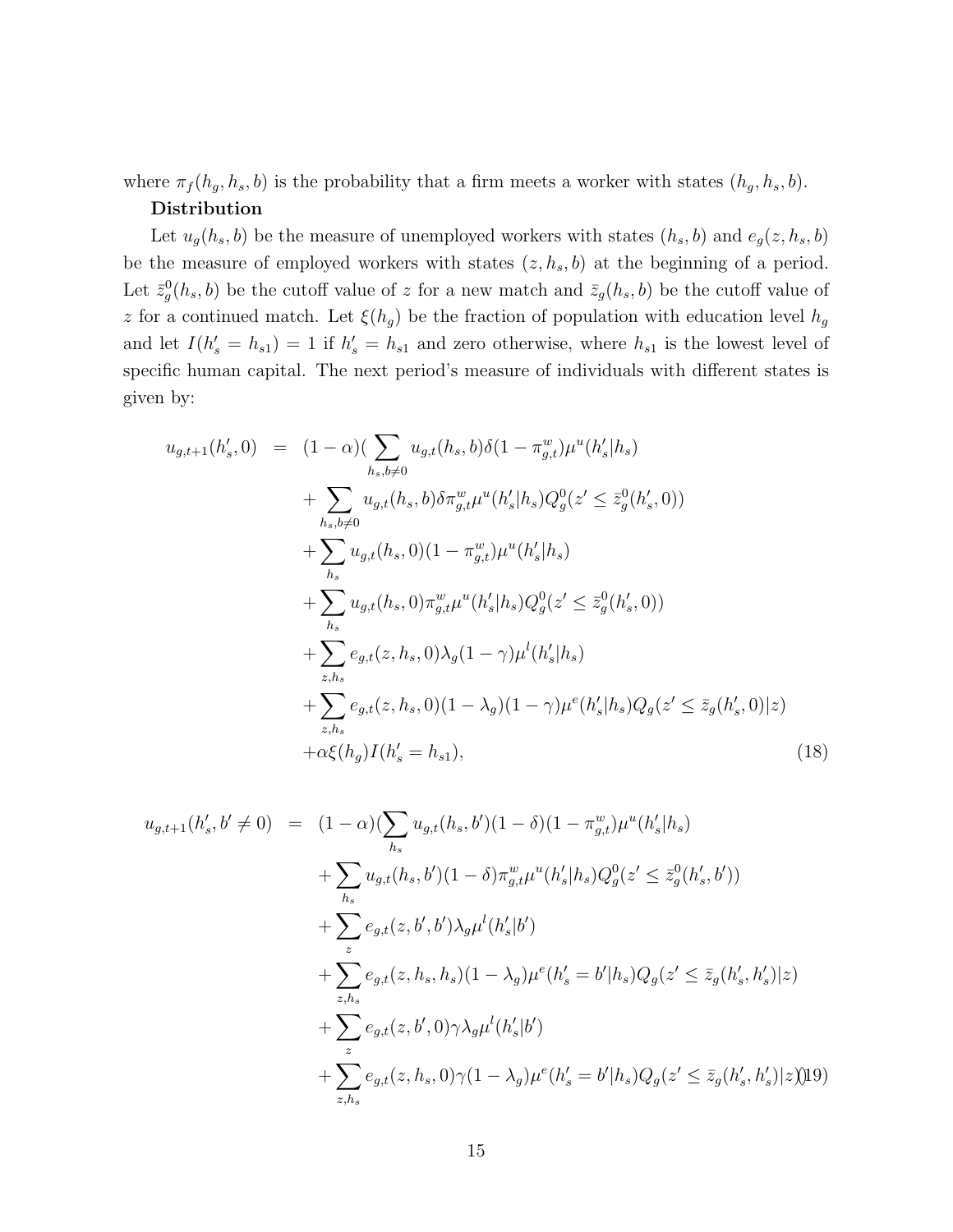where $\pi_f(h_g, h_s, b)$ is the probability that a firm meets a worker with states $(h_g, h_s, b)$.

**Distribution**

Let $u_g(h_s, b)$ be the measure of unemployed workers with states $(h_s, b)$ and $e_g(z, h_s, b)$ be the measure of employed workers with states $(z, h_s, b)$ at the beginning of a period. Let $\bar{z}_g^0(h_s, b)$ be the cutoff value of $z$ for a new match and $\bar{z}_g(h_s, b)$ be the cutoff value of $z$ for a continued match. Let $\xi(h_g)$ be the fraction of population with education level $h_g$ and let $I(h_s' = h_{s1}) = 1$ if $h_s' = h_{s1}$ and zero otherwise, where $h_{s1}$ is the lowest level of specific human capital. The next period's measure of individuals with different states is given by:

$$
\begin{aligned}
u_{g,t+1}(h_s', 0) \;=\; & (1-\alpha)\Big(\sum_{h_s, b\neq 0} u_{g,t}(h_s, b)\delta(1-\pi_{g,t}^w)\mu^u(h_s'|h_s) \\
& + \sum_{h_s, b\neq 0} u_{g,t}(h_s, b)\delta\pi_{g,t}^w\mu^u(h_s'|h_s)Q_g^0(z' \leq \bar{z}_g^0(h_s', 0)) \\
& + \sum_{h_s} u_{g,t}(h_s, 0)(1-\pi_{g,t}^w)\mu^u(h_s'|h_s) \\
& + \sum_{h_s} u_{g,t}(h_s, 0)\pi_{g,t}^w\mu^u(h_s'|h_s)Q_g^0(z' \leq \bar{z}_g^0(h_s', 0)) \\
& + \sum_{z, h_s} e_{g,t}(z, h_s, 0)\lambda_g(1-\gamma)\mu^l(h_s'|h_s) \\
& + \sum_{z, h_s} e_{g,t}(z, h_s, 0)(1-\lambda_g)(1-\gamma)\mu^e(h_s'|h_s)Q_g(z' \leq \bar{z}_g(h_s', 0)|z) \\
& + \alpha\xi(h_g)I(h_s' = h_{s1}),
\end{aligned} \tag{18}
$$

$$
\begin{aligned}
u_{g,t+1}(h_s', b' \neq 0) \;=\; & (1-\alpha)\Big(\sum_{h_s} u_{g,t}(h_s, b')(1-\delta)(1-\pi_{g,t}^w)\mu^u(h_s'|h_s) \\
& + \sum_{h_s} u_{g,t}(h_s, b')(1-\delta)\pi_{g,t}^w\mu^u(h_s'|h_s)Q_g^0(z' \leq \bar{z}_g^0(h_s', b')) \\
& + \sum_{z} e_{g,t}(z, b', b')\lambda_g\mu^l(h_s'|b') \\
& + \sum_{z, h_s} e_{g,t}(z, h_s, h_s)(1-\lambda_g)\mu^e(h_s' = b'|h_s)Q_g(z' \leq \bar{z}_g(h_s', h_s')|z) \\
& + \sum_{z} e_{g,t}(z, b', 0)\gamma\lambda_g\mu^l(h_s'|b') \\
& + \sum_{z, h_s} e_{g,t}(z, h_s, 0)\gamma(1-\lambda_g)\mu^e(h_s' = b'|h_s)Q_g(z' \leq \bar{z}_g(h_s', h_s')|z)\Big)
\end{aligned} \tag{19}
$$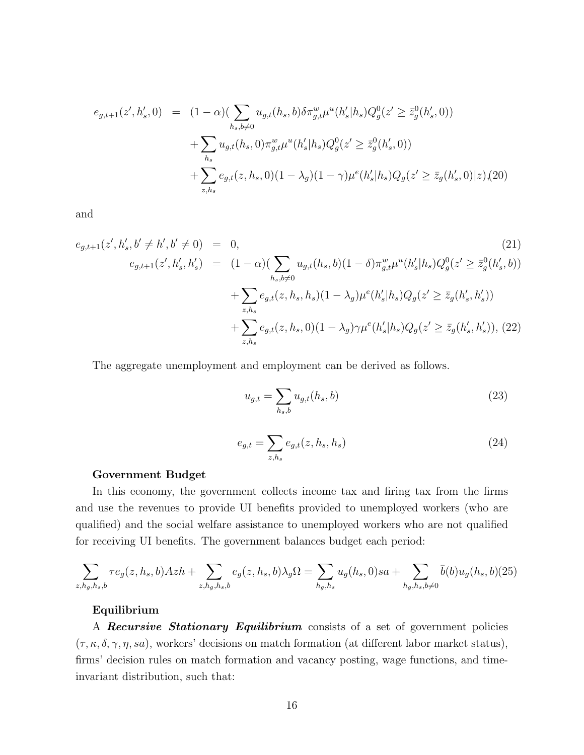$$
\begin{aligned}
e_{g,t+1}(z', h'_s, 0) &= (1-\alpha)\Big(\sum_{h_s, b\neq 0} u_{g,t}(h_s, b)\delta \pi^w_{g,t}\mu^u(h'_s|h_s)Q^0_g(z' \geq \bar{z}^0_g(h'_s, 0)) \\
&\quad + \sum_{h_s} u_{g,t}(h_s, 0)\pi^w_{g,t}\mu^u(h'_s|h_s)Q^0_g(z' \geq \bar{z}^0_g(h'_s, 0)) \\
&\quad + \sum_{z,h_s} e_{g,t}(z, h_s, 0)(1-\lambda_g)(1-\gamma)\mu^e(h'_s|h_s)Q_g(z' \geq \bar{z}_g(h'_s, 0)|z), \quad (20)
\end{aligned}
$$

and

$$
\begin{aligned}
e_{g,t+1}(z', h'_s, b' \neq h', b' \neq 0) &= 0, \quad (21) \\
e_{g,t+1}(z', h'_s, h'_s) &= (1-\alpha)\Big(\sum_{h_s, b\neq 0} u_{g,t}(h_s, b)(1-\delta)\pi^w_{g,t}\mu^u(h'_s|h_s)Q^0_g(z' \geq \bar{z}^0_g(h'_s, b)) \\
&\quad + \sum_{z,h_s} e_{g,t}(z, h_s, h_s)(1-\lambda_g)\mu^e(h'_s|h_s)Q_g(z' \geq \bar{z}_g(h'_s, h'_s)) \\
&\quad + \sum_{z,h_s} e_{g,t}(z, h_s, 0)(1-\lambda_g)\gamma\mu^e(h'_s|h_s)Q_g(z' \geq \bar{z}_g(h'_s, h'_s))\Big), \quad (22)
\end{aligned}
$$

The aggregate unemployment and employment can be derived as follows.

$$
u_{g,t} = \sum_{h_s, b} u_{g,t}(h_s, b) \quad (23)
$$

$$
e_{g,t} = \sum_{z, h_s} e_{g,t}(z, h_s, h_s) \quad (24)
$$

**Government Budget**

In this economy, the government collects income tax and firing tax from the firms and use the revenues to provide UI benefits provided to unemployed workers (who are qualified) and the social welfare assistance to unemployed workers who are not qualified for receiving UI benefits. The government balances budget each period:

$$
\sum_{z,h_g,h_s,b} \tau e_g(z, h_s, b)Azh + \sum_{z,h_g,h_s,b} e_g(z, h_s, b)\lambda_g\Omega = \sum_{h_g,h_s} u_g(h_s, 0)sa + \sum_{h_g,h_s,b\neq 0} \bar{b}(b)u_g(h_s, b) \quad (25)
$$

**Equilibrium**

A ***Recursive Stationary Equilibrium*** consists of a set of government policies $(\tau, \kappa, \delta, \gamma, \eta, sa)$, workers' decisions on match formation (at different labor market status), firms' decision rules on match formation and vacancy posting, wage functions, and time-invariant distribution, such that: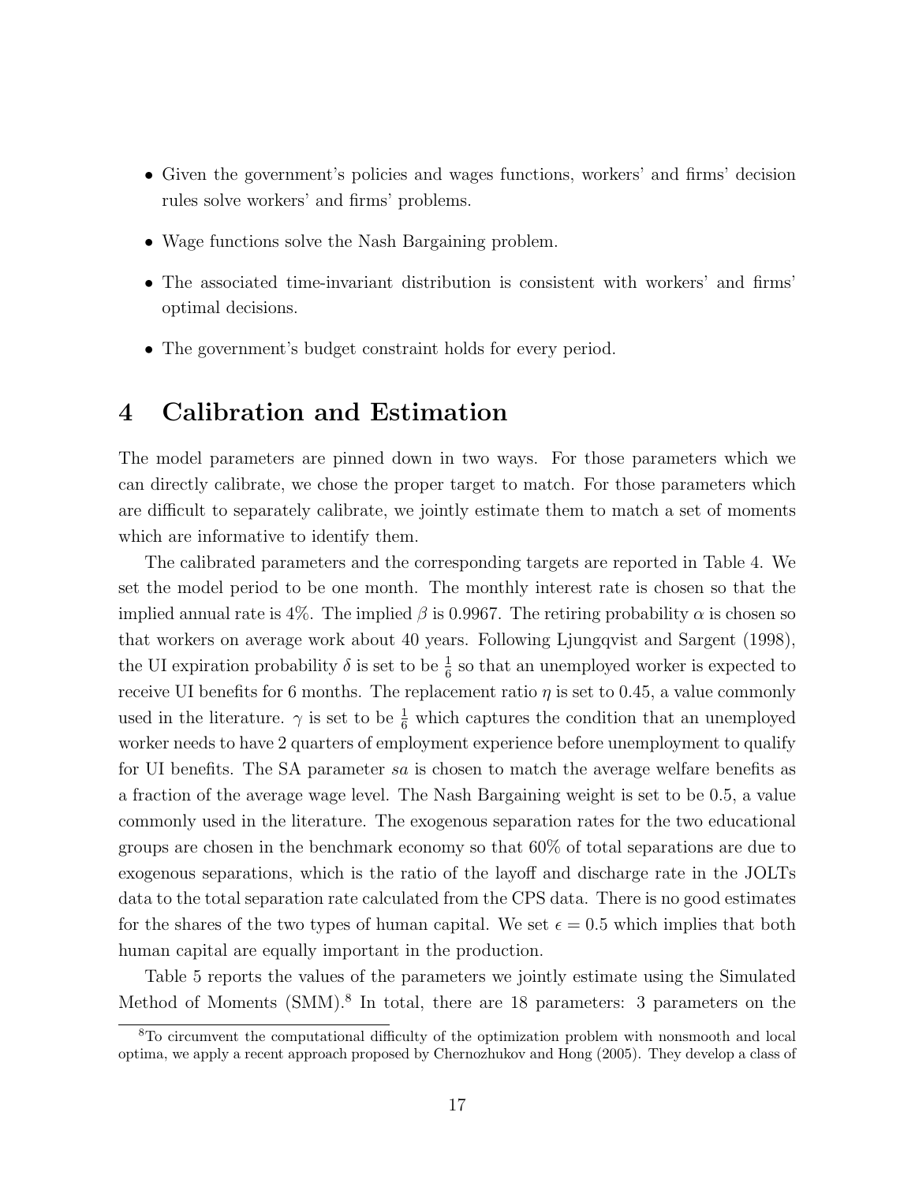- Given the government's policies and wages functions, workers' and firms' decision rules solve workers' and firms' problems.
- Wage functions solve the Nash Bargaining problem.
- The associated time-invariant distribution is consistent with workers' and firms' optimal decisions.
- The government's budget constraint holds for every period.

# 4 Calibration and Estimation

The model parameters are pinned down in two ways. For those parameters which we can directly calibrate, we chose the proper target to match. For those parameters which are difficult to separately calibrate, we jointly estimate them to match a set of moments which are informative to identify them.

The calibrated parameters and the corresponding targets are reported in Table 4. We set the model period to be one month. The monthly interest rate is chosen so that the implied annual rate is 4%. The implied $\beta$ is 0.9967. The retiring probability $\alpha$ is chosen so that workers on average work about 40 years. Following Ljungqvist and Sargent (1998), the UI expiration probability $\delta$ is set to be $\frac{1}{6}$ so that an unemployed worker is expected to receive UI benefits for 6 months. The replacement ratio $\eta$ is set to 0.45, a value commonly used in the literature. $\gamma$ is set to be $\frac{1}{6}$ which captures the condition that an unemployed worker needs to have 2 quarters of employment experience before unemployment to qualify for UI benefits. The SA parameter $sa$ is chosen to match the average welfare benefits as a fraction of the average wage level. The Nash Bargaining weight is set to be 0.5, a value commonly used in the literature. The exogenous separation rates for the two educational groups are chosen in the benchmark economy so that 60% of total separations are due to exogenous separations, which is the ratio of the layoff and discharge rate in the JOLTs data to the total separation rate calculated from the CPS data. There is no good estimates for the shares of the two types of human capital. We set $\epsilon = 0.5$ which implies that both human capital are equally important in the production.

Table 5 reports the values of the parameters we jointly estimate using the Simulated Method of Moments (SMM).[8] In total, there are 18 parameters: 3 parameters on the

[8] To circumvent the computational difficulty of the optimization problem with nonsmooth and local optima, we apply a recent approach proposed by Chernozhukov and Hong (2005). They develop a class of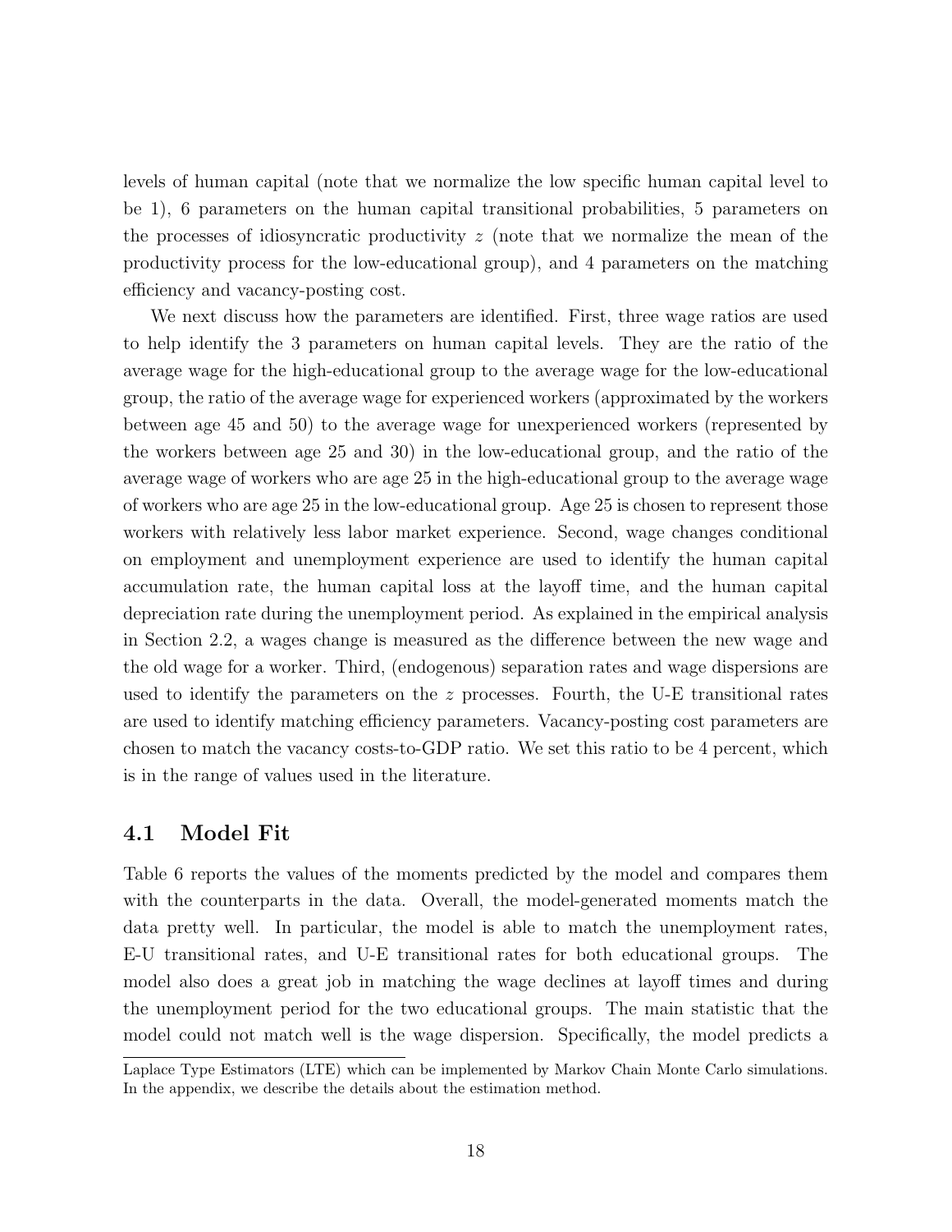levels of human capital (note that we normalize the low specific human capital level to be 1), 6 parameters on the human capital transitional probabilities, 5 parameters on the processes of idiosyncratic productivity $z$ (note that we normalize the mean of the productivity process for the low-educational group), and 4 parameters on the matching efficiency and vacancy-posting cost.

We next discuss how the parameters are identified. First, three wage ratios are used to help identify the 3 parameters on human capital levels. They are the ratio of the average wage for the high-educational group to the average wage for the low-educational group, the ratio of the average wage for experienced workers (approximated by the workers between age 45 and 50) to the average wage for unexperienced workers (represented by the workers between age 25 and 30) in the low-educational group, and the ratio of the average wage of workers who are age 25 in the high-educational group to the average wage of workers who are age 25 in the low-educational group. Age 25 is chosen to represent those workers with relatively less labor market experience. Second, wage changes conditional on employment and unemployment experience are used to identify the human capital accumulation rate, the human capital loss at the layoff time, and the human capital depreciation rate during the unemployment period. As explained in the empirical analysis in Section 2.2, a wages change is measured as the difference between the new wage and the old wage for a worker. Third, (endogenous) separation rates and wage dispersions are used to identify the parameters on the $z$ processes. Fourth, the U-E transitional rates are used to identify matching efficiency parameters. Vacancy-posting cost parameters are chosen to match the vacancy costs-to-GDP ratio. We set this ratio to be 4 percent, which is in the range of values used in the literature.

## 4.1 Model Fit

Table 6 reports the values of the moments predicted by the model and compares them with the counterparts in the data. Overall, the model-generated moments match the data pretty well. In particular, the model is able to match the unemployment rates, E-U transitional rates, and U-E transitional rates for both educational groups. The model also does a great job in matching the wage declines at layoff times and during the unemployment period for the two educational groups. The main statistic that the model could not match well is the wage dispersion. Specifically, the model predicts a

Laplace Type Estimators (LTE) which can be implemented by Markov Chain Monte Carlo simulations. In the appendix, we describe the details about the estimation method.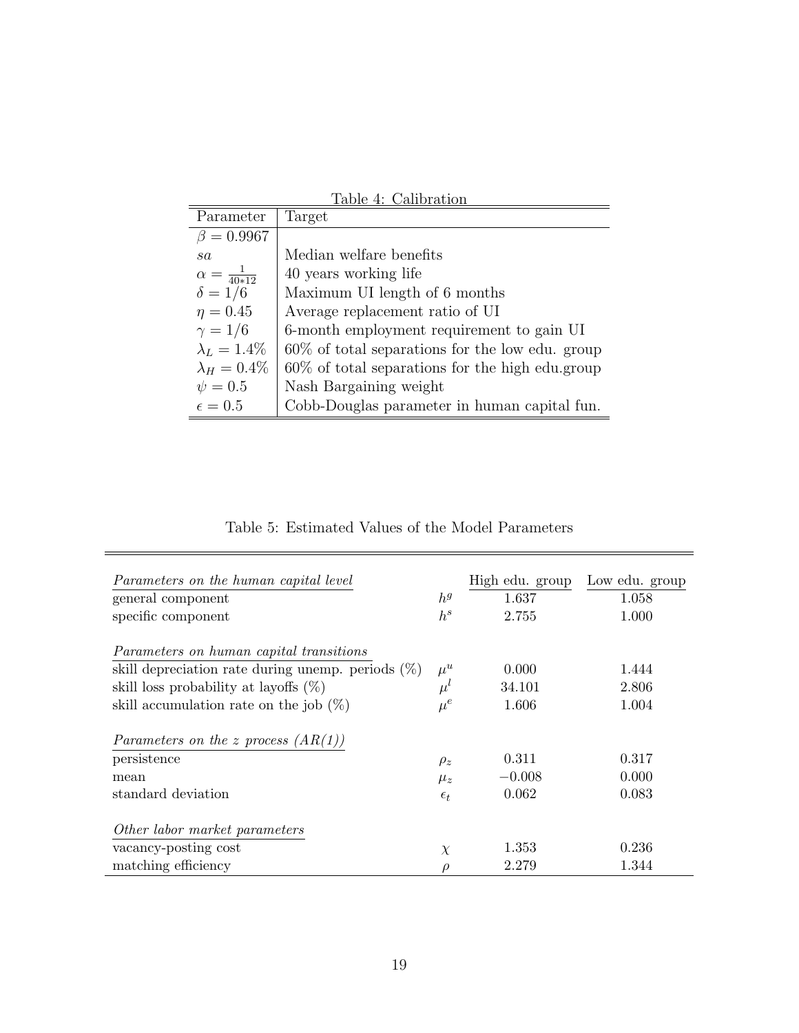Table 4: Calibration

| Parameter | Target |
|---|---|
| $\beta = 0.9967$ | |
| $sa$ | Median welfare benefits |
| $\alpha = \frac{1}{40*12}$ | 40 years working life |
| $\delta = 1/6$ | Maximum UI length of 6 months |
| $\eta = 0.45$ | Average replacement ratio of UI |
| $\gamma = 1/6$ | 6-month employment requirement to gain UI |
| $\lambda_L = 1.4\%$ | 60% of total separations for the low edu. group |
| $\lambda_H = 0.4\%$ | 60% of total separations for the high edu.group |
| $\psi = 0.5$ | Nash Bargaining weight |
| $\epsilon = 0.5$ | Cobb-Douglas parameter in human capital fun. |

Table 5: Estimated Values of the Model Parameters

| | | High edu. group | Low edu. group |
|---|---|---|---|
| *Parameters on the human capital level* | | | |
| general component | $h^g$ | 1.637 | 1.058 |
| specific component | $h^s$ | 2.755 | 1.000 |
| *Parameters on human capital transitions* | | | |
| skill depreciation rate during unemp. periods (%) | $\mu^u$ | 0.000 | 1.444 |
| skill loss probability at layoffs (%) | $\mu^l$ | 34.101 | 2.806 |
| skill accumulation rate on the job (%) | $\mu^e$ | 1.606 | 1.004 |
| *Parameters on the z process (AR(1))* | | | |
| persistence | $\rho_z$ | 0.311 | 0.317 |
| mean | $\mu_z$ | $-0.008$ | 0.000 |
| standard deviation | $\epsilon_t$ | 0.062 | 0.083 |
| *Other labor market parameters* | | | |
| vacancy-posting cost | $\chi$ | 1.353 | 0.236 |
| matching efficiency | $\rho$ | 2.279 | 1.344 |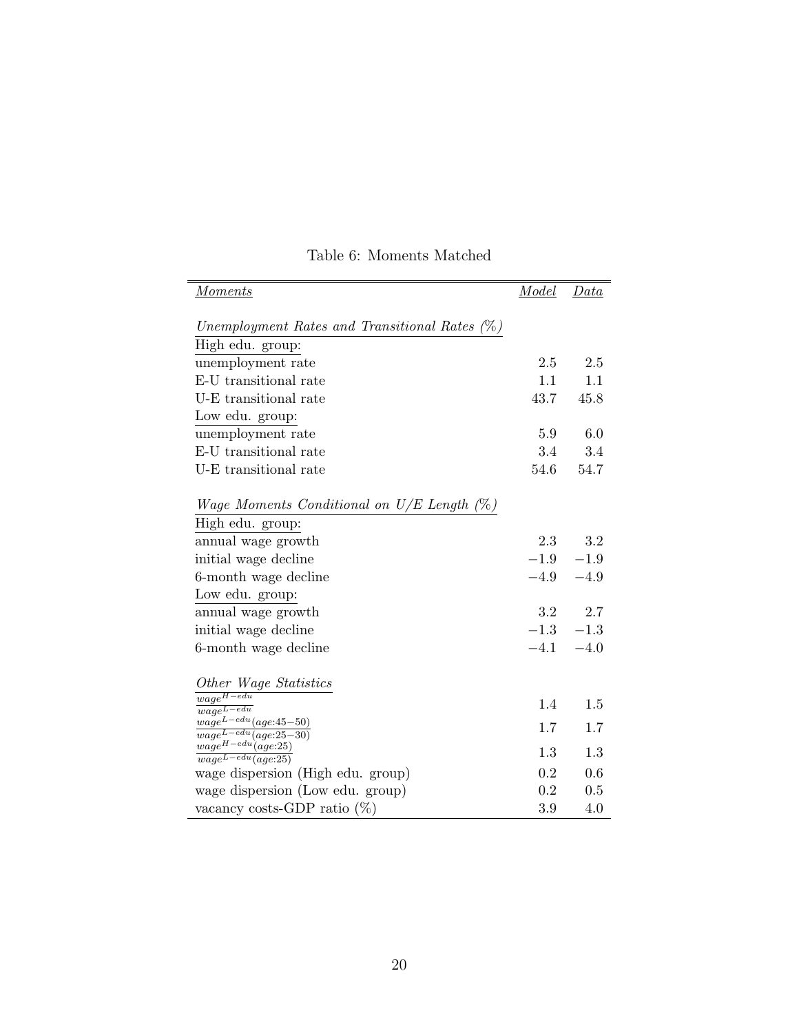Table 6: Moments Matched

| *Moments* | *Model* | *Data* |
|---|---|---|
| *Unemployment Rates and Transitional Rates (%)* | | |
| High edu. group: | | |
| unemployment rate | 2.5 | 2.5 |
| E-U transitional rate | 1.1 | 1.1 |
| U-E transitional rate | 43.7 | 45.8 |
| Low edu. group: | | |
| unemployment rate | 5.9 | 6.0 |
| E-U transitional rate | 3.4 | 3.4 |
| U-E transitional rate | 54.6 | 54.7 |
| *Wage Moments Conditional on U/E Length (%)* | | |
| High edu. group: | | |
| annual wage growth | 2.3 | 3.2 |
| initial wage decline | $-1.9$ | $-1.9$ |
| 6-month wage decline | $-4.9$ | $-4.9$ |
| Low edu. group: | | |
| annual wage growth | 3.2 | 2.7 |
| initial wage decline | $-1.3$ | $-1.3$ |
| 6-month wage decline | $-4.1$ | $-4.0$ |
| *Other Wage Statistics* | | |
| $\frac{wage^{H-edu}}{wage^{L-edu}}$ | 1.4 | 1.5 |
| $\frac{wage^{L-edu}(age{:}45-50)}{wage^{L-edu}(age{:}25-30)}$ | 1.7 | 1.7 |
| $\frac{wage^{H-edu}(age{:}25)}{wage^{L-edu}(age{:}25)}$ | 1.3 | 1.3 |
| wage dispersion (High edu. group) | 0.2 | 0.6 |
| wage dispersion (Low edu. group) | 0.2 | 0.5 |
| vacancy costs-GDP ratio (%) | 3.9 | 4.0 |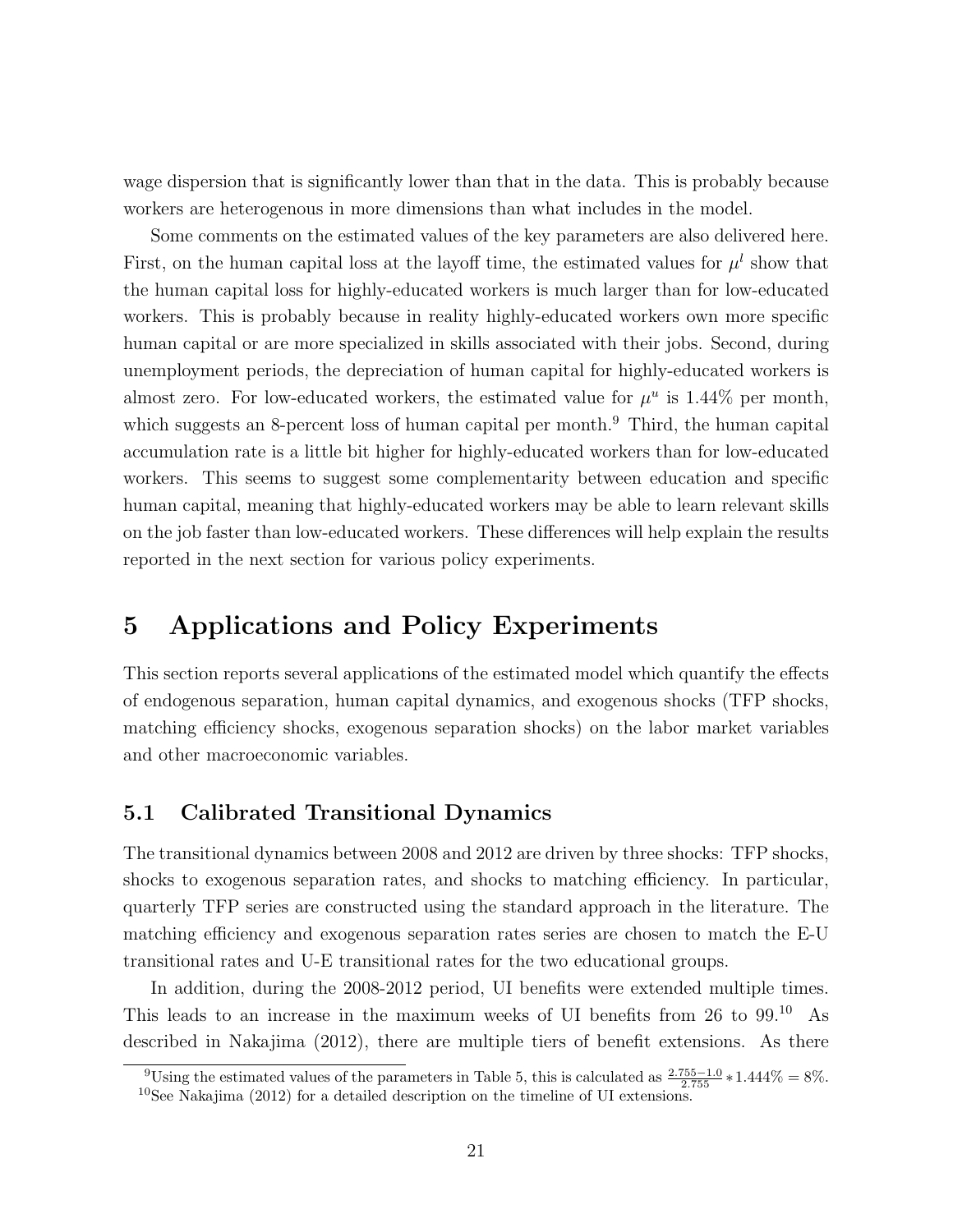wage dispersion that is significantly lower than that in the data. This is probably because workers are heterogenous in more dimensions than what includes in the model.

Some comments on the estimated values of the key parameters are also delivered here. First, on the human capital loss at the layoff time, the estimated values for $\mu^l$ show that the human capital loss for highly-educated workers is much larger than for low-educated workers. This is probably because in reality highly-educated workers own more specific human capital or are more specialized in skills associated with their jobs. Second, during unemployment periods, the depreciation of human capital for highly-educated workers is almost zero. For low-educated workers, the estimated value for $\mu^u$ is 1.44% per month, which suggests an 8-percent loss of human capital per month.[9] Third, the human capital accumulation rate is a little bit higher for highly-educated workers than for low-educated workers. This seems to suggest some complementarity between education and specific human capital, meaning that highly-educated workers may be able to learn relevant skills on the job faster than low-educated workers. These differences will help explain the results reported in the next section for various policy experiments.

# 5 Applications and Policy Experiments

This section reports several applications of the estimated model which quantify the effects of endogenous separation, human capital dynamics, and exogenous shocks (TFP shocks, matching efficiency shocks, exogenous separation shocks) on the labor market variables and other macroeconomic variables.

## 5.1 Calibrated Transitional Dynamics

The transitional dynamics between 2008 and 2012 are driven by three shocks: TFP shocks, shocks to exogenous separation rates, and shocks to matching efficiency. In particular, quarterly TFP series are constructed using the standard approach in the literature. The matching efficiency and exogenous separation rates series are chosen to match the E-U transitional rates and U-E transitional rates for the two educational groups.

In addition, during the 2008-2012 period, UI benefits were extended multiple times. This leads to an increase in the maximum weeks of UI benefits from 26 to 99.[10] As described in Nakajima (2012), there are multiple tiers of benefit extensions. As there

[9] Using the estimated values of the parameters in Table 5, this is calculated as $\frac{2.755-1.0}{2.755} * 1.444\% = 8\%$.

[10] See Nakajima (2012) for a detailed description on the timeline of UI extensions.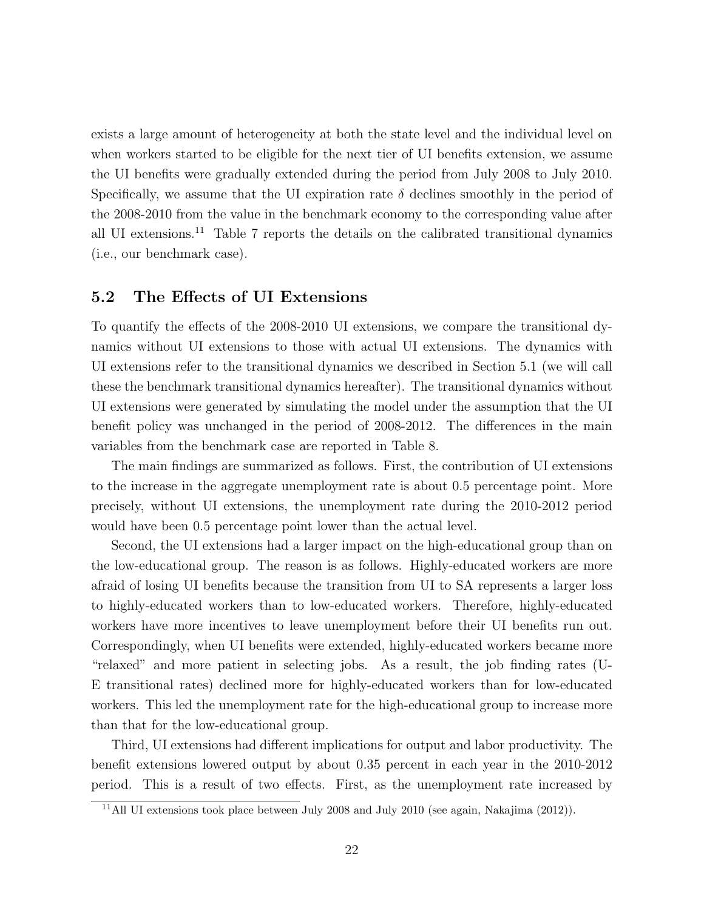exists a large amount of heterogeneity at both the state level and the individual level on when workers started to be eligible for the next tier of UI benefits extension, we assume the UI benefits were gradually extended during the period from July 2008 to July 2010. Specifically, we assume that the UI expiration rate $\delta$ declines smoothly in the period of the 2008-2010 from the value in the benchmark economy to the corresponding value after all UI extensions.[11] Table 7 reports the details on the calibrated transitional dynamics (i.e., our benchmark case).

## 5.2 The Effects of UI Extensions

To quantify the effects of the 2008-2010 UI extensions, we compare the transitional dynamics without UI extensions to those with actual UI extensions. The dynamics with UI extensions refer to the transitional dynamics we described in Section 5.1 (we will call these the benchmark transitional dynamics hereafter). The transitional dynamics without UI extensions were generated by simulating the model under the assumption that the UI benefit policy was unchanged in the period of 2008-2012. The differences in the main variables from the benchmark case are reported in Table 8.

The main findings are summarized as follows. First, the contribution of UI extensions to the increase in the aggregate unemployment rate is about 0.5 percentage point. More precisely, without UI extensions, the unemployment rate during the 2010-2012 period would have been 0.5 percentage point lower than the actual level.

Second, the UI extensions had a larger impact on the high-educational group than on the low-educational group. The reason is as follows. Highly-educated workers are more afraid of losing UI benefits because the transition from UI to SA represents a larger loss to highly-educated workers than to low-educated workers. Therefore, highly-educated workers have more incentives to leave unemployment before their UI benefits run out. Correspondingly, when UI benefits were extended, highly-educated workers became more "relaxed" and more patient in selecting jobs. As a result, the job finding rates (U-E transitional rates) declined more for highly-educated workers than for low-educated workers. This led the unemployment rate for the high-educational group to increase more than that for the low-educational group.

Third, UI extensions had different implications for output and labor productivity. The benefit extensions lowered output by about 0.35 percent in each year in the 2010-2012 period. This is a result of two effects. First, as the unemployment rate increased by

[11] All UI extensions took place between July 2008 and July 2010 (see again, Nakajima (2012)).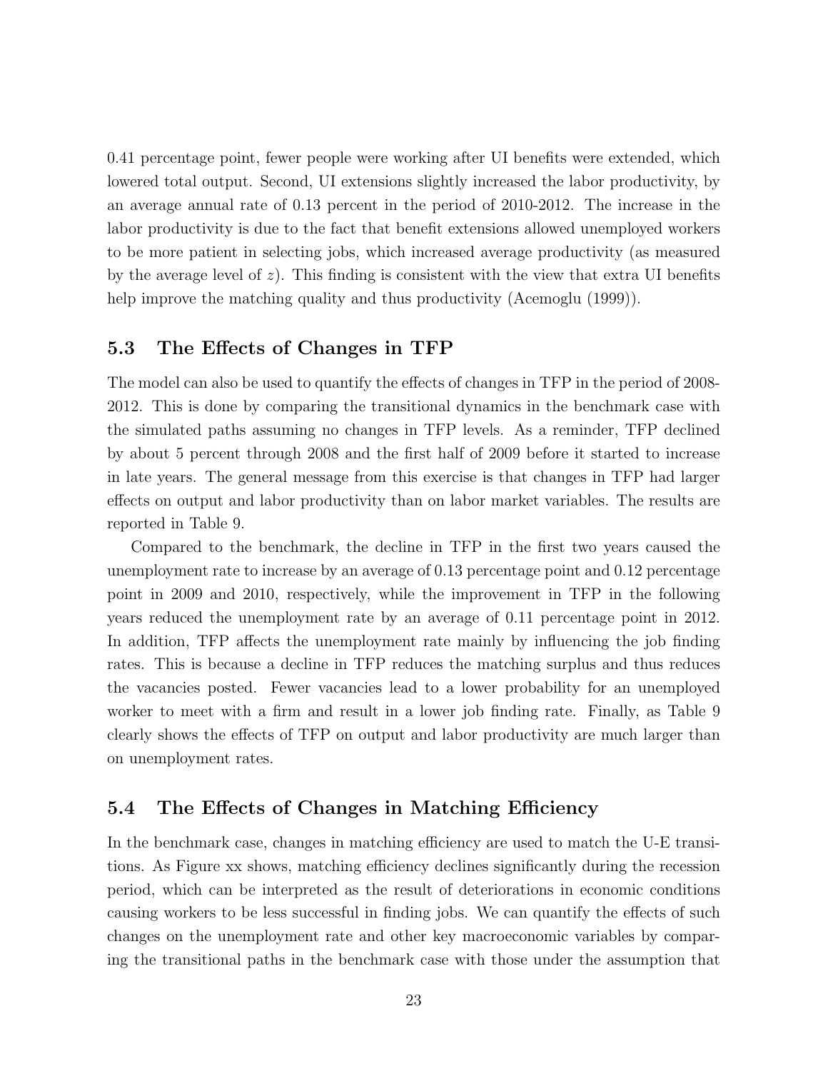0.41 percentage point, fewer people were working after UI benefits were extended, which lowered total output. Second, UI extensions slightly increased the labor productivity, by an average annual rate of 0.13 percent in the period of 2010-2012. The increase in the labor productivity is due to the fact that benefit extensions allowed unemployed workers to be more patient in selecting jobs, which increased average productivity (as measured by the average level of $z$). This finding is consistent with the view that extra UI benefits help improve the matching quality and thus productivity (Acemoglu (1999)).

### 5.3 The Effects of Changes in TFP

The model can also be used to quantify the effects of changes in TFP in the period of 2008-2012. This is done by comparing the transitional dynamics in the benchmark case with the simulated paths assuming no changes in TFP levels. As a reminder, TFP declined by about 5 percent through 2008 and the first half of 2009 before it started to increase in late years. The general message from this exercise is that changes in TFP had larger effects on output and labor productivity than on labor market variables. The results are reported in Table 9.

Compared to the benchmark, the decline in TFP in the first two years caused the unemployment rate to increase by an average of 0.13 percentage point and 0.12 percentage point in 2009 and 2010, respectively, while the improvement in TFP in the following years reduced the unemployment rate by an average of 0.11 percentage point in 2012. In addition, TFP affects the unemployment rate mainly by influencing the job finding rates. This is because a decline in TFP reduces the matching surplus and thus reduces the vacancies posted. Fewer vacancies lead to a lower probability for an unemployed worker to meet with a firm and result in a lower job finding rate. Finally, as Table 9 clearly shows the effects of TFP on output and labor productivity are much larger than on unemployment rates.

### 5.4 The Effects of Changes in Matching Efficiency

In the benchmark case, changes in matching efficiency are used to match the U-E transitions. As Figure xx shows, matching efficiency declines significantly during the recession period, which can be interpreted as the result of deteriorations in economic conditions causing workers to be less successful in finding jobs. We can quantify the effects of such changes on the unemployment rate and other key macroeconomic variables by comparing the transitional paths in the benchmark case with those under the assumption that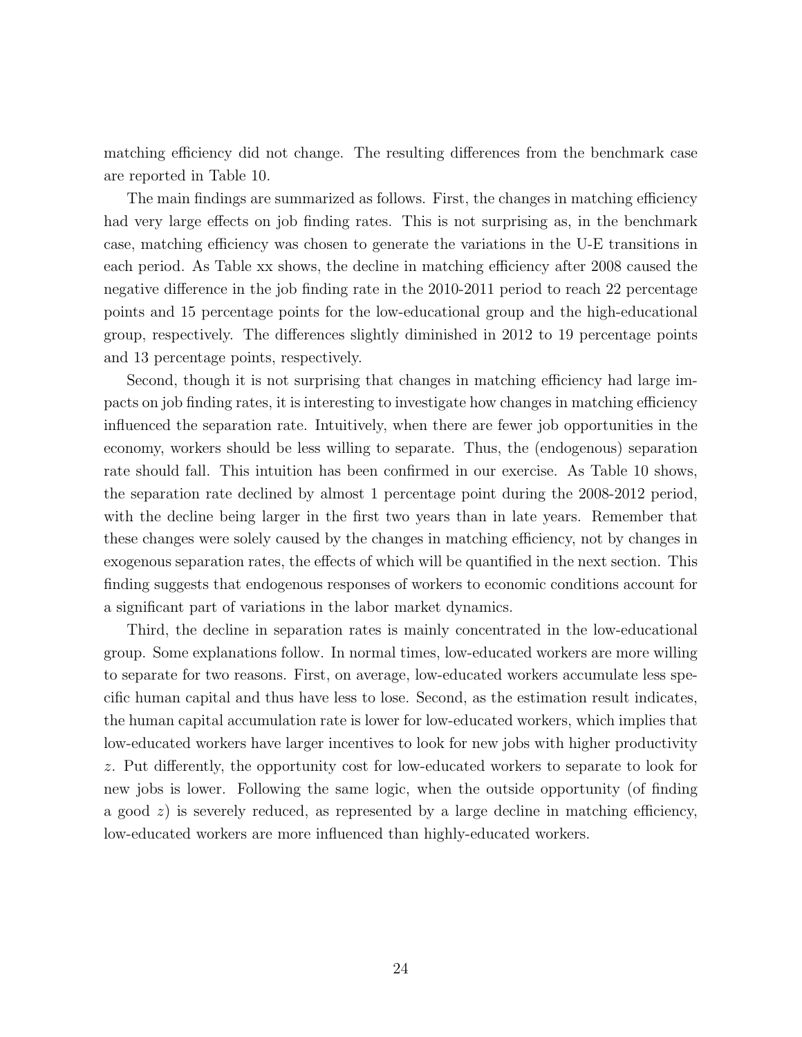matching efficiency did not change. The resulting differences from the benchmark case are reported in Table 10.

The main findings are summarized as follows. First, the changes in matching efficiency had very large effects on job finding rates. This is not surprising as, in the benchmark case, matching efficiency was chosen to generate the variations in the U-E transitions in each period. As Table xx shows, the decline in matching efficiency after 2008 caused the negative difference in the job finding rate in the 2010-2011 period to reach 22 percentage points and 15 percentage points for the low-educational group and the high-educational group, respectively. The differences slightly diminished in 2012 to 19 percentage points and 13 percentage points, respectively.

Second, though it is not surprising that changes in matching efficiency had large impacts on job finding rates, it is interesting to investigate how changes in matching efficiency influenced the separation rate. Intuitively, when there are fewer job opportunities in the economy, workers should be less willing to separate. Thus, the (endogenous) separation rate should fall. This intuition has been confirmed in our exercise. As Table 10 shows, the separation rate declined by almost 1 percentage point during the 2008-2012 period, with the decline being larger in the first two years than in late years. Remember that these changes were solely caused by the changes in matching efficiency, not by changes in exogenous separation rates, the effects of which will be quantified in the next section. This finding suggests that endogenous responses of workers to economic conditions account for a significant part of variations in the labor market dynamics.

Third, the decline in separation rates is mainly concentrated in the low-educational group. Some explanations follow. In normal times, low-educated workers are more willing to separate for two reasons. First, on average, low-educated workers accumulate less specific human capital and thus have less to lose. Second, as the estimation result indicates, the human capital accumulation rate is lower for low-educated workers, which implies that low-educated workers have larger incentives to look for new jobs with higher productivity $z$. Put differently, the opportunity cost for low-educated workers to separate to look for new jobs is lower. Following the same logic, when the outside opportunity (of finding a good $z$) is severely reduced, as represented by a large decline in matching efficiency, low-educated workers are more influenced than highly-educated workers.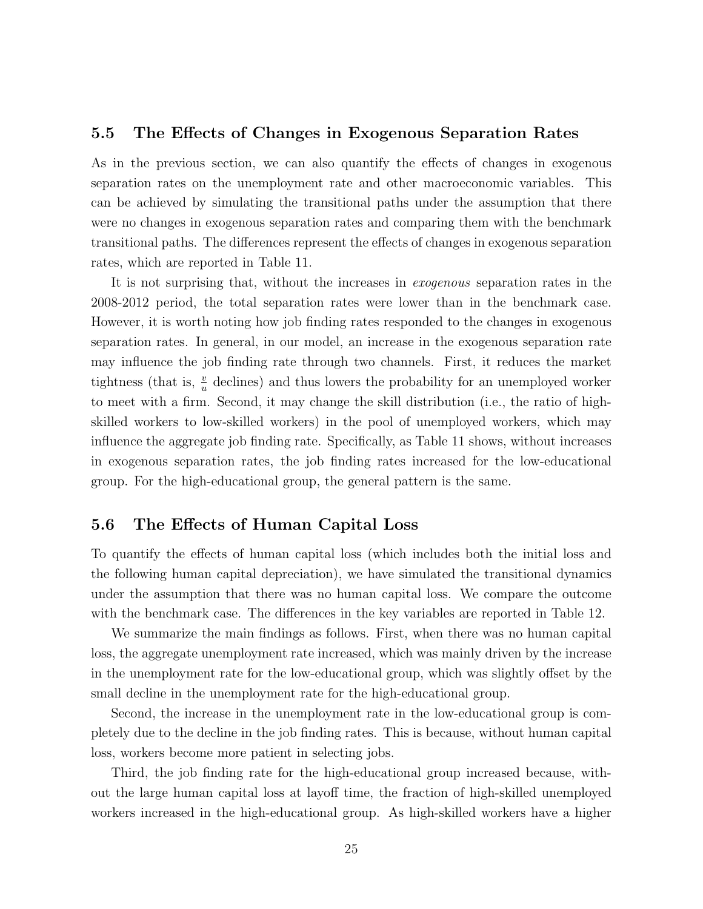### 5.5 The Effects of Changes in Exogenous Separation Rates

As in the previous section, we can also quantify the effects of changes in exogenous separation rates on the unemployment rate and other macroeconomic variables. This can be achieved by simulating the transitional paths under the assumption that there were no changes in exogenous separation rates and comparing them with the benchmark transitional paths. The differences represent the effects of changes in exogenous separation rates, which are reported in Table 11.

It is not surprising that, without the increases in *exogenous* separation rates in the 2008-2012 period, the total separation rates were lower than in the benchmark case. However, it is worth noting how job finding rates responded to the changes in exogenous separation rates. In general, in our model, an increase in the exogenous separation rate may influence the job finding rate through two channels. First, it reduces the market tightness (that is, $\frac{v}{u}$ declines) and thus lowers the probability for an unemployed worker to meet with a firm. Second, it may change the skill distribution (i.e., the ratio of high-skilled workers to low-skilled workers) in the pool of unemployed workers, which may influence the aggregate job finding rate. Specifically, as Table 11 shows, without increases in exogenous separation rates, the job finding rates increased for the low-educational group. For the high-educational group, the general pattern is the same.

### 5.6 The Effects of Human Capital Loss

To quantify the effects of human capital loss (which includes both the initial loss and the following human capital depreciation), we have simulated the transitional dynamics under the assumption that there was no human capital loss. We compare the outcome with the benchmark case. The differences in the key variables are reported in Table 12.

We summarize the main findings as follows. First, when there was no human capital loss, the aggregate unemployment rate increased, which was mainly driven by the increase in the unemployment rate for the low-educational group, which was slightly offset by the small decline in the unemployment rate for the high-educational group.

Second, the increase in the unemployment rate in the low-educational group is completely due to the decline in the job finding rates. This is because, without human capital loss, workers become more patient in selecting jobs.

Third, the job finding rate for the high-educational group increased because, without the large human capital loss at layoff time, the fraction of high-skilled unemployed workers increased in the high-educational group. As high-skilled workers have a higher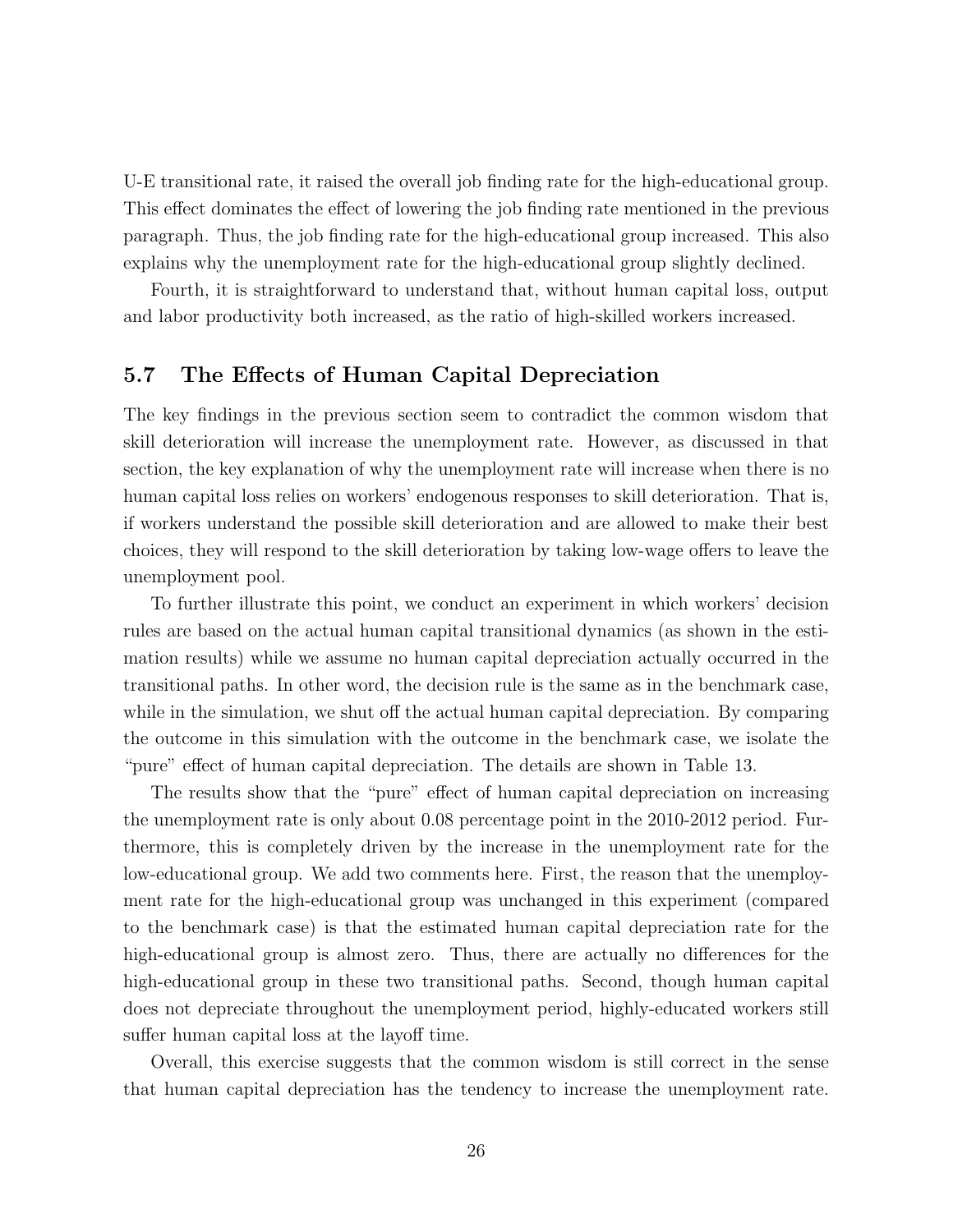U-E transitional rate, it raised the overall job finding rate for the high-educational group. This effect dominates the effect of lowering the job finding rate mentioned in the previous paragraph. Thus, the job finding rate for the high-educational group increased. This also explains why the unemployment rate for the high-educational group slightly declined.

Fourth, it is straightforward to understand that, without human capital loss, output and labor productivity both increased, as the ratio of high-skilled workers increased.

## 5.7 The Effects of Human Capital Depreciation

The key findings in the previous section seem to contradict the common wisdom that skill deterioration will increase the unemployment rate. However, as discussed in that section, the key explanation of why the unemployment rate will increase when there is no human capital loss relies on workers' endogenous responses to skill deterioration. That is, if workers understand the possible skill deterioration and are allowed to make their best choices, they will respond to the skill deterioration by taking low-wage offers to leave the unemployment pool.

To further illustrate this point, we conduct an experiment in which workers' decision rules are based on the actual human capital transitional dynamics (as shown in the estimation results) while we assume no human capital depreciation actually occurred in the transitional paths. In other word, the decision rule is the same as in the benchmark case, while in the simulation, we shut off the actual human capital depreciation. By comparing the outcome in this simulation with the outcome in the benchmark case, we isolate the "pure" effect of human capital depreciation. The details are shown in Table 13.

The results show that the "pure" effect of human capital depreciation on increasing the unemployment rate is only about 0.08 percentage point in the 2010-2012 period. Furthermore, this is completely driven by the increase in the unemployment rate for the low-educational group. We add two comments here. First, the reason that the unemployment rate for the high-educational group was unchanged in this experiment (compared to the benchmark case) is that the estimated human capital depreciation rate for the high-educational group is almost zero. Thus, there are actually no differences for the high-educational group in these two transitional paths. Second, though human capital does not depreciate throughout the unemployment period, highly-educated workers still suffer human capital loss at the layoff time.

Overall, this exercise suggests that the common wisdom is still correct in the sense that human capital depreciation has the tendency to increase the unemployment rate.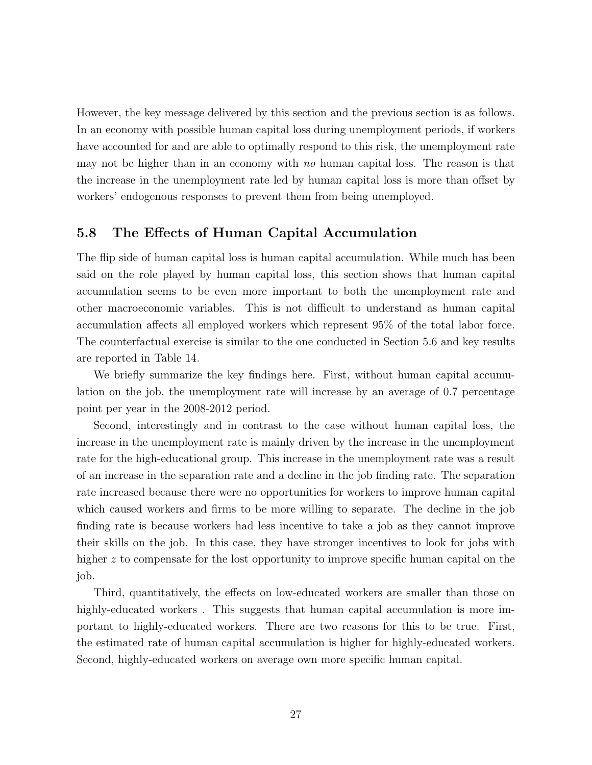However, the key message delivered by this section and the previous section is as follows. In an economy with possible human capital loss during unemployment periods, if workers have accounted for and are able to optimally respond to this risk, the unemployment rate may not be higher than in an economy with *no* human capital loss. The reason is that the increase in the unemployment rate led by human capital loss is more than offset by workers' endogenous responses to prevent them from being unemployed.

## 5.8 The Effects of Human Capital Accumulation

The flip side of human capital loss is human capital accumulation. While much has been said on the role played by human capital loss, this section shows that human capital accumulation seems to be even more important to both the unemployment rate and other macroeconomic variables. This is not difficult to understand as human capital accumulation affects all employed workers which represent 95% of the total labor force. The counterfactual exercise is similar to the one conducted in Section 5.6 and key results are reported in Table 14.

We briefly summarize the key findings here. First, without human capital accumulation on the job, the unemployment rate will increase by an average of 0.7 percentage point per year in the 2008-2012 period.

Second, interestingly and in contrast to the case without human capital loss, the increase in the unemployment rate is mainly driven by the increase in the unemployment rate for the high-educational group. This increase in the unemployment rate was a result of an increase in the separation rate and a decline in the job finding rate. The separation rate increased because there were no opportunities for workers to improve human capital which caused workers and firms to be more willing to separate. The decline in the job finding rate is because workers had less incentive to take a job as they cannot improve their skills on the job. In this case, they have stronger incentives to look for jobs with higher $z$ to compensate for the lost opportunity to improve specific human capital on the job.

Third, quantitatively, the effects on low-educated workers are smaller than those on highly-educated workers . This suggests that human capital accumulation is more important to highly-educated workers. There are two reasons for this to be true. First, the estimated rate of human capital accumulation is higher for highly-educated workers. Second, highly-educated workers on average own more specific human capital.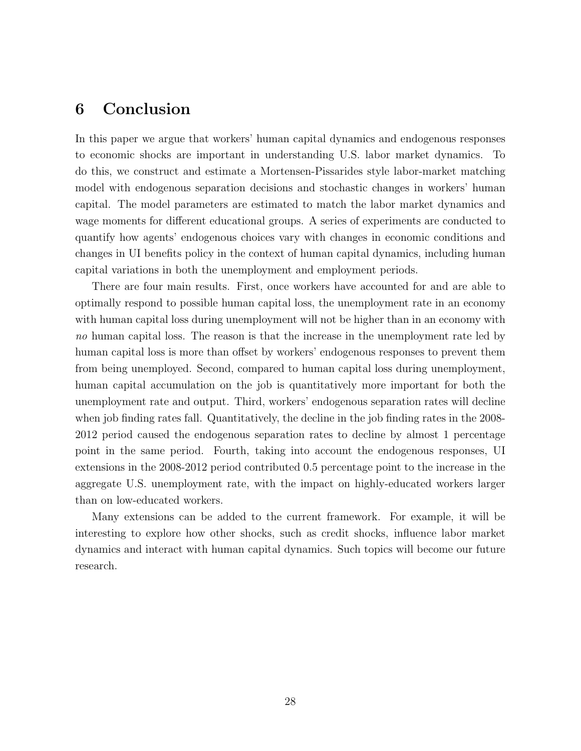# 6 Conclusion

In this paper we argue that workers' human capital dynamics and endogenous responses to economic shocks are important in understanding U.S. labor market dynamics. To do this, we construct and estimate a Mortensen-Pissarides style labor-market matching model with endogenous separation decisions and stochastic changes in workers' human capital. The model parameters are estimated to match the labor market dynamics and wage moments for different educational groups. A series of experiments are conducted to quantify how agents' endogenous choices vary with changes in economic conditions and changes in UI benefits policy in the context of human capital dynamics, including human capital variations in both the unemployment and employment periods.

There are four main results. First, once workers have accounted for and are able to optimally respond to possible human capital loss, the unemployment rate in an economy with human capital loss during unemployment will not be higher than in an economy with *no* human capital loss. The reason is that the increase in the unemployment rate led by human capital loss is more than offset by workers' endogenous responses to prevent them from being unemployed. Second, compared to human capital loss during unemployment, human capital accumulation on the job is quantitatively more important for both the unemployment rate and output. Third, workers' endogenous separation rates will decline when job finding rates fall. Quantitatively, the decline in the job finding rates in the 2008-2012 period caused the endogenous separation rates to decline by almost 1 percentage point in the same period. Fourth, taking into account the endogenous responses, UI extensions in the 2008-2012 period contributed 0.5 percentage point to the increase in the aggregate U.S. unemployment rate, with the impact on highly-educated workers larger than on low-educated workers.

Many extensions can be added to the current framework. For example, it will be interesting to explore how other shocks, such as credit shocks, influence labor market dynamics and interact with human capital dynamics. Such topics will become our future research.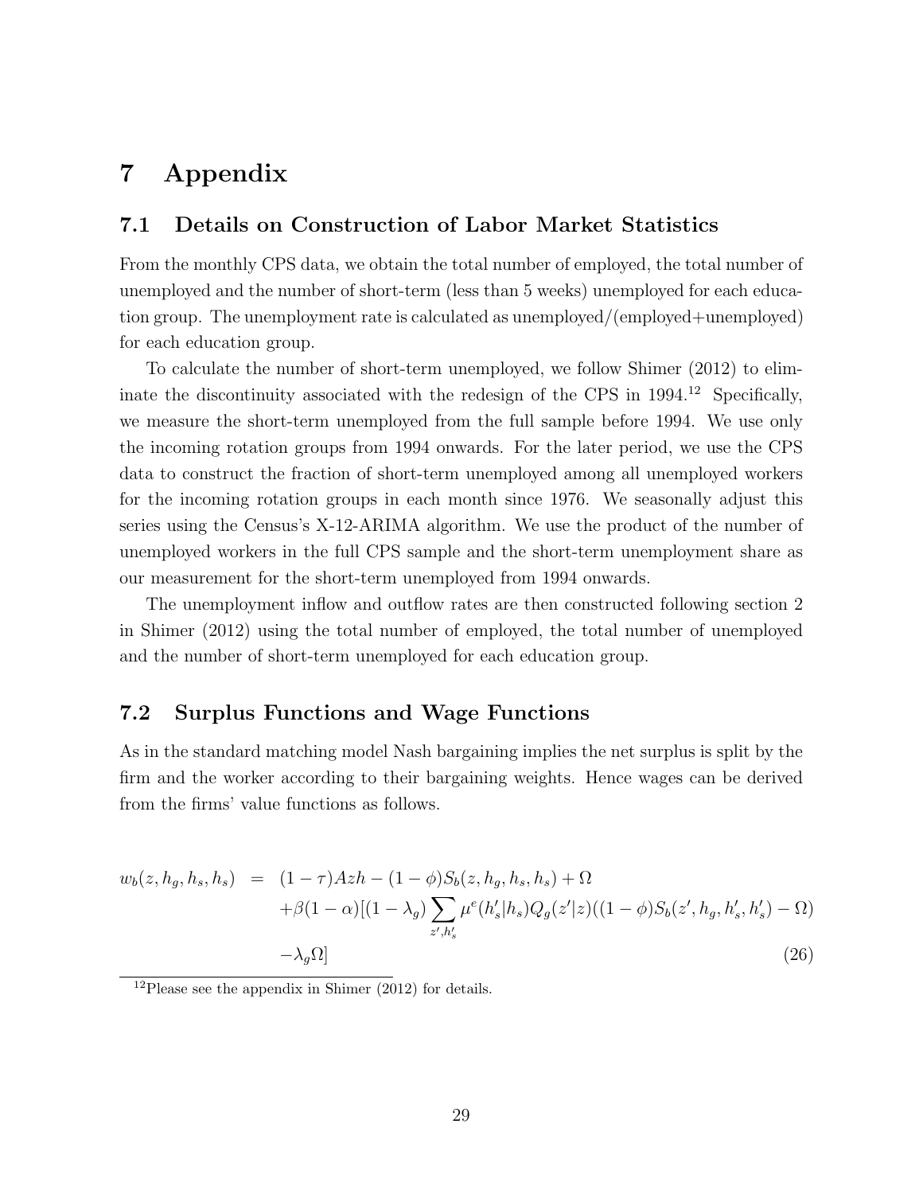# 7 Appendix

## 7.1 Details on Construction of Labor Market Statistics

From the monthly CPS data, we obtain the total number of employed, the total number of unemployed and the number of short-term (less than 5 weeks) unemployed for each education group. The unemployment rate is calculated as unemployed/(employed+unemployed) for each education group.

To calculate the number of short-term unemployed, we follow Shimer (2012) to eliminate the discontinuity associated with the redesign of the CPS in 1994.[12] Specifically, we measure the short-term unemployed from the full sample before 1994. We use only the incoming rotation groups from 1994 onwards. For the later period, we use the CPS data to construct the fraction of short-term unemployed among all unemployed workers for the incoming rotation groups in each month since 1976. We seasonally adjust this series using the Census's X-12-ARIMA algorithm. We use the product of the number of unemployed workers in the full CPS sample and the short-term unemployment share as our measurement for the short-term unemployed from 1994 onwards.

The unemployment inflow and outflow rates are then constructed following section 2 in Shimer (2012) using the total number of employed, the total number of unemployed and the number of short-term unemployed for each education group.

## 7.2 Surplus Functions and Wage Functions

As in the standard matching model Nash bargaining implies the net surplus is split by the firm and the worker according to their bargaining weights. Hence wages can be derived from the firms' value functions as follows.

$$
\begin{aligned}
w_b(z, h_g, h_s, h_s) = \; & (1-\tau)Azh - (1-\phi)S_b(z, h_g, h_s, h_s) + \Omega \\
& + \beta(1-\alpha)[(1-\lambda_g) \sum_{z', h_s'} \mu^e(h_s'|h_s) Q_g(z'|z)((1-\phi)S_b(z', h_g, h_s', h_s') - \Omega) \\
& - \lambda_g \Omega]
\end{aligned}
\tag{26}
$$

[12] Please see the appendix in Shimer (2012) for details.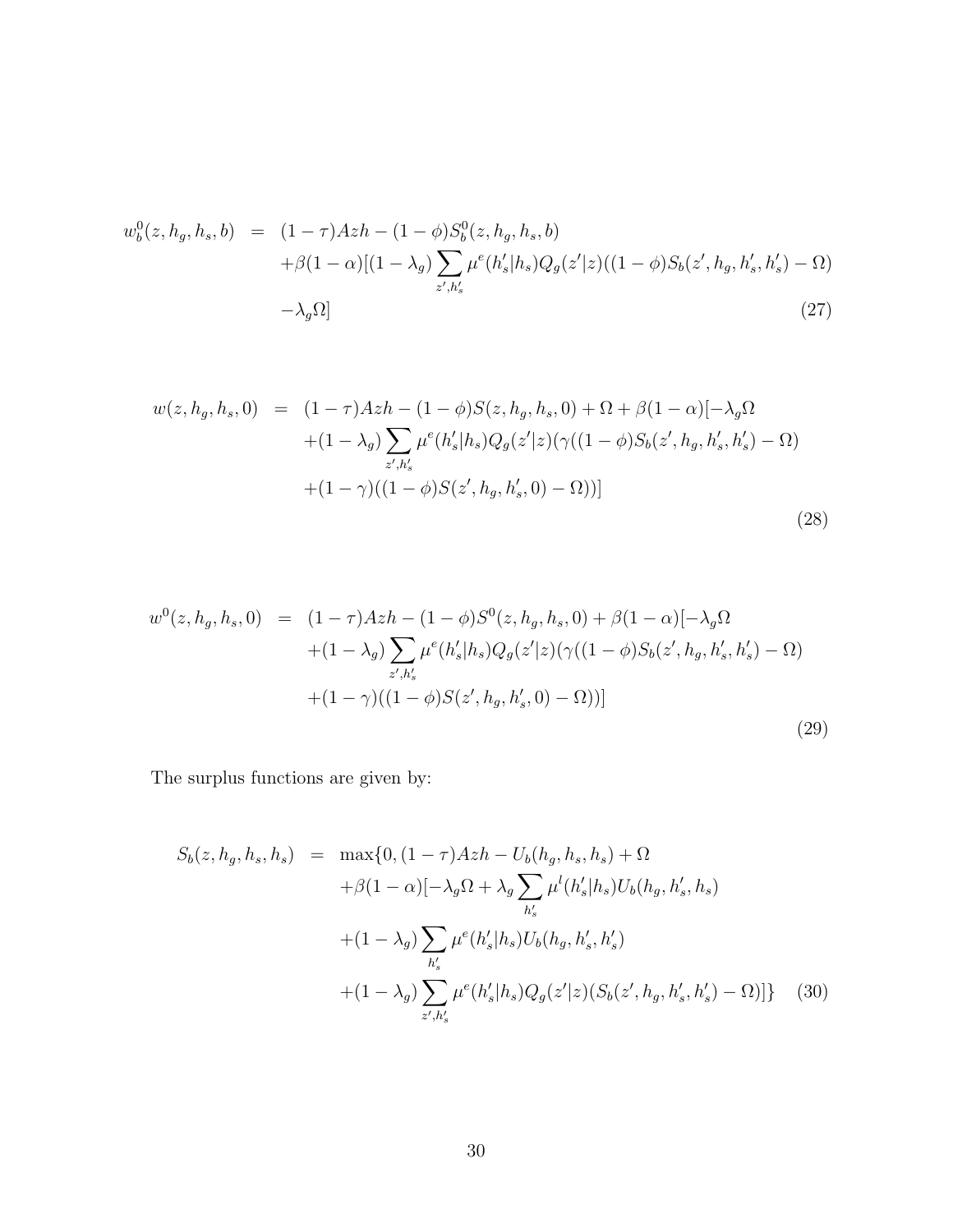$$
\begin{aligned}
w_b^0(z, h_g, h_s, b) \;=\;& (1-\tau)Azh - (1-\phi)S_b^0(z, h_g, h_s, b) \\
&+\beta(1-\alpha)[(1-\lambda_g)\sum_{z', h_s'} \mu^e(h_s'|h_s)Q_g(z'|z)((1-\phi)S_b(z', h_g, h_s', h_s') - \Omega) \\
&-\lambda_g \Omega]
\end{aligned} \tag{27}
$$

$$
\begin{aligned}
w(z, h_g, h_s, 0) \;=\;& (1-\tau)Azh - (1-\phi)S(z, h_g, h_s, 0) + \Omega + \beta(1-\alpha)[-\lambda_g \Omega \\
&+(1-\lambda_g)\sum_{z', h_s'} \mu^e(h_s'|h_s)Q_g(z'|z)(\gamma((1-\phi)S_b(z', h_g, h_s', h_s') - \Omega) \\
&+(1-\gamma)((1-\phi)S(z', h_g, h_s', 0) - \Omega))]
\end{aligned} \tag{28}
$$

$$
\begin{aligned}
w^0(z, h_g, h_s, 0) \;=\;& (1-\tau)Azh - (1-\phi)S^0(z, h_g, h_s, 0) + \beta(1-\alpha)[-\lambda_g \Omega \\
&+(1-\lambda_g)\sum_{z', h_s'} \mu^e(h_s'|h_s)Q_g(z'|z)(\gamma((1-\phi)S_b(z', h_g, h_s', h_s') - \Omega) \\
&+(1-\gamma)((1-\phi)S(z', h_g, h_s', 0) - \Omega))]
\end{aligned} \tag{29}
$$

The surplus functions are given by:

$$
\begin{aligned}
S_b(z, h_g, h_s, h_s) \;=\;& \max\{0, (1-\tau)Azh - U_b(h_g, h_s, h_s) + \Omega \\
&+\beta(1-\alpha)[-\lambda_g \Omega + \lambda_g \sum_{h_s'} \mu^l(h_s'|h_s)U_b(h_g, h_s', h_s) \\
&+(1-\lambda_g)\sum_{h_s'} \mu^e(h_s'|h_s)U_b(h_g, h_s', h_s') \\
&+(1-\lambda_g)\sum_{z', h_s'} \mu^e(h_s'|h_s)Q_g(z'|z)(S_b(z', h_g, h_s', h_s') - \Omega)]\}
\end{aligned} \tag{30}
$$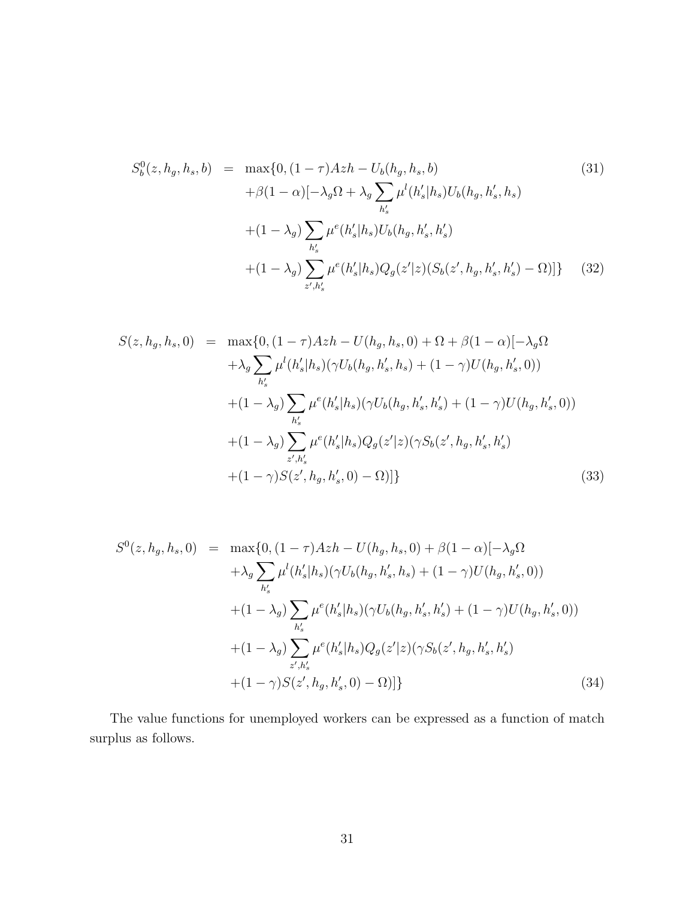$$
\begin{aligned}
S_b^0(z, h_g, h_s, b) &= \max\{0, (1-\tau)Azh - U_b(h_g, h_s, b) \qquad (31) \\
&\quad + \beta(1-\alpha)[-\lambda_g \Omega + \lambda_g \sum_{h_s'} \mu^l(h_s'|h_s) U_b(h_g, h_s', h_s) \\
&\quad + (1-\lambda_g) \sum_{h_s'} \mu^e(h_s'|h_s) U_b(h_g, h_s', h_s') \\
&\quad + (1-\lambda_g) \sum_{z', h_s'} \mu^e(h_s'|h_s) Q_g(z'|z)(S_b(z', h_g, h_s', h_s') - \Omega)]\} \qquad (32)
\end{aligned}
$$

$$
\begin{aligned}
S(z, h_g, h_s, 0) &= \max\{0, (1-\tau)Azh - U(h_g, h_s, 0) + \Omega + \beta(1-\alpha)[-\lambda_g \Omega \\
&\quad + \lambda_g \sum_{h_s'} \mu^l(h_s'|h_s)(\gamma U_b(h_g, h_s', h_s) + (1-\gamma) U(h_g, h_s', 0)) \\
&\quad + (1-\lambda_g) \sum_{h_s'} \mu^e(h_s'|h_s)(\gamma U_b(h_g, h_s', h_s') + (1-\gamma) U(h_g, h_s', 0)) \\
&\quad + (1-\lambda_g) \sum_{z', h_s'} \mu^e(h_s'|h_s) Q_g(z'|z)(\gamma S_b(z', h_g, h_s', h_s') \\
&\quad + (1-\gamma) S(z', h_g, h_s', 0) - \Omega)]\} \qquad (33)
\end{aligned}
$$

$$
\begin{aligned}
S^0(z, h_g, h_s, 0) &= \max\{0, (1-\tau)Azh - U(h_g, h_s, 0) + \beta(1-\alpha)[-\lambda_g \Omega \\
&\quad + \lambda_g \sum_{h_s'} \mu^l(h_s'|h_s)(\gamma U_b(h_g, h_s', h_s) + (1-\gamma) U(h_g, h_s', 0)) \\
&\quad + (1-\lambda_g) \sum_{h_s'} \mu^e(h_s'|h_s)(\gamma U_b(h_g, h_s', h_s') + (1-\gamma) U(h_g, h_s', 0)) \\
&\quad + (1-\lambda_g) \sum_{z', h_s'} \mu^e(h_s'|h_s) Q_g(z'|z)(\gamma S_b(z', h_g, h_s', h_s') \\
&\quad + (1-\gamma) S(z', h_g, h_s', 0) - \Omega)]\} \qquad (34)
\end{aligned}
$$

The value functions for unemployed workers can be expressed as a function of match surplus as follows.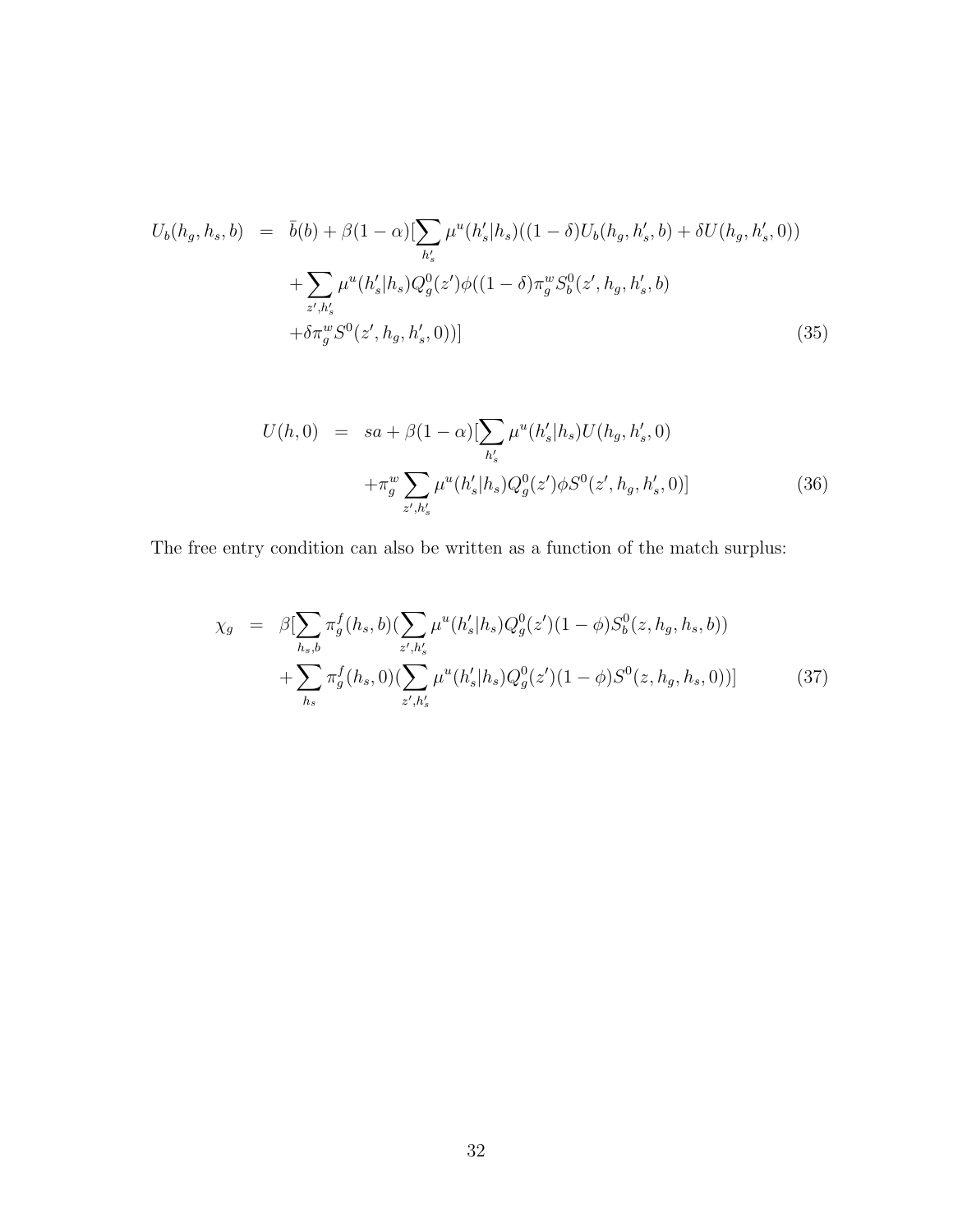$$
\begin{aligned}
U_b(h_g, h_s, b) &= \bar{b}(b) + \beta(1-\alpha)[\sum_{h_s'} \mu^u(h_s'|h_s)((1-\delta)U_b(h_g, h_s', b) + \delta U(h_g, h_s', 0)) \\
&\quad + \sum_{z', h_s'} \mu^u(h_s'|h_s) Q_g^0(z') \phi((1-\delta)\pi_g^w S_b^0(z', h_g, h_s', b) \\
&\quad + \delta \pi_g^w S^0(z', h_g, h_s', 0))]
\end{aligned} \tag{35}
$$

$$
\begin{aligned}
U(h, 0) &= sa + \beta(1-\alpha)[\sum_{h_s'} \mu^u(h_s'|h_s) U(h_g, h_s', 0) \\
&\quad + \pi_g^w \sum_{z', h_s'} \mu^u(h_s'|h_s) Q_g^0(z') \phi S^0(z', h_g, h_s', 0)]
\end{aligned} \tag{36}
$$

The free entry condition can also be written as a function of the match surplus:

$$
\begin{aligned}
\chi_g &= \beta[\sum_{h_s, b} \pi_g^f(h_s, b)(\sum_{z', h_s'} \mu^u(h_s'|h_s) Q_g^0(z')(1-\phi) S_b^0(z, h_g, h_s, b)) \\
&\quad + \sum_{h_s} \pi_g^f(h_s, 0)(\sum_{z', h_s'} \mu^u(h_s'|h_s) Q_g^0(z')(1-\phi) S^0(z, h_g, h_s, 0))]
\end{aligned} \tag{37}
$$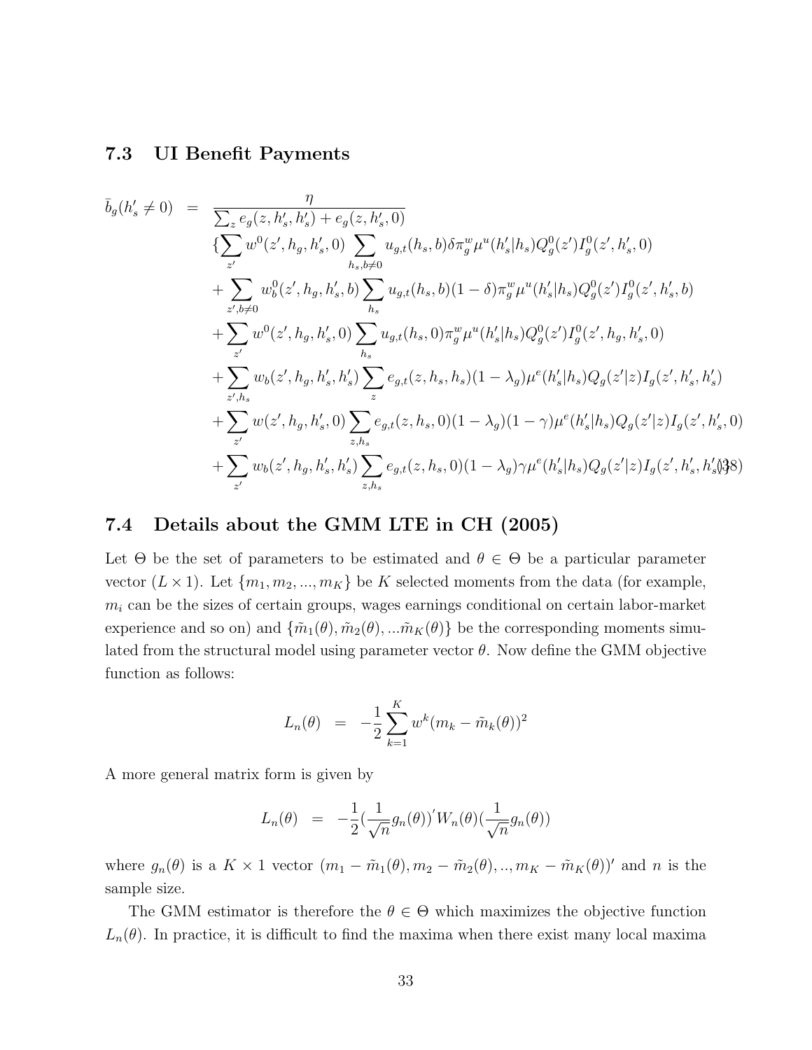### 7.3 UI Benefit Payments

$$
\begin{aligned}
\bar{b}_g(h'_s \neq 0) \;\; = \;\; & \frac{\eta}{\sum_z e_g(z, h'_s, h'_s) + e_g(z, h'_s, 0)} \\
& \{\sum_{z'} w^0(z', h_g, h'_s, 0) \sum_{h_s, b \neq 0} u_{g,t}(h_s, b) \delta \pi_g^w \mu^u(h'_s|h_s) Q_g^0(z') I_g^0(z', h'_s, 0) \\
& + \sum_{z', b \neq 0} w_b^0(z', h_g, h'_s, b) \sum_{h_s} u_{g,t}(h_s, b)(1-\delta) \pi_g^w \mu^u(h'_s|h_s) Q_g^0(z') I_g^0(z', h'_s, b) \\
& + \sum_{z'} w^0(z', h_g, h'_s, 0) \sum_{h_s} u_{g,t}(h_s, 0) \pi_g^w \mu^u(h'_s|h_s) Q_g^0(z') I_g^0(z', h_g, h'_s, 0) \\
& + \sum_{z', h_s} w_b(z', h_g, h'_s, h'_s) \sum_{z} e_{g,t}(z, h_s, h_s)(1-\lambda_g) \mu^e(h'_s|h_s) Q_g(z'|z) I_g(z', h'_s, h'_s) \\
& + \sum_{z'} w(z', h_g, h'_s, 0) \sum_{z, h_s} e_{g,t}(z, h_s, 0)(1-\lambda_g)(1-\gamma) \mu^e(h'_s|h_s) Q_g(z'|z) I_g(z', h'_s, 0) \\
& + \sum_{z'} w_b(z', h_g, h'_s, h'_s) \sum_{z, h_s} e_{g,t}(z, h_s, 0)(1-\lambda_g) \gamma \mu^e(h'_s|h_s) Q_g(z'|z) I_g(z', h'_s, h'_s)\}
\end{aligned} \tag{38}
$$

### 7.4 Details about the GMM LTE in CH (2005)

Let $\Theta$ be the set of parameters to be estimated and $\theta \in \Theta$ be a particular parameter vector $(L \times 1)$. Let $\{m_1, m_2, ..., m_K\}$ be $K$ selected moments from the data (for example, $m_i$ can be the sizes of certain groups, wages earnings conditional on certain labor-market experience and so on) and $\{\tilde{m}_1(\theta), \tilde{m}_2(\theta), ...\tilde{m}_K(\theta)\}$ be the corresponding moments simulated from the structural model using parameter vector $\theta$. Now define the GMM objective function as follows:

$$
L_n(\theta) \;\; = \;\; -\frac{1}{2} \sum_{k=1}^{K} w^k (m_k - \tilde{m}_k(\theta))^2
$$

A more general matrix form is given by

$$
L_n(\theta) \;\; = \;\; -\frac{1}{2} (\frac{1}{\sqrt{n}} g_n(\theta))' W_n(\theta) (\frac{1}{\sqrt{n}} g_n(\theta))
$$

where $g_n(\theta)$ is a $K \times 1$ vector $(m_1 - \tilde{m}_1(\theta), m_2 - \tilde{m}_2(\theta), .., m_K - \tilde{m}_K(\theta))'$ and $n$ is the sample size.

The GMM estimator is therefore the $\theta \in \Theta$ which maximizes the objective function $L_n(\theta)$. In practice, it is difficult to find the maxima when there exist many local maxima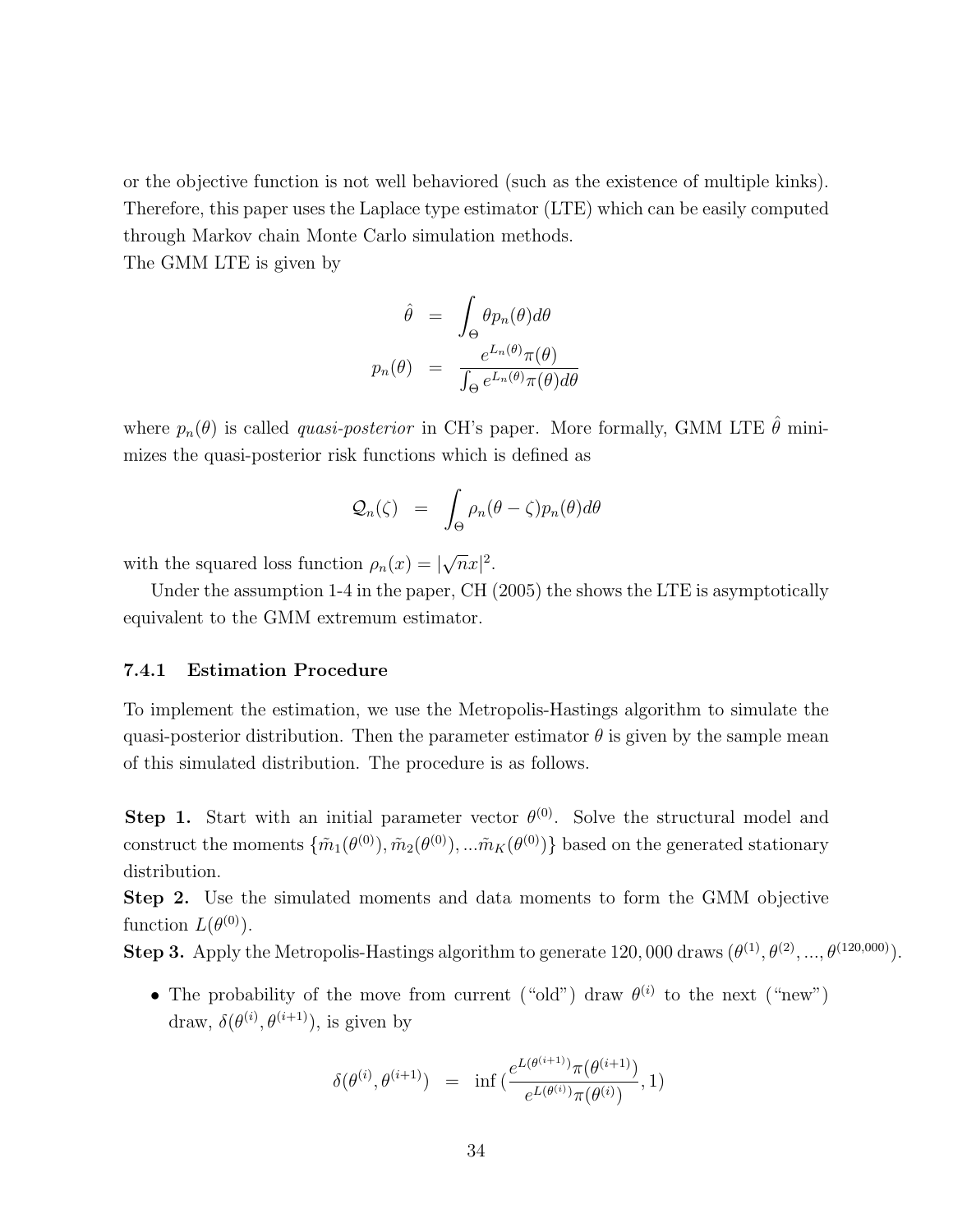or the objective function is not well behaviored (such as the existence of multiple kinks). Therefore, this paper uses the Laplace type estimator (LTE) which can be easily computed through Markov chain Monte Carlo simulation methods.
The GMM LTE is given by

$$
\begin{aligned}
\hat{\theta} &= \int_{\Theta} \theta p_n(\theta) d\theta \\
p_n(\theta) &= \frac{e^{L_n(\theta)}\pi(\theta)}{\int_{\Theta} e^{L_n(\theta)}\pi(\theta) d\theta}
\end{aligned}
$$

where $p_n(\theta)$ is called *quasi-posterior* in CH's paper. More formally, GMM LTE $\hat{\theta}$ minimizes the quasi-posterior risk functions which is defined as

$$
\mathcal{Q}_n(\zeta) = \int_{\Theta} \rho_n(\theta - \zeta) p_n(\theta) d\theta
$$

with the squared loss function $\rho_n(x) = |\sqrt{n}x|^2$.

Under the assumption 1-4 in the paper, CH (2005) the shows the LTE is asymptotically equivalent to the GMM extremum estimator.

#### 7.4.1 Estimation Procedure

To implement the estimation, we use the Metropolis-Hastings algorithm to simulate the quasi-posterior distribution. Then the parameter estimator $\theta$ is given by the sample mean of this simulated distribution. The procedure is as follows.

**Step 1.** Start with an initial parameter vector $\theta^{(0)}$. Solve the structural model and construct the moments $\{\tilde{m}_1(\theta^{(0)}), \tilde{m}_2(\theta^{(0)}), ...\tilde{m}_K(\theta^{(0)})\}$ based on the generated stationary distribution.
**Step 2.** Use the simulated moments and data moments to form the GMM objective function $L(\theta^{(0)})$.
**Step 3.** Apply the Metropolis-Hastings algorithm to generate 120,000 draws $(\theta^{(1)}, \theta^{(2)}, ..., \theta^{(120{,}000)})$.

- The probability of the move from current ("old") draw $\theta^{(i)}$ to the next ("new") draw, $\delta(\theta^{(i)}, \theta^{(i+1)})$, is given by

$$
\delta(\theta^{(i)}, \theta^{(i+1)}) = \inf\left(\frac{e^{L(\theta^{(i+1)})}\pi(\theta^{(i+1)})}{e^{L(\theta^{(i)})}\pi(\theta^{(i)})}, 1\right)
$$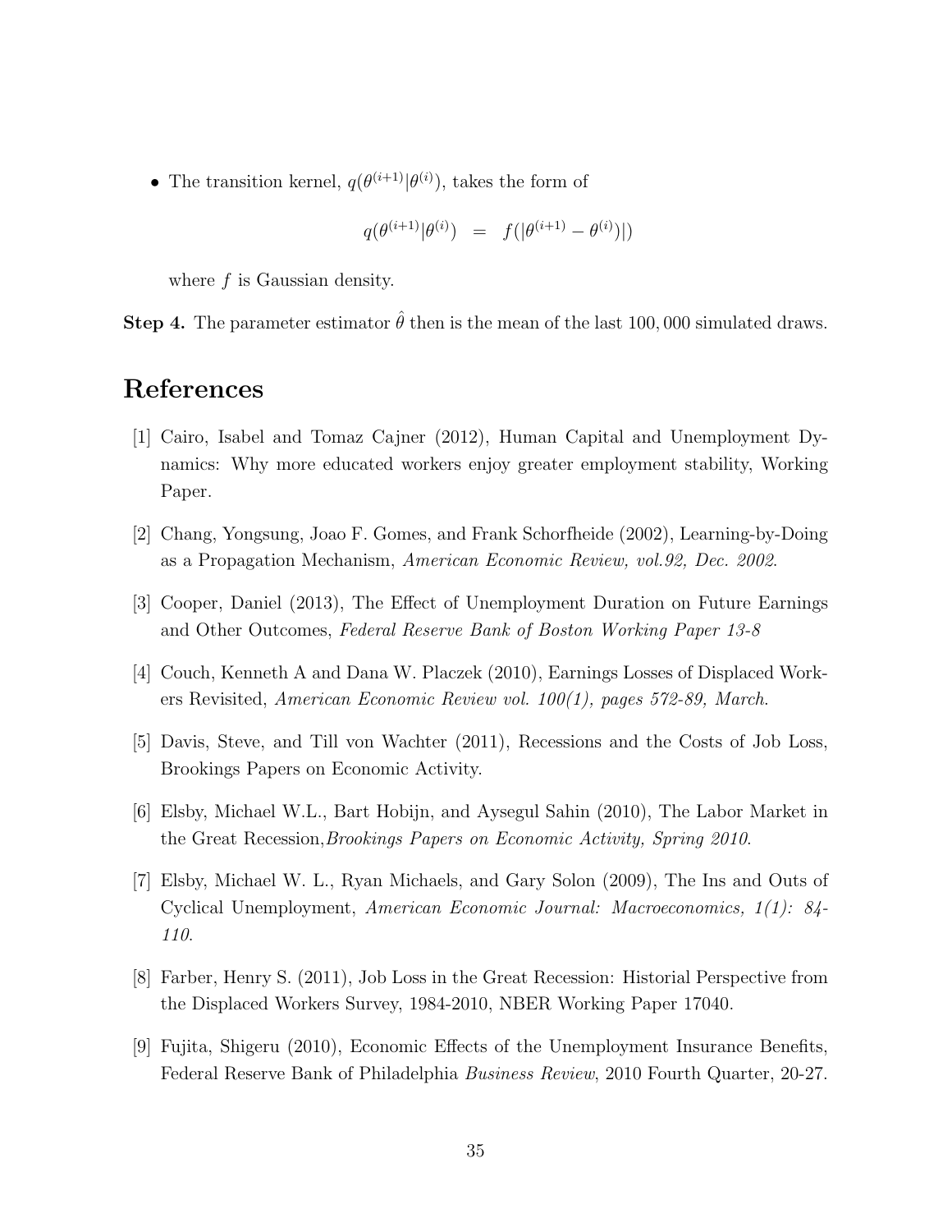- The transition kernel, $q(\theta^{(i+1)}|\theta^{(i)})$, takes the form of

$$q(\theta^{(i+1)}|\theta^{(i)}) \;\; = \;\; f(|\theta^{(i+1)} - \theta^{(i)})|)$$

  where $f$ is Gaussian density.

**Step 4.** The parameter estimator $\hat{\theta}$ then is the mean of the last 100,000 simulated draws.

# References

[1] Cairo, Isabel and Tomaz Cajner (2012), Human Capital and Unemployment Dynamics: Why more educated workers enjoy greater employment stability, Working Paper.

[2] Chang, Yongsung, Joao F. Gomes, and Frank Schorfheide (2002), Learning-by-Doing as a Propagation Mechanism, *American Economic Review, vol.92, Dec. 2002*.

[3] Cooper, Daniel (2013), The Effect of Unemployment Duration on Future Earnings and Other Outcomes, *Federal Reserve Bank of Boston Working Paper 13-8*

[4] Couch, Kenneth A and Dana W. Placzek (2010), Earnings Losses of Displaced Workers Revisited, *American Economic Review vol. 100(1), pages 572-89, March*.

[5] Davis, Steve, and Till von Wachter (2011), Recessions and the Costs of Job Loss, Brookings Papers on Economic Activity.

[6] Elsby, Michael W.L., Bart Hobijn, and Aysegul Sahin (2010), The Labor Market in the Great Recession,*Brookings Papers on Economic Activity, Spring 2010*.

[7] Elsby, Michael W. L., Ryan Michaels, and Gary Solon (2009), The Ins and Outs of Cyclical Unemployment, *American Economic Journal: Macroeconomics, 1(1): 84-110*.

[8] Farber, Henry S. (2011), Job Loss in the Great Recession: Historial Perspective from the Displaced Workers Survey, 1984-2010, NBER Working Paper 17040.

[9] Fujita, Shigeru (2010), Economic Effects of the Unemployment Insurance Benefits, Federal Reserve Bank of Philadelphia *Business Review*, 2010 Fourth Quarter, 20-27.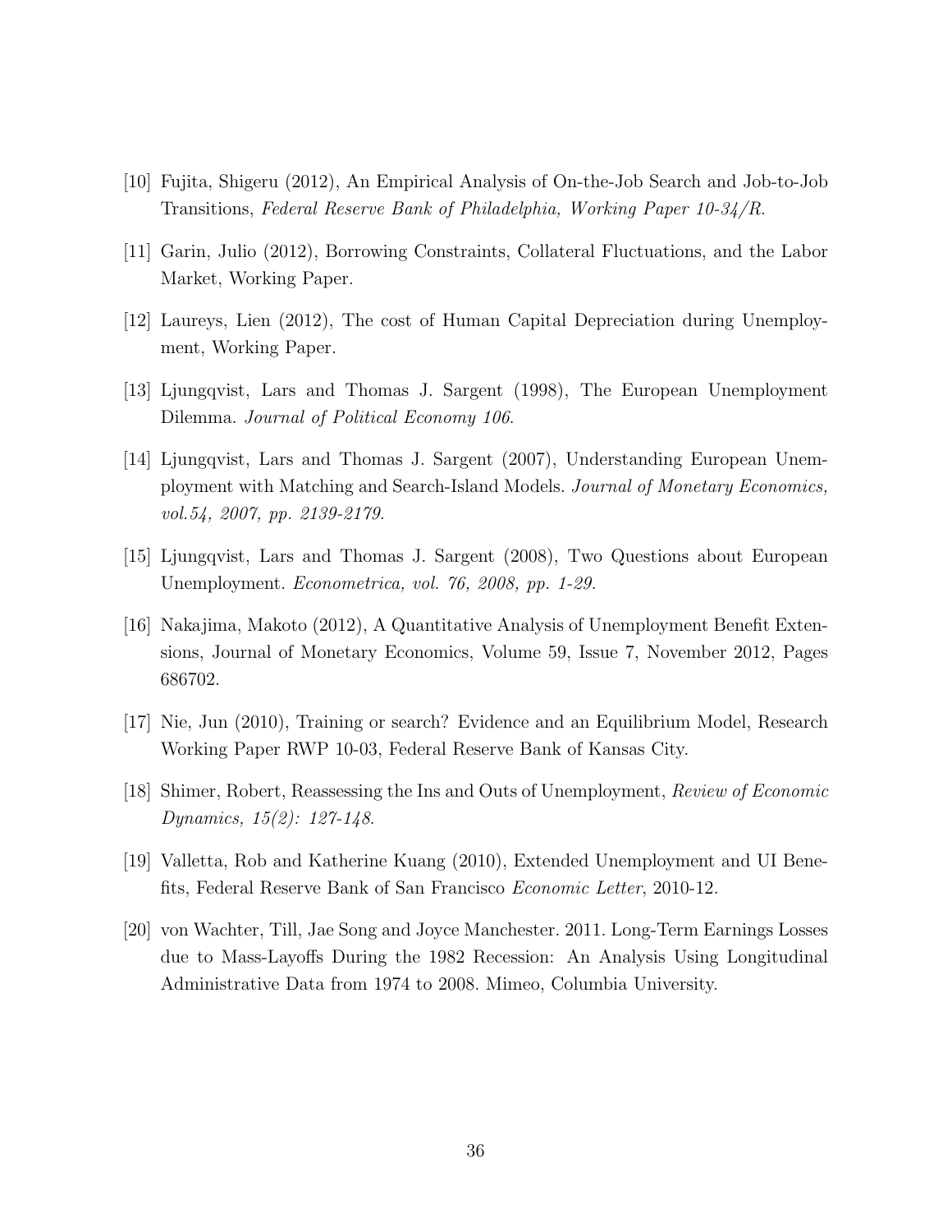[10] Fujita, Shigeru (2012), An Empirical Analysis of On-the-Job Search and Job-to-Job Transitions, *Federal Reserve Bank of Philadelphia, Working Paper 10-34/R*.

[11] Garin, Julio (2012), Borrowing Constraints, Collateral Fluctuations, and the Labor Market, Working Paper.

[12] Laureys, Lien (2012), The cost of Human Capital Depreciation during Unemployment, Working Paper.

[13] Ljungqvist, Lars and Thomas J. Sargent (1998), The European Unemployment Dilemma. *Journal of Political Economy 106*.

[14] Ljungqvist, Lars and Thomas J. Sargent (2007), Understanding European Unemployment with Matching and Search-Island Models. *Journal of Monetary Economics, vol.54, 2007, pp. 2139-2179*.

[15] Ljungqvist, Lars and Thomas J. Sargent (2008), Two Questions about European Unemployment. *Econometrica, vol. 76, 2008, pp. 1-29*.

[16] Nakajima, Makoto (2012), A Quantitative Analysis of Unemployment Benefit Extensions, Journal of Monetary Economics, Volume 59, Issue 7, November 2012, Pages 686702.

[17] Nie, Jun (2010), Training or search? Evidence and an Equilibrium Model, Research Working Paper RWP 10-03, Federal Reserve Bank of Kansas City.

[18] Shimer, Robert, Reassessing the Ins and Outs of Unemployment, *Review of Economic Dynamics, 15(2): 127-148*.

[19] Valletta, Rob and Katherine Kuang (2010), Extended Unemployment and UI Benefits, Federal Reserve Bank of San Francisco *Economic Letter*, 2010-12.

[20] von Wachter, Till, Jae Song and Joyce Manchester. 2011. Long-Term Earnings Losses due to Mass-Layoffs During the 1982 Recession: An Analysis Using Longitudinal Administrative Data from 1974 to 2008. Mimeo, Columbia University.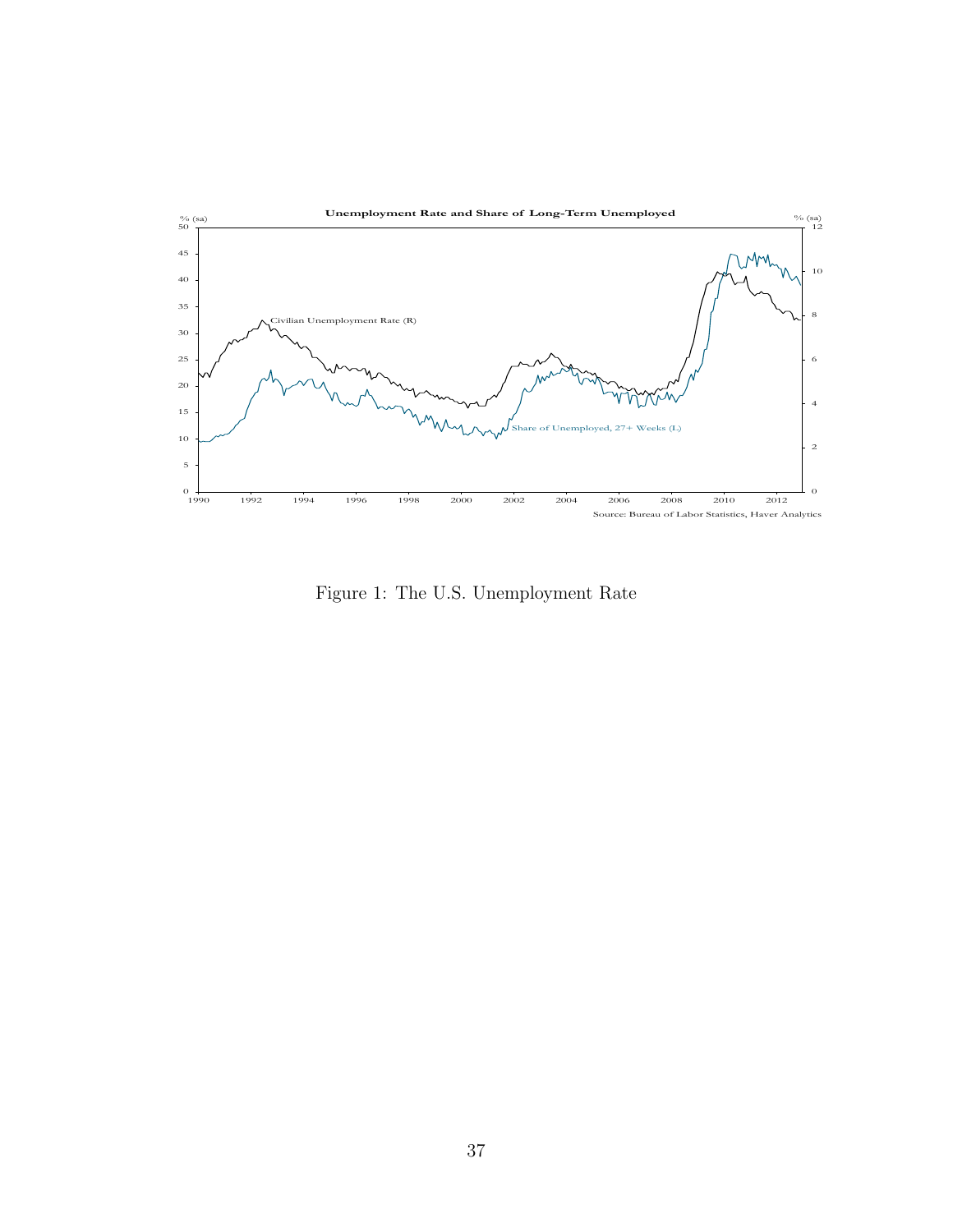Figure 1: The U.S. Unemployment Rate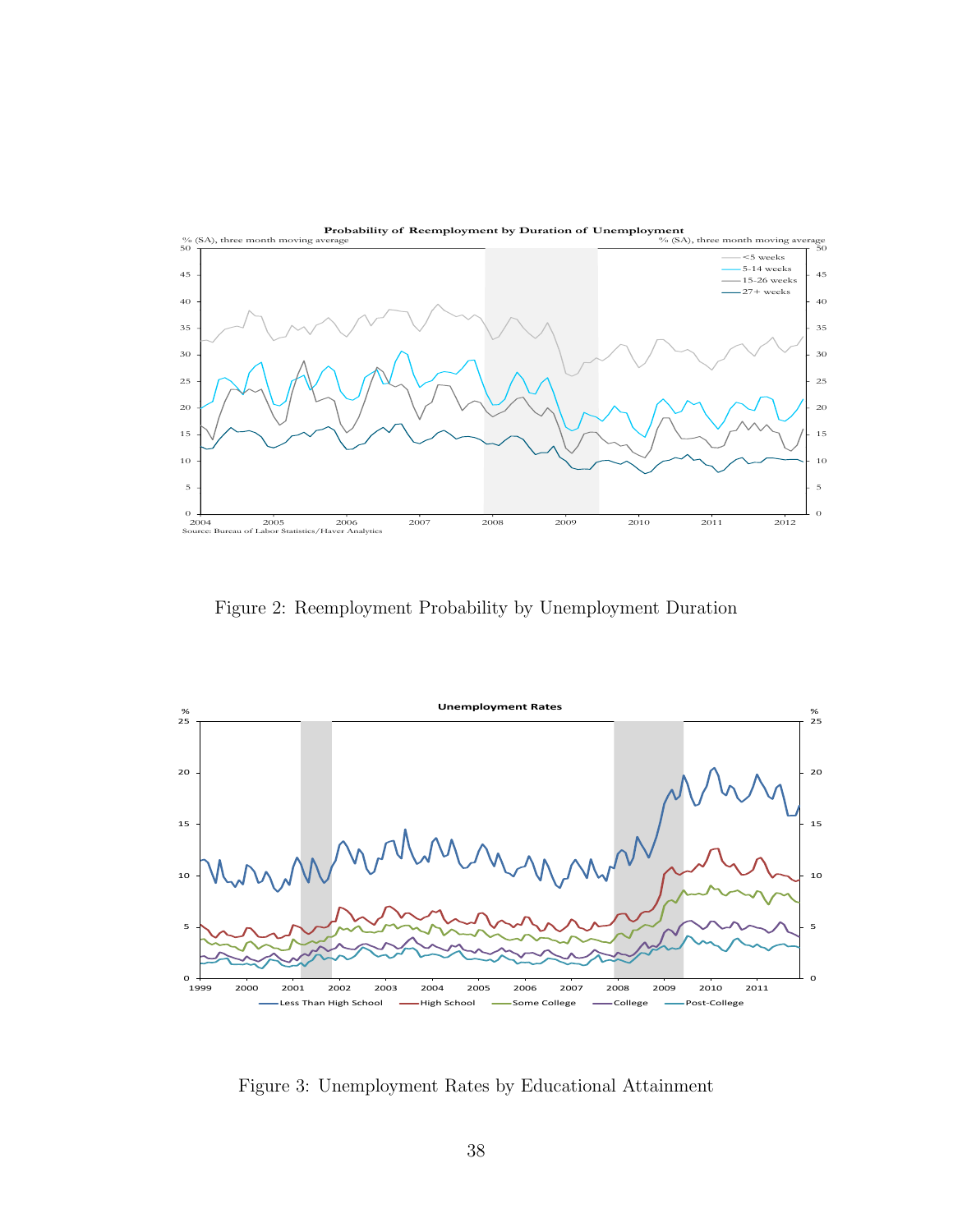Figure 2: Reemployment Probability by Unemployment Duration

Figure 3: Unemployment Rates by Educational Attainment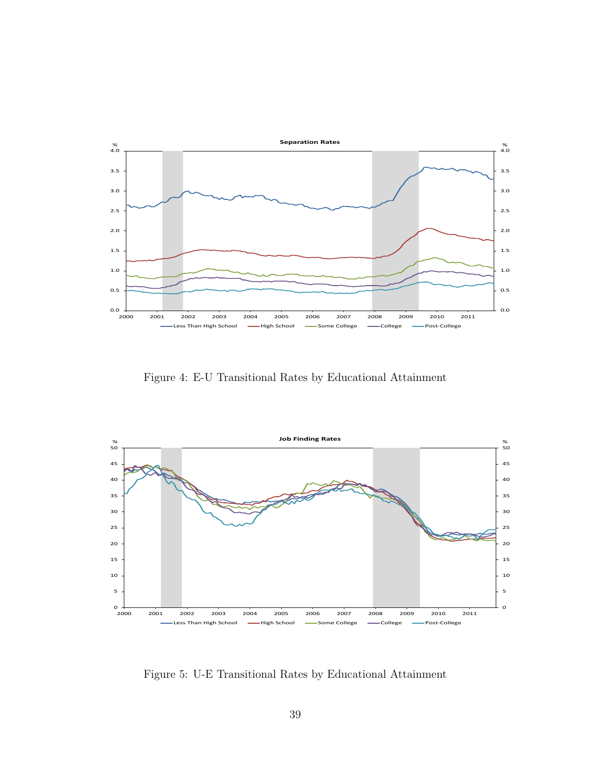Figure 4: E-U Transitional Rates by Educational Attainment

Figure 5: U-E Transitional Rates by Educational Attainment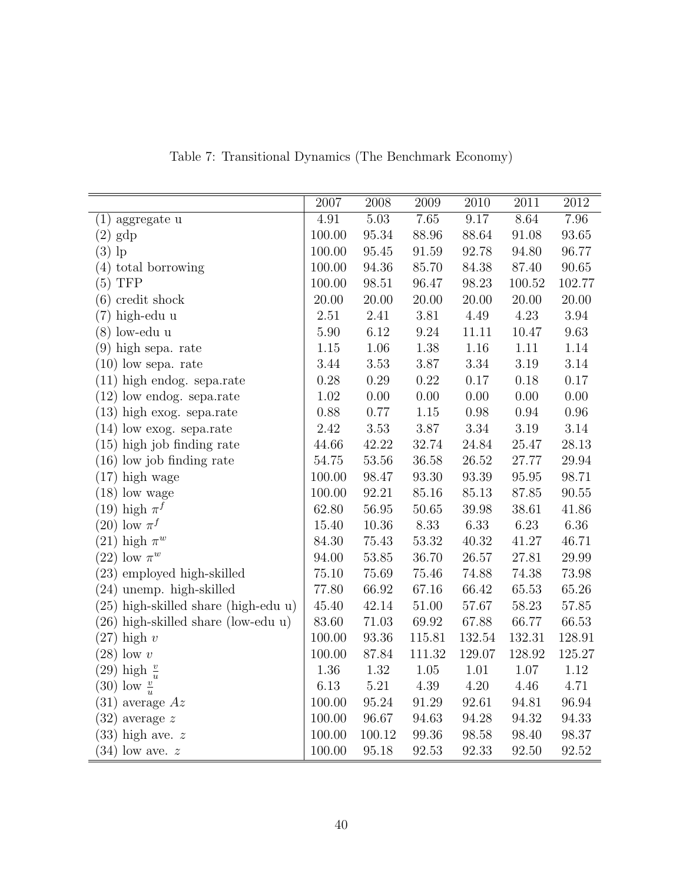Table 7: Transitional Dynamics (The Benchmark Economy)

| | 2007 | 2008 | 2009 | 2010 | 2011 | 2012 |
|---|---|---|---|---|---|---|
| (1) aggregate u | 4.91 | 5.03 | 7.65 | 9.17 | 8.64 | 7.96 |
| (2) gdp | 100.00 | 95.34 | 88.96 | 88.64 | 91.08 | 93.65 |
| (3) lp | 100.00 | 95.45 | 91.59 | 92.78 | 94.80 | 96.77 |
| (4) total borrowing | 100.00 | 94.36 | 85.70 | 84.38 | 87.40 | 90.65 |
| (5) TFP | 100.00 | 98.51 | 96.47 | 98.23 | 100.52 | 102.77 |
| (6) credit shock | 20.00 | 20.00 | 20.00 | 20.00 | 20.00 | 20.00 |
| (7) high-edu u | 2.51 | 2.41 | 3.81 | 4.49 | 4.23 | 3.94 |
| (8) low-edu u | 5.90 | 6.12 | 9.24 | 11.11 | 10.47 | 9.63 |
| (9) high sepa. rate | 1.15 | 1.06 | 1.38 | 1.16 | 1.11 | 1.14 |
| (10) low sepa. rate | 3.44 | 3.53 | 3.87 | 3.34 | 3.19 | 3.14 |
| (11) high endog. sepa.rate | 0.28 | 0.29 | 0.22 | 0.17 | 0.18 | 0.17 |
| (12) low endog. sepa.rate | 1.02 | 0.00 | 0.00 | 0.00 | 0.00 | 0.00 |
| (13) high exog. sepa.rate | 0.88 | 0.77 | 1.15 | 0.98 | 0.94 | 0.96 |
| (14) low exog. sepa.rate | 2.42 | 3.53 | 3.87 | 3.34 | 3.19 | 3.14 |
| (15) high job finding rate | 44.66 | 42.22 | 32.74 | 24.84 | 25.47 | 28.13 |
| (16) low job finding rate | 54.75 | 53.56 | 36.58 | 26.52 | 27.77 | 29.94 |
| (17) high wage | 100.00 | 98.47 | 93.30 | 93.39 | 95.95 | 98.71 |
| (18) low wage | 100.00 | 92.21 | 85.16 | 85.13 | 87.85 | 90.55 |
| (19) high $\pi^f$ | 62.80 | 56.95 | 50.65 | 39.98 | 38.61 | 41.86 |
| (20) low $\pi^f$ | 15.40 | 10.36 | 8.33 | 6.33 | 6.23 | 6.36 |
| (21) high $\pi^w$ | 84.30 | 75.43 | 53.32 | 40.32 | 41.27 | 46.71 |
| (22) low $\pi^w$ | 94.00 | 53.85 | 36.70 | 26.57 | 27.81 | 29.99 |
| (23) employed high-skilled | 75.10 | 75.69 | 75.46 | 74.88 | 74.38 | 73.98 |
| (24) unemp. high-skilled | 77.80 | 66.92 | 67.16 | 66.42 | 65.53 | 65.26 |
| (25) high-skilled share (high-edu u) | 45.40 | 42.14 | 51.00 | 57.67 | 58.23 | 57.85 |
| (26) high-skilled share (low-edu u) | 83.60 | 71.03 | 69.92 | 67.88 | 66.77 | 66.53 |
| (27) high $v$ | 100.00 | 93.36 | 115.81 | 132.54 | 132.31 | 128.91 |
| (28) low $v$ | 100.00 | 87.84 | 111.32 | 129.07 | 128.92 | 125.27 |
| (29) high $\frac{v}{u}$ | 1.36 | 1.32 | 1.05 | 1.01 | 1.07 | 1.12 |
| (30) low $\frac{v}{u}$ | 6.13 | 5.21 | 4.39 | 4.20 | 4.46 | 4.71 |
| (31) average $Az$ | 100.00 | 95.24 | 91.29 | 92.61 | 94.81 | 96.94 |
| (32) average $z$ | 100.00 | 96.67 | 94.63 | 94.28 | 94.32 | 94.33 |
| (33) high ave. $z$ | 100.00 | 100.12 | 99.36 | 98.58 | 98.40 | 98.37 |
| (34) low ave. $z$ | 100.00 | 95.18 | 92.53 | 92.33 | 92.50 | 92.52 |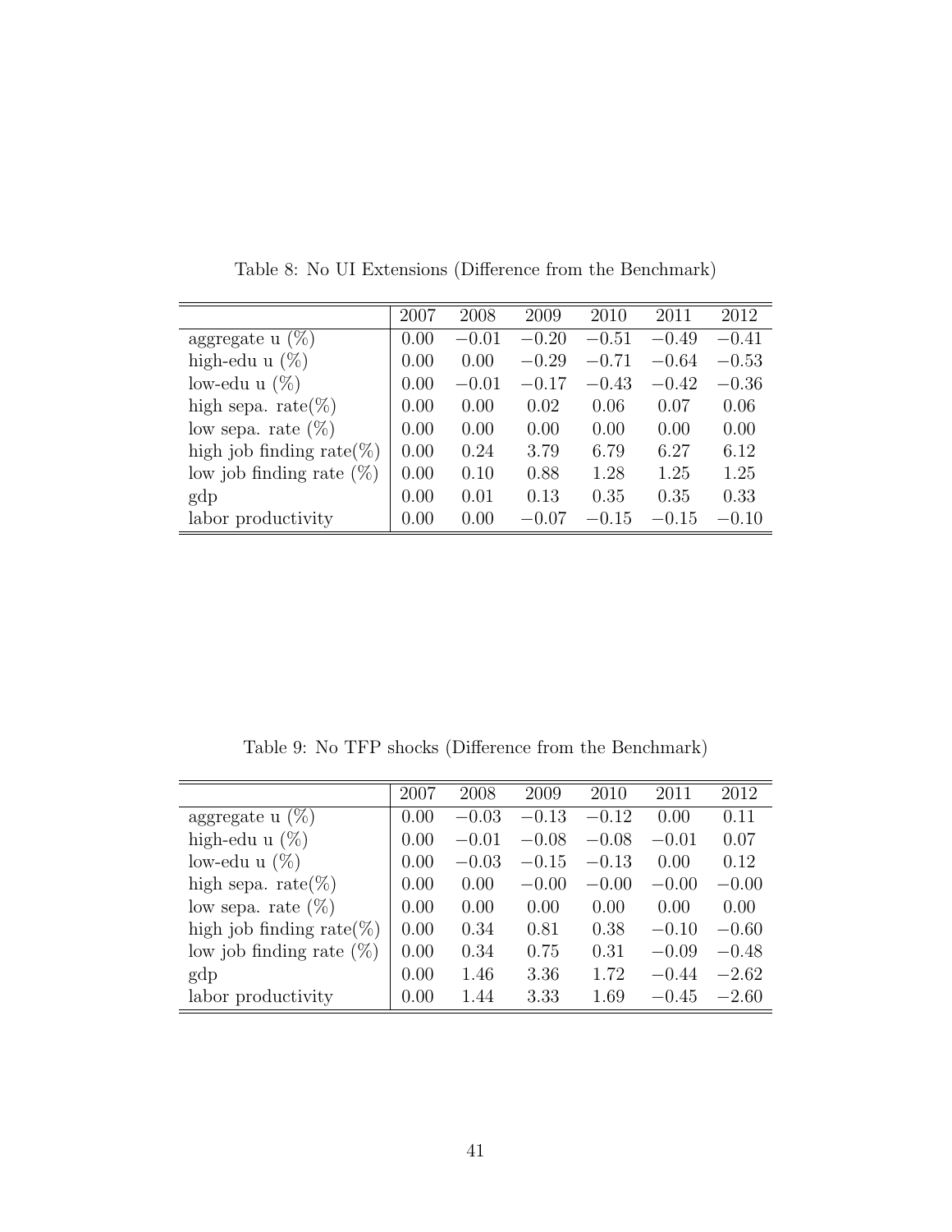Table 8: No UI Extensions (Difference from the Benchmark)

| | 2007 | 2008 | 2009 | 2010 | 2011 | 2012 |
|---|---|---|---|---|---|---|
| aggregate u (%) | 0.00 | −0.01 | −0.20 | −0.51 | −0.49 | −0.41 |
| high-edu u (%) | 0.00 | 0.00 | −0.29 | −0.71 | −0.64 | −0.53 |
| low-edu u (%) | 0.00 | −0.01 | −0.17 | −0.43 | −0.42 | −0.36 |
| high sepa. rate(%) | 0.00 | 0.00 | 0.02 | 0.06 | 0.07 | 0.06 |
| low sepa. rate (%) | 0.00 | 0.00 | 0.00 | 0.00 | 0.00 | 0.00 |
| high job finding rate(%) | 0.00 | 0.24 | 3.79 | 6.79 | 6.27 | 6.12 |
| low job finding rate (%) | 0.00 | 0.10 | 0.88 | 1.28 | 1.25 | 1.25 |
| gdp | 0.00 | 0.01 | 0.13 | 0.35 | 0.35 | 0.33 |
| labor productivity | 0.00 | 0.00 | −0.07 | −0.15 | −0.15 | −0.10 |

Table 9: No TFP shocks (Difference from the Benchmark)

| | 2007 | 2008 | 2009 | 2010 | 2011 | 2012 |
|---|---|---|---|---|---|---|
| aggregate u (%) | 0.00 | −0.03 | −0.13 | −0.12 | 0.00 | 0.11 |
| high-edu u (%) | 0.00 | −0.01 | −0.08 | −0.08 | −0.01 | 0.07 |
| low-edu u (%) | 0.00 | −0.03 | −0.15 | −0.13 | 0.00 | 0.12 |
| high sepa. rate(%) | 0.00 | 0.00 | −0.00 | −0.00 | −0.00 | −0.00 |
| low sepa. rate (%) | 0.00 | 0.00 | 0.00 | 0.00 | 0.00 | 0.00 |
| high job finding rate(%) | 0.00 | 0.34 | 0.81 | 0.38 | −0.10 | −0.60 |
| low job finding rate (%) | 0.00 | 0.34 | 0.75 | 0.31 | −0.09 | −0.48 |
| gdp | 0.00 | 1.46 | 3.36 | 1.72 | −0.44 | −2.62 |
| labor productivity | 0.00 | 1.44 | 3.33 | 1.69 | −0.45 | −2.60 |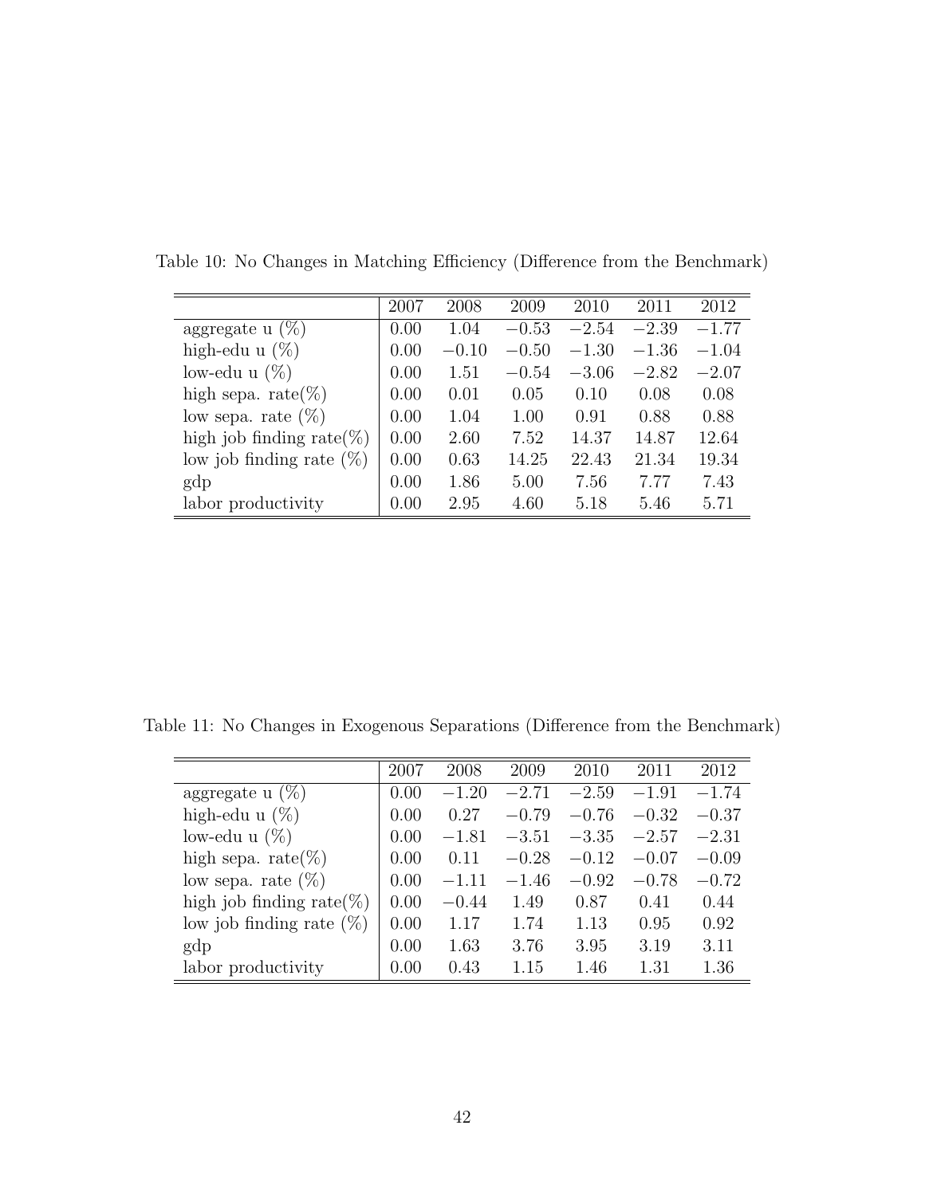Table 10: No Changes in Matching Efficiency (Difference from the Benchmark)

| | 2007 | 2008 | 2009 | 2010 | 2011 | 2012 |
|---|---|---|---|---|---|---|
| aggregate u (%) | 0.00 | 1.04 | −0.53 | −2.54 | −2.39 | −1.77 |
| high-edu u (%) | 0.00 | −0.10 | −0.50 | −1.30 | −1.36 | −1.04 |
| low-edu u (%) | 0.00 | 1.51 | −0.54 | −3.06 | −2.82 | −2.07 |
| high sepa. rate(%) | 0.00 | 0.01 | 0.05 | 0.10 | 0.08 | 0.08 |
| low sepa. rate (%) | 0.00 | 1.04 | 1.00 | 0.91 | 0.88 | 0.88 |
| high job finding rate(%) | 0.00 | 2.60 | 7.52 | 14.37 | 14.87 | 12.64 |
| low job finding rate (%) | 0.00 | 0.63 | 14.25 | 22.43 | 21.34 | 19.34 |
| gdp | 0.00 | 1.86 | 5.00 | 7.56 | 7.77 | 7.43 |
| labor productivity | 0.00 | 2.95 | 4.60 | 5.18 | 5.46 | 5.71 |

Table 11: No Changes in Exogenous Separations (Difference from the Benchmark)

| | 2007 | 2008 | 2009 | 2010 | 2011 | 2012 |
|---|---|---|---|---|---|---|
| aggregate u (%) | 0.00 | −1.20 | −2.71 | −2.59 | −1.91 | −1.74 |
| high-edu u (%) | 0.00 | 0.27 | −0.79 | −0.76 | −0.32 | −0.37 |
| low-edu u (%) | 0.00 | −1.81 | −3.51 | −3.35 | −2.57 | −2.31 |
| high sepa. rate(%) | 0.00 | 0.11 | −0.28 | −0.12 | −0.07 | −0.09 |
| low sepa. rate (%) | 0.00 | −1.11 | −1.46 | −0.92 | −0.78 | −0.72 |
| high job finding rate(%) | 0.00 | −0.44 | 1.49 | 0.87 | 0.41 | 0.44 |
| low job finding rate (%) | 0.00 | 1.17 | 1.74 | 1.13 | 0.95 | 0.92 |
| gdp | 0.00 | 1.63 | 3.76 | 3.95 | 3.19 | 3.11 |
| labor productivity | 0.00 | 0.43 | 1.15 | 1.46 | 1.31 | 1.36 |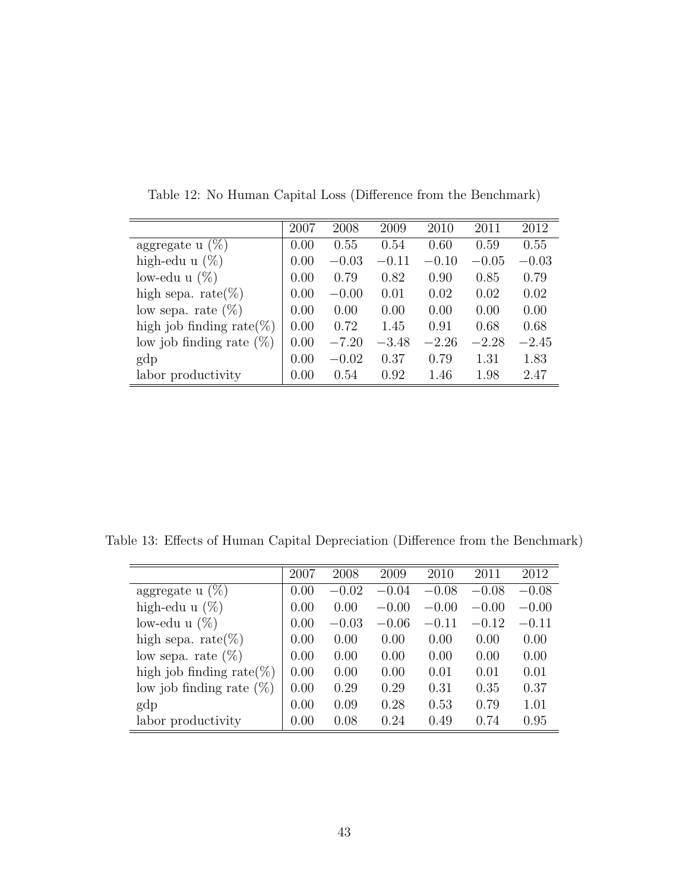Table 12: No Human Capital Loss (Difference from the Benchmark)

| | 2007 | 2008 | 2009 | 2010 | 2011 | 2012 |
|---|---|---|---|---|---|---|
| aggregate u (%) | 0.00 | 0.55 | 0.54 | 0.60 | 0.59 | 0.55 |
| high-edu u (%) | 0.00 | $-0.03$ | $-0.11$ | $-0.10$ | $-0.05$ | $-0.03$ |
| low-edu u (%) | 0.00 | 0.79 | 0.82 | 0.90 | 0.85 | 0.79 |
| high sepa. rate(%) | 0.00 | $-0.00$ | 0.01 | 0.02 | 0.02 | 0.02 |
| low sepa. rate (%) | 0.00 | 0.00 | 0.00 | 0.00 | 0.00 | 0.00 |
| high job finding rate(%) | 0.00 | 0.72 | 1.45 | 0.91 | 0.68 | 0.68 |
| low job finding rate (%) | 0.00 | $-7.20$ | $-3.48$ | $-2.26$ | $-2.28$ | $-2.45$ |
| gdp | 0.00 | $-0.02$ | 0.37 | 0.79 | 1.31 | 1.83 |
| labor productivity | 0.00 | 0.54 | 0.92 | 1.46 | 1.98 | 2.47 |

Table 13: Effects of Human Capital Depreciation (Difference from the Benchmark)

| | 2007 | 2008 | 2009 | 2010 | 2011 | 2012 |
|---|---|---|---|---|---|---|
| aggregate u (%) | 0.00 | $-0.02$ | $-0.04$ | $-0.08$ | $-0.08$ | $-0.08$ |
| high-edu u (%) | 0.00 | 0.00 | $-0.00$ | $-0.00$ | $-0.00$ | $-0.00$ |
| low-edu u (%) | 0.00 | $-0.03$ | $-0.06$ | $-0.11$ | $-0.12$ | $-0.11$ |
| high sepa. rate(%) | 0.00 | 0.00 | 0.00 | 0.00 | 0.00 | 0.00 |
| low sepa. rate (%) | 0.00 | 0.00 | 0.00 | 0.00 | 0.00 | 0.00 |
| high job finding rate(%) | 0.00 | 0.00 | 0.00 | 0.01 | 0.01 | 0.01 |
| low job finding rate (%) | 0.00 | 0.29 | 0.29 | 0.31 | 0.35 | 0.37 |
| gdp | 0.00 | 0.09 | 0.28 | 0.53 | 0.79 | 1.01 |
| labor productivity | 0.00 | 0.08 | 0.24 | 0.49 | 0.74 | 0.95 |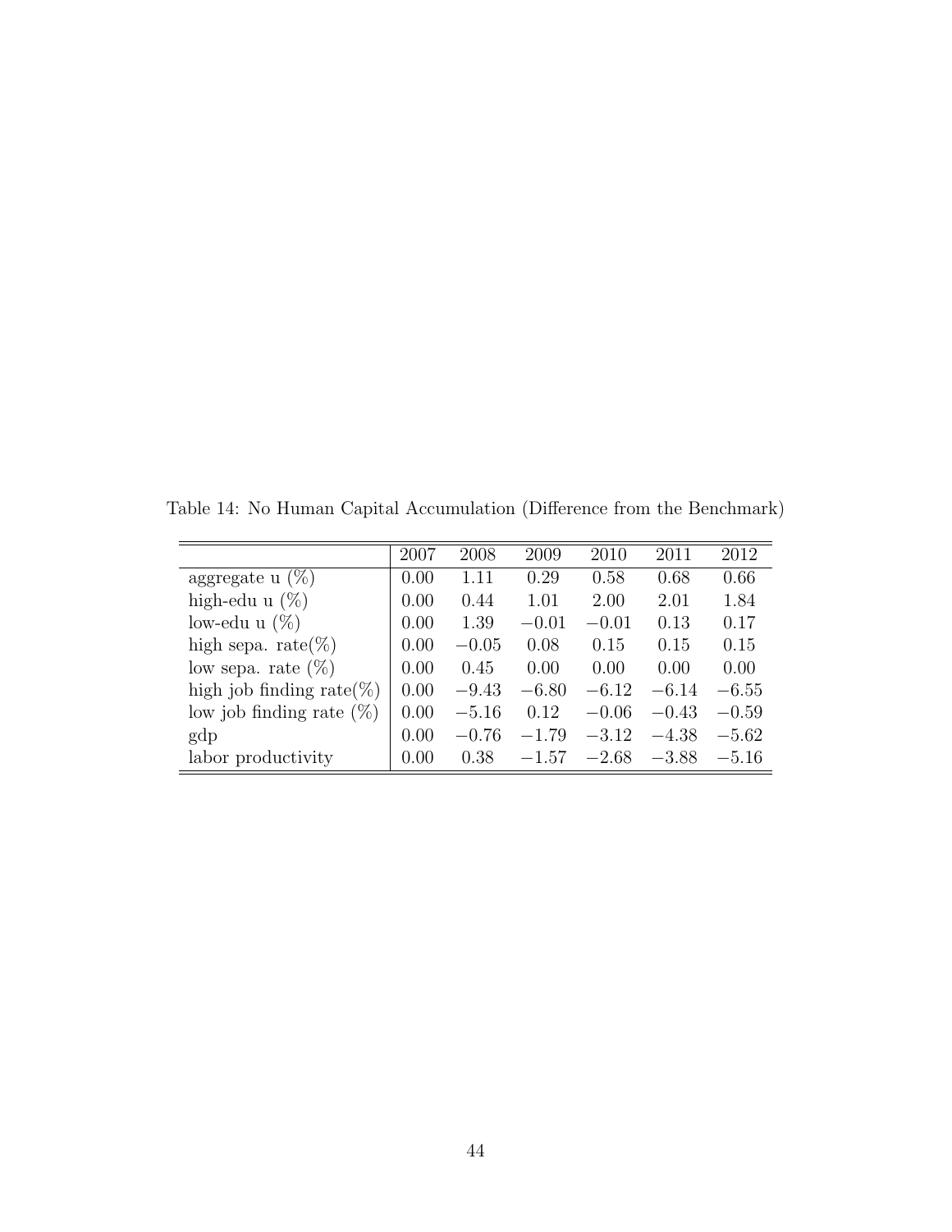Table 14: No Human Capital Accumulation (Difference from the Benchmark)

| | 2007 | 2008 | 2009 | 2010 | 2011 | 2012 |
|---|---|---|---|---|---|---|
| aggregate u (%) | 0.00 | 1.11 | 0.29 | 0.58 | 0.68 | 0.66 |
| high-edu u (%) | 0.00 | 0.44 | 1.01 | 2.00 | 2.01 | 1.84 |
| low-edu u (%) | 0.00 | 1.39 | −0.01 | −0.01 | 0.13 | 0.17 |
| high sepa. rate(%) | 0.00 | −0.05 | 0.08 | 0.15 | 0.15 | 0.15 |
| low sepa. rate (%) | 0.00 | 0.45 | 0.00 | 0.00 | 0.00 | 0.00 |
| high job finding rate(%) | 0.00 | −9.43 | −6.80 | −6.12 | −6.14 | −6.55 |
| low job finding rate (%) | 0.00 | −5.16 | 0.12 | −0.06 | −0.43 | −0.59 |
| gdp | 0.00 | −0.76 | −1.79 | −3.12 | −4.38 | −5.62 |
| labor productivity | 0.00 | 0.38 | −1.57 | −2.68 | −3.88 | −5.16 |